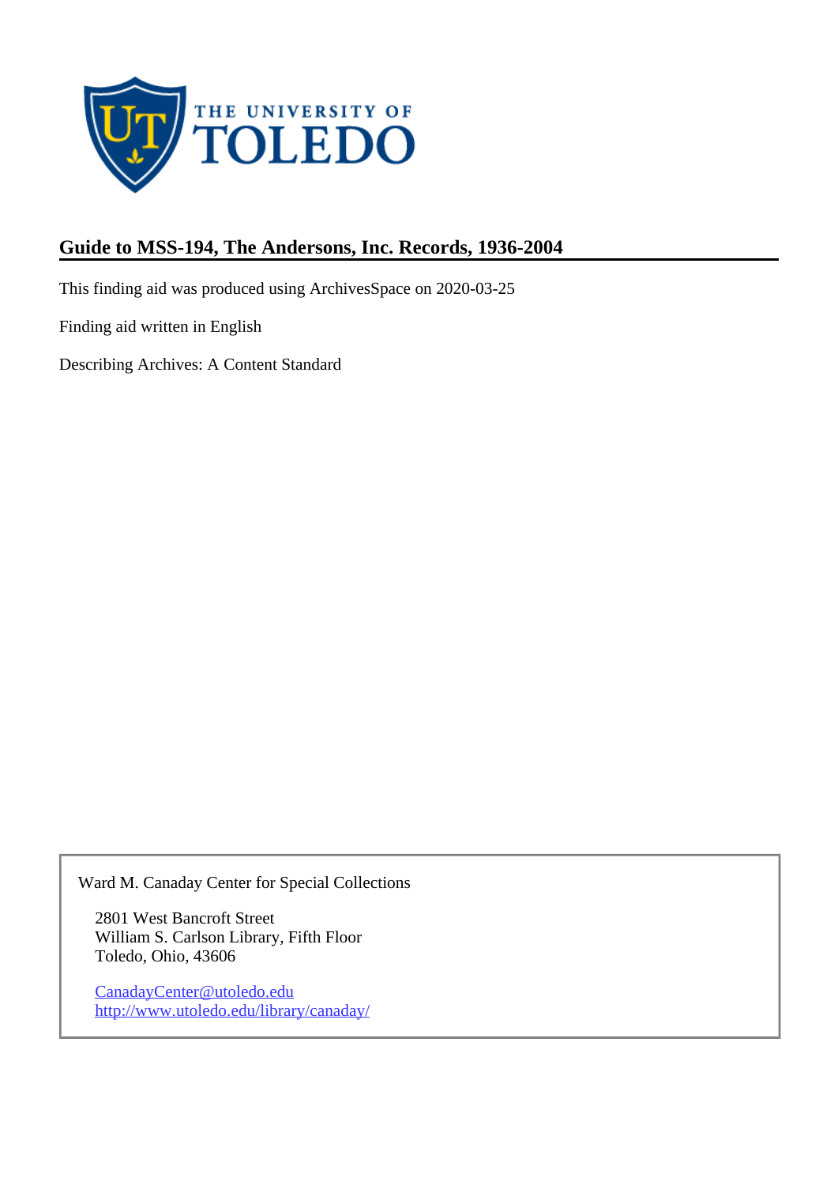# Guide to MSS-194, The Andersons, Inc. Records, 1936-2004

This finding aid was produced using ArchivesSpace on 2020-03-25

Finding aid written in English

Describing Archives: A Content Standard

Ward M. Canaday Center for Special Collections

2801 West Bancroft Street
William S. Carlson Library, Fifth Floor
Toledo, Ohio, 43606

CanadayCenter@utoledo.edu
http://www.utoledo.edu/library/canaday/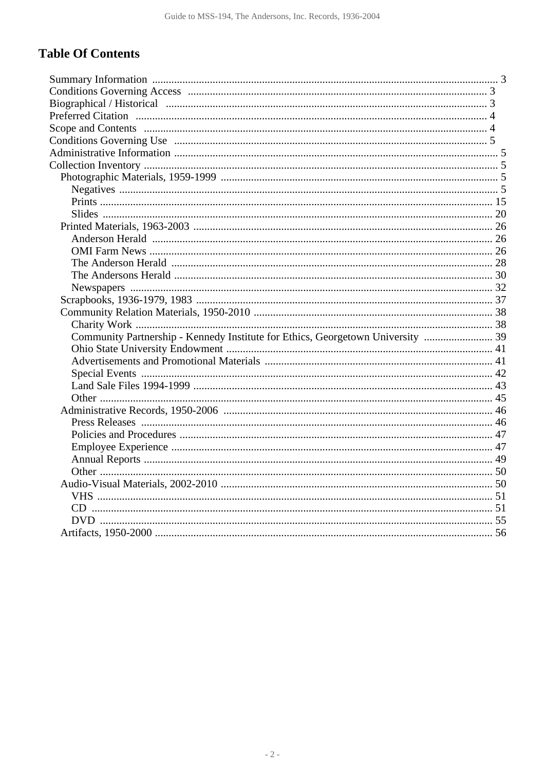## Table Of Contents

- Summary Information ... 3
- Conditions Governing Access ... 3
- Biographical / Historical ... 3
- Preferred Citation ... 4
- Scope and Contents ... 4
- Conditions Governing Use ... 5
- Administrative Information ... 5
- Collection Inventory ... 5
  - Photographic Materials, 1959-1999 ... 5
    - Negatives ... 5
    - Prints ... 15
    - Slides ... 20
  - Printed Materials, 1963-2003 ... 26
    - Anderson Herald ... 26
    - OMI Farm News ... 26
    - The Anderson Herald ... 28
    - The Andersons Herald ... 30
    - Newspapers ... 32
  - Scrapbooks, 1936-1979, 1983 ... 37
  - Community Relation Materials, 1950-2010 ... 38
    - Charity Work ... 38
    - Community Partnership - Kennedy Institute for Ethics, Georgetown University ... 39
    - Ohio State University Endowment ... 41
    - Advertisements and Promotional Materials ... 41
    - Special Events ... 42
    - Land Sale Files 1994-1999 ... 43
    - Other ... 45
  - Administrative Records, 1950-2006 ... 46
    - Press Releases ... 46
    - Policies and Procedures ... 47
    - Employee Experience ... 47
    - Annual Reports ... 49
    - Other ... 50
  - Audio-Visual Materials, 2002-2010 ... 50
    - VHS ... 51
    - CD ... 51
    - DVD ... 55
  - Artifacts, 1950-2000 ... 56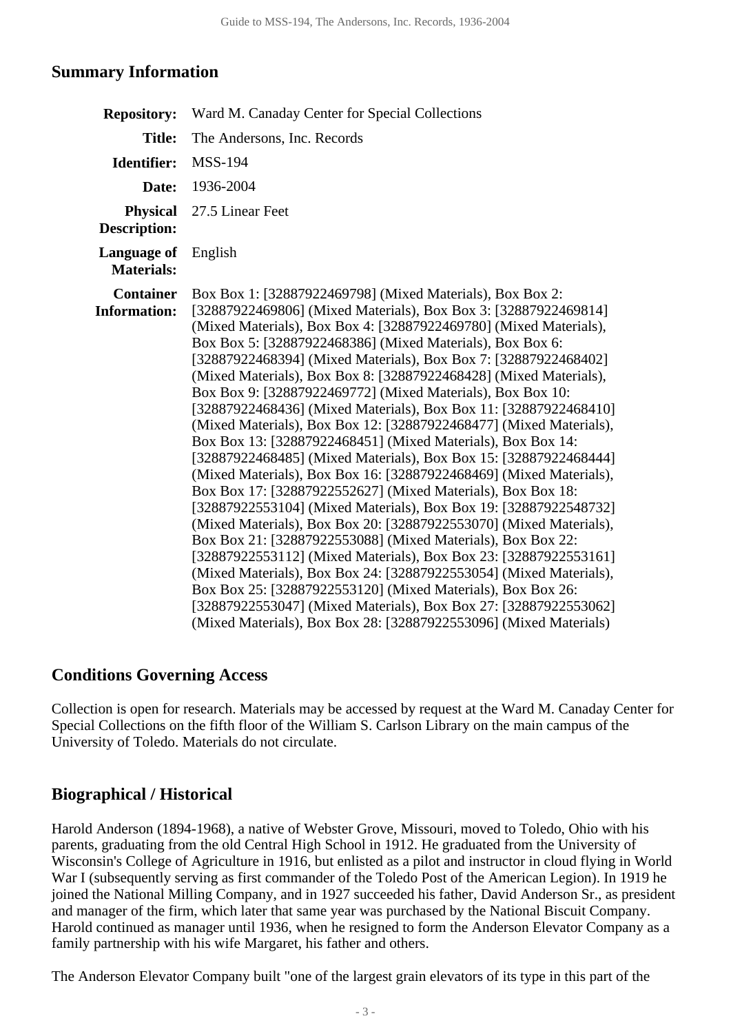## Summary Information

| | |
|---|---|
| **Repository:** | Ward M. Canaday Center for Special Collections |
| **Title:** | The Andersons, Inc. Records |
| **Identifier:** | MSS-194 |
| **Date:** | 1936-2004 |
| **Physical Description:** | 27.5 Linear Feet |
| **Language of Materials:** | English |
| **Container Information:** | Box Box 1: [32887922469798] (Mixed Materials), Box Box 2: [32887922469806] (Mixed Materials), Box Box 3: [32887922469814] (Mixed Materials), Box Box 4: [32887922469780] (Mixed Materials), Box Box 5: [32887922468386] (Mixed Materials), Box Box 6: [32887922468394] (Mixed Materials), Box Box 7: [32887922468402] (Mixed Materials), Box Box 8: [32887922468428] (Mixed Materials), Box Box 9: [32887922469772] (Mixed Materials), Box Box 10: [32887922468436] (Mixed Materials), Box Box 11: [32887922468410] (Mixed Materials), Box Box 12: [32887922468477] (Mixed Materials), Box Box 13: [32887922468451] (Mixed Materials), Box Box 14: [32887922468485] (Mixed Materials), Box Box 15: [32887922468444] (Mixed Materials), Box Box 16: [32887922468469] (Mixed Materials), Box Box 17: [32887922552627] (Mixed Materials), Box Box 18: [32887922553104] (Mixed Materials), Box Box 19: [32887922548732] (Mixed Materials), Box Box 20: [32887922553070] (Mixed Materials), Box Box 21: [32887922553088] (Mixed Materials), Box Box 22: [32887922553112] (Mixed Materials), Box Box 23: [32887922553161] (Mixed Materials), Box Box 24: [32887922553054] (Mixed Materials), Box Box 25: [32887922553120] (Mixed Materials), Box Box 26: [32887922553047] (Mixed Materials), Box Box 27: [32887922553062] (Mixed Materials), Box Box 28: [32887922553096] (Mixed Materials) |

## Conditions Governing Access

Collection is open for research. Materials may be accessed by request at the Ward M. Canaday Center for Special Collections on the fifth floor of the William S. Carlson Library on the main campus of the University of Toledo. Materials do not circulate.

## Biographical / Historical

Harold Anderson (1894-1968), a native of Webster Grove, Missouri, moved to Toledo, Ohio with his parents, graduating from the old Central High School in 1912. He graduated from the University of Wisconsin's College of Agriculture in 1916, but enlisted as a pilot and instructor in cloud flying in World War I (subsequently serving as first commander of the Toledo Post of the American Legion). In 1919 he joined the National Milling Company, and in 1927 succeeded his father, David Anderson Sr., as president and manager of the firm, which later that same year was purchased by the National Biscuit Company. Harold continued as manager until 1936, when he resigned to form the Anderson Elevator Company as a family partnership with his wife Margaret, his father and others.

The Anderson Elevator Company built "one of the largest grain elevators of its type in this part of the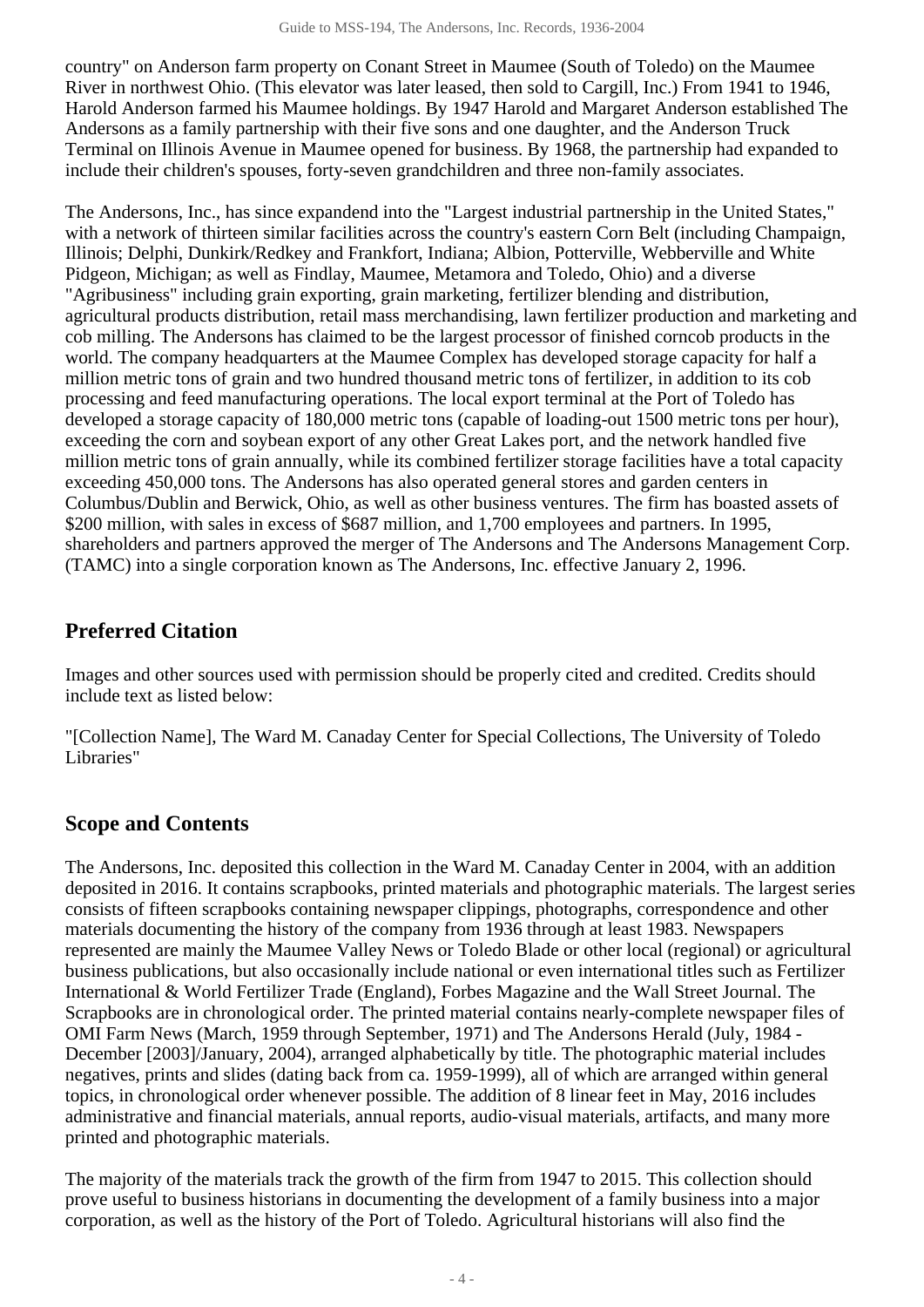country" on Anderson farm property on Conant Street in Maumee (South of Toledo) on the Maumee River in northwest Ohio. (This elevator was later leased, then sold to Cargill, Inc.) From 1941 to 1946, Harold Anderson farmed his Maumee holdings. By 1947 Harold and Margaret Anderson established The Andersons as a family partnership with their five sons and one daughter, and the Anderson Truck Terminal on Illinois Avenue in Maumee opened for business. By 1968, the partnership had expanded to include their children's spouses, forty-seven grandchildren and three non-family associates.

The Andersons, Inc., has since expandend into the "Largest industrial partnership in the United States," with a network of thirteen similar facilities across the country's eastern Corn Belt (including Champaign, Illinois; Delphi, Dunkirk/Redkey and Frankfort, Indiana; Albion, Potterville, Webberville and White Pidgeon, Michigan; as well as Findlay, Maumee, Metamora and Toledo, Ohio) and a diverse "Agribusiness" including grain exporting, grain marketing, fertilizer blending and distribution, agricultural products distribution, retail mass merchandising, lawn fertilizer production and marketing and cob milling. The Andersons has claimed to be the largest processor of finished corncob products in the world. The company headquarters at the Maumee Complex has developed storage capacity for half a million metric tons of grain and two hundred thousand metric tons of fertilizer, in addition to its cob processing and feed manufacturing operations. The local export terminal at the Port of Toledo has developed a storage capacity of 180,000 metric tons (capable of loading-out 1500 metric tons per hour), exceeding the corn and soybean export of any other Great Lakes port, and the network handled five million metric tons of grain annually, while its combined fertilizer storage facilities have a total capacity exceeding 450,000 tons. The Andersons has also operated general stores and garden centers in Columbus/Dublin and Berwick, Ohio, as well as other business ventures. The firm has boasted assets of $200 million, with sales in excess of $687 million, and 1,700 employees and partners. In 1995, shareholders and partners approved the merger of The Andersons and The Andersons Management Corp. (TAMC) into a single corporation known as The Andersons, Inc. effective January 2, 1996.

## Preferred Citation

Images and other sources used with permission should be properly cited and credited. Credits should include text as listed below:

"[Collection Name], The Ward M. Canaday Center for Special Collections, The University of Toledo Libraries"

## Scope and Contents

The Andersons, Inc. deposited this collection in the Ward M. Canaday Center in 2004, with an addition deposited in 2016. It contains scrapbooks, printed materials and photographic materials. The largest series consists of fifteen scrapbooks containing newspaper clippings, photographs, correspondence and other materials documenting the history of the company from 1936 through at least 1983. Newspapers represented are mainly the Maumee Valley News or Toledo Blade or other local (regional) or agricultural business publications, but also occasionally include national or even international titles such as Fertilizer International & World Fertilizer Trade (England), Forbes Magazine and the Wall Street Journal. The Scrapbooks are in chronological order. The printed material contains nearly-complete newspaper files of OMI Farm News (March, 1959 through September, 1971) and The Andersons Herald (July, 1984 - December [2003]/January, 2004), arranged alphabetically by title. The photographic material includes negatives, prints and slides (dating back from ca. 1959-1999), all of which are arranged within general topics, in chronological order whenever possible. The addition of 8 linear feet in May, 2016 includes administrative and financial materials, annual reports, audio-visual materials, artifacts, and many more printed and photographic materials.

The majority of the materials track the growth of the firm from 1947 to 2015. This collection should prove useful to business historians in documenting the development of a family business into a major corporation, as well as the history of the Port of Toledo. Agricultural historians will also find the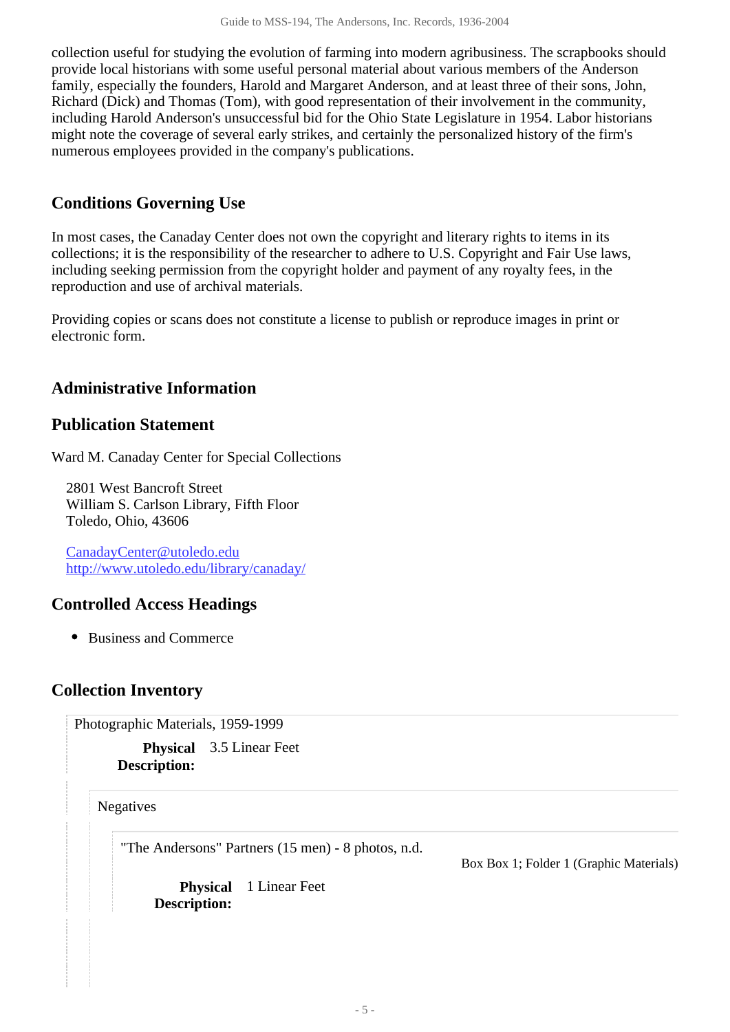collection useful for studying the evolution of farming into modern agribusiness. The scrapbooks should provide local historians with some useful personal material about various members of the Anderson family, especially the founders, Harold and Margaret Anderson, and at least three of their sons, John, Richard (Dick) and Thomas (Tom), with good representation of their involvement in the community, including Harold Anderson's unsuccessful bid for the Ohio State Legislature in 1954. Labor historians might note the coverage of several early strikes, and certainly the personalized history of the firm's numerous employees provided in the company's publications.

## Conditions Governing Use

In most cases, the Canaday Center does not own the copyright and literary rights to items in its collections; it is the responsibility of the researcher to adhere to U.S. Copyright and Fair Use laws, including seeking permission from the copyright holder and payment of any royalty fees, in the reproduction and use of archival materials.

Providing copies or scans does not constitute a license to publish or reproduce images in print or electronic form.

## Administrative Information

## Publication Statement

Ward M. Canaday Center for Special Collections

2801 West Bancroft Street
William S. Carlson Library, Fifth Floor
Toledo, Ohio, 43606

[CanadayCenter@utoledo.edu](mailto:CanadayCenter@utoledo.edu)
[http://www.utoledo.edu/library/canaday/](http://www.utoledo.edu/library/canaday/)

## Controlled Access Headings

- Business and Commerce

## Collection Inventory

Photographic Materials, 1959-1999

**Physical Description:** 3.5 Linear Feet

Negatives

"The Andersons" Partners (15 men) - 8 photos, n.d.

Box Box 1; Folder 1 (Graphic Materials)

**Physical Description:** 1 Linear Feet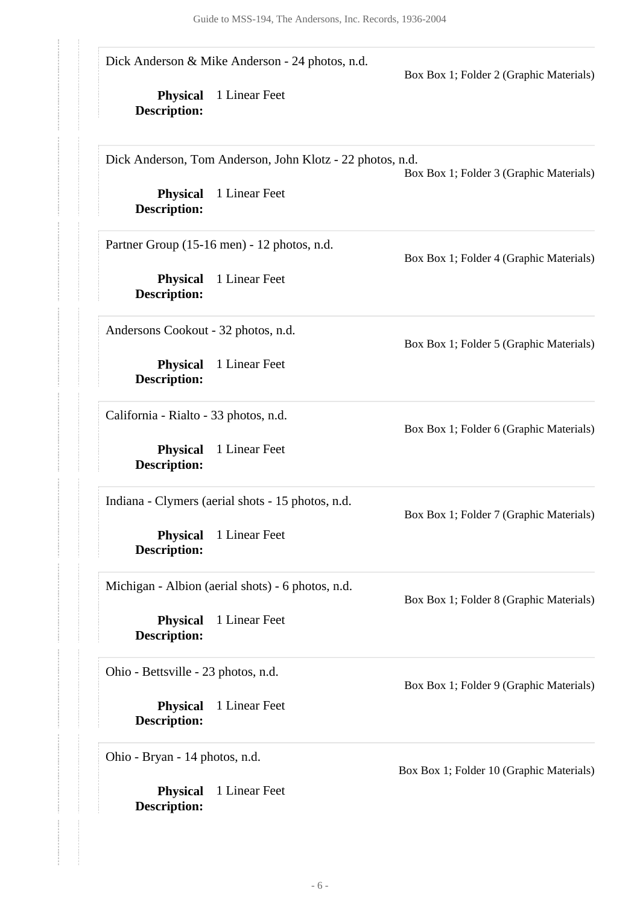Dick Anderson & Mike Anderson - 24 photos, n.d.

Box Box 1; Folder 2 (Graphic Materials)

**Physical Description:** 1 Linear Feet

---

Dick Anderson, Tom Anderson, John Klotz - 22 photos, n.d.

Box Box 1; Folder 3 (Graphic Materials)

**Physical Description:** 1 Linear Feet

---

Partner Group (15-16 men) - 12 photos, n.d.

Box Box 1; Folder 4 (Graphic Materials)

**Physical Description:** 1 Linear Feet

---

Andersons Cookout - 32 photos, n.d.

Box Box 1; Folder 5 (Graphic Materials)

**Physical Description:** 1 Linear Feet

---

California - Rialto - 33 photos, n.d.

Box Box 1; Folder 6 (Graphic Materials)

**Physical Description:** 1 Linear Feet

---

Indiana - Clymers (aerial shots - 15 photos, n.d.

Box Box 1; Folder 7 (Graphic Materials)

**Physical Description:** 1 Linear Feet

---

Michigan - Albion (aerial shots) - 6 photos, n.d.

Box Box 1; Folder 8 (Graphic Materials)

**Physical Description:** 1 Linear Feet

---

Ohio - Bettsville - 23 photos, n.d.

Box Box 1; Folder 9 (Graphic Materials)

**Physical Description:** 1 Linear Feet

---

Ohio - Bryan - 14 photos, n.d.

Box Box 1; Folder 10 (Graphic Materials)

**Physical Description:** 1 Linear Feet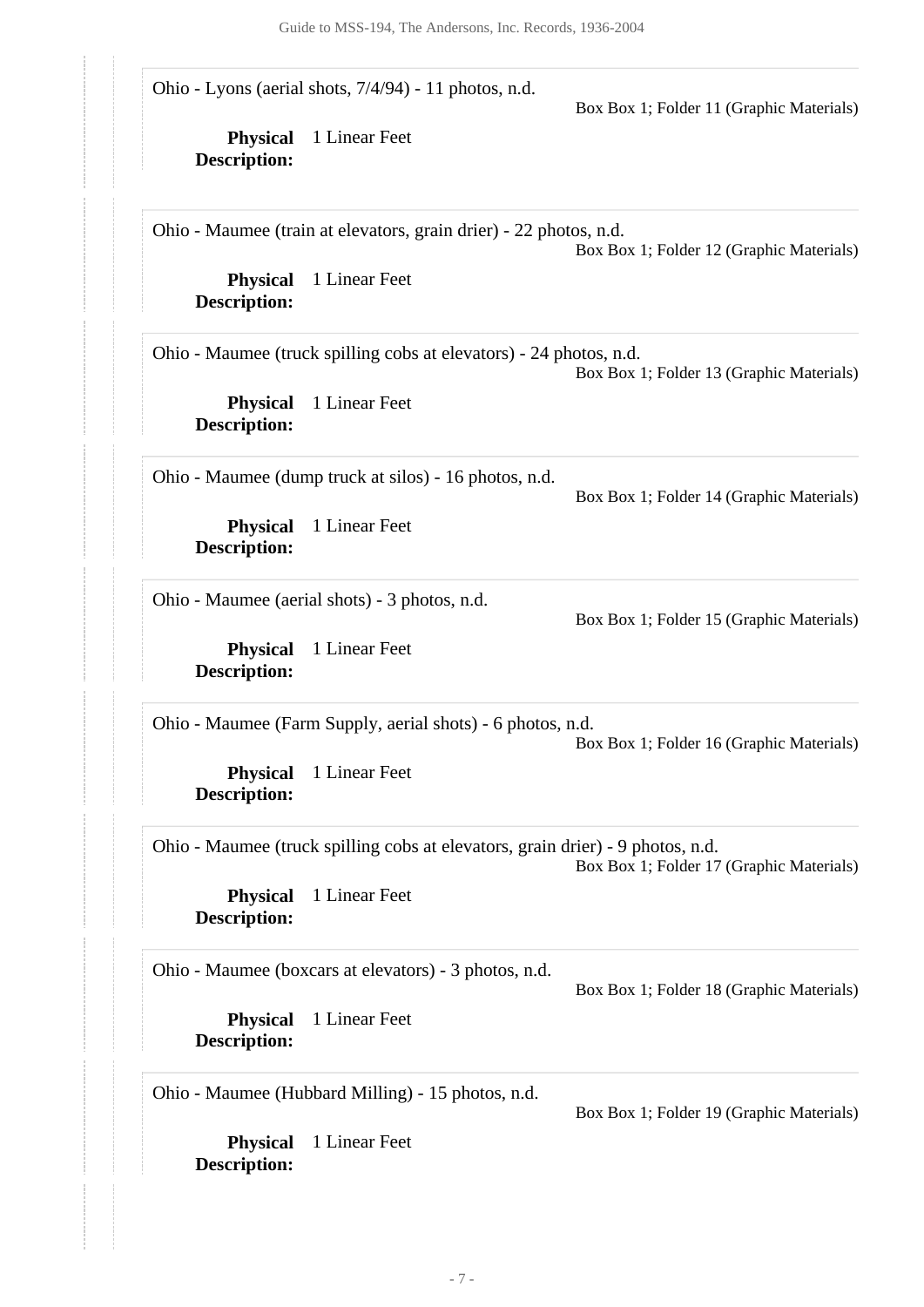Ohio - Lyons (aerial shots, 7/4/94) - 11 photos, n.d.

Box Box 1; Folder 11 (Graphic Materials)

**Physical Description:** 1 Linear Feet

Ohio - Maumee (train at elevators, grain drier) - 22 photos, n.d.

Box Box 1; Folder 12 (Graphic Materials)

**Physical Description:** 1 Linear Feet

Ohio - Maumee (truck spilling cobs at elevators) - 24 photos, n.d.

Box Box 1; Folder 13 (Graphic Materials)

**Physical Description:** 1 Linear Feet

Ohio - Maumee (dump truck at silos) - 16 photos, n.d.

Box Box 1; Folder 14 (Graphic Materials)

**Physical Description:** 1 Linear Feet

Ohio - Maumee (aerial shots) - 3 photos, n.d.

Box Box 1; Folder 15 (Graphic Materials)

**Physical Description:** 1 Linear Feet

Ohio - Maumee (Farm Supply, aerial shots) - 6 photos, n.d.

Box Box 1; Folder 16 (Graphic Materials)

**Physical Description:** 1 Linear Feet

Ohio - Maumee (truck spilling cobs at elevators, grain drier) - 9 photos, n.d.

Box Box 1; Folder 17 (Graphic Materials)

**Physical Description:** 1 Linear Feet

Ohio - Maumee (boxcars at elevators) - 3 photos, n.d.

Box Box 1; Folder 18 (Graphic Materials)

**Physical Description:** 1 Linear Feet

Ohio - Maumee (Hubbard Milling) - 15 photos, n.d.

Box Box 1; Folder 19 (Graphic Materials)

**Physical Description:** 1 Linear Feet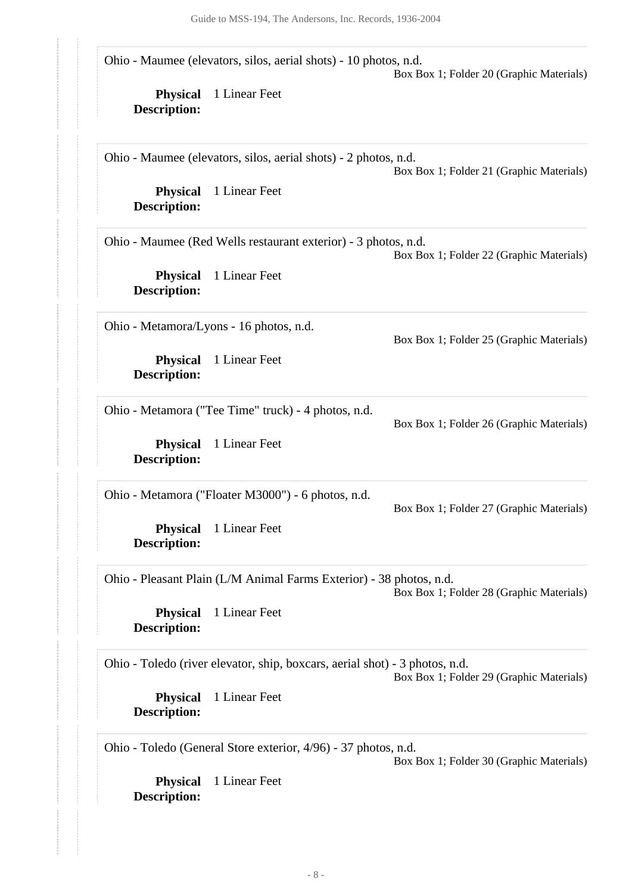Ohio - Maumee (elevators, silos, aerial shots) - 10 photos, n.d.
Box Box 1; Folder 20 (Graphic Materials)

**Physical Description:** 1 Linear Feet

Ohio - Maumee (elevators, silos, aerial shots) - 2 photos, n.d.
Box Box 1; Folder 21 (Graphic Materials)

**Physical Description:** 1 Linear Feet

Ohio - Maumee (Red Wells restaurant exterior) - 3 photos, n.d.
Box Box 1; Folder 22 (Graphic Materials)

**Physical Description:** 1 Linear Feet

Ohio - Metamora/Lyons - 16 photos, n.d.
Box Box 1; Folder 25 (Graphic Materials)

**Physical Description:** 1 Linear Feet

Ohio - Metamora ("Tee Time" truck) - 4 photos, n.d.
Box Box 1; Folder 26 (Graphic Materials)

**Physical Description:** 1 Linear Feet

Ohio - Metamora ("Floater M3000") - 6 photos, n.d.
Box Box 1; Folder 27 (Graphic Materials)

**Physical Description:** 1 Linear Feet

Ohio - Pleasant Plain (L/M Animal Farms Exterior) - 38 photos, n.d.
Box Box 1; Folder 28 (Graphic Materials)

**Physical Description:** 1 Linear Feet

Ohio - Toledo (river elevator, ship, boxcars, aerial shot) - 3 photos, n.d.
Box Box 1; Folder 29 (Graphic Materials)

**Physical Description:** 1 Linear Feet

Ohio - Toledo (General Store exterior, 4/96) - 37 photos, n.d.
Box Box 1; Folder 30 (Graphic Materials)

**Physical Description:** 1 Linear Feet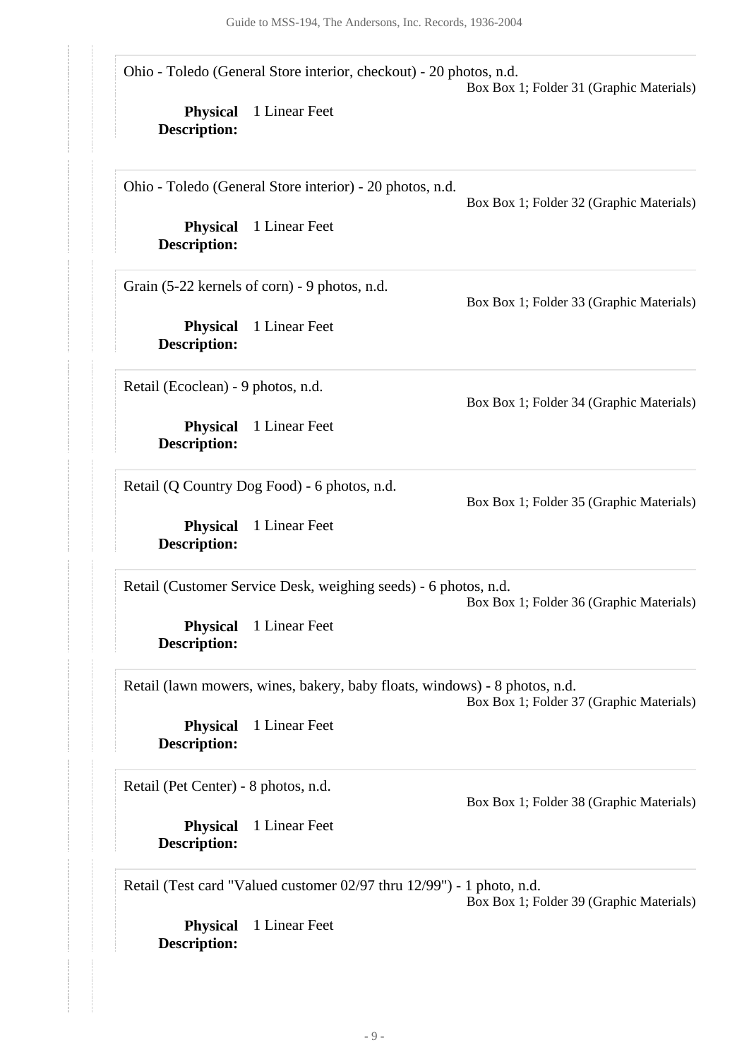Ohio - Toledo (General Store interior, checkout) - 20 photos, n.d.

Box Box 1; Folder 31 (Graphic Materials)

**Physical Description:** 1 Linear Feet

Ohio - Toledo (General Store interior) - 20 photos, n.d.

Box Box 1; Folder 32 (Graphic Materials)

**Physical Description:** 1 Linear Feet

Grain (5-22 kernels of corn) - 9 photos, n.d.

Box Box 1; Folder 33 (Graphic Materials)

**Physical Description:** 1 Linear Feet

Retail (Ecoclean) - 9 photos, n.d.

Box Box 1; Folder 34 (Graphic Materials)

**Physical Description:** 1 Linear Feet

Retail (Q Country Dog Food) - 6 photos, n.d.

Box Box 1; Folder 35 (Graphic Materials)

**Physical Description:** 1 Linear Feet

Retail (Customer Service Desk, weighing seeds) - 6 photos, n.d.

Box Box 1; Folder 36 (Graphic Materials)

**Physical Description:** 1 Linear Feet

Retail (lawn mowers, wines, bakery, baby floats, windows) - 8 photos, n.d.

Box Box 1; Folder 37 (Graphic Materials)

**Physical Description:** 1 Linear Feet

Retail (Pet Center) - 8 photos, n.d.

Box Box 1; Folder 38 (Graphic Materials)

**Physical Description:** 1 Linear Feet

Retail (Test card "Valued customer 02/97 thru 12/99") - 1 photo, n.d.

Box Box 1; Folder 39 (Graphic Materials)

**Physical Description:** 1 Linear Feet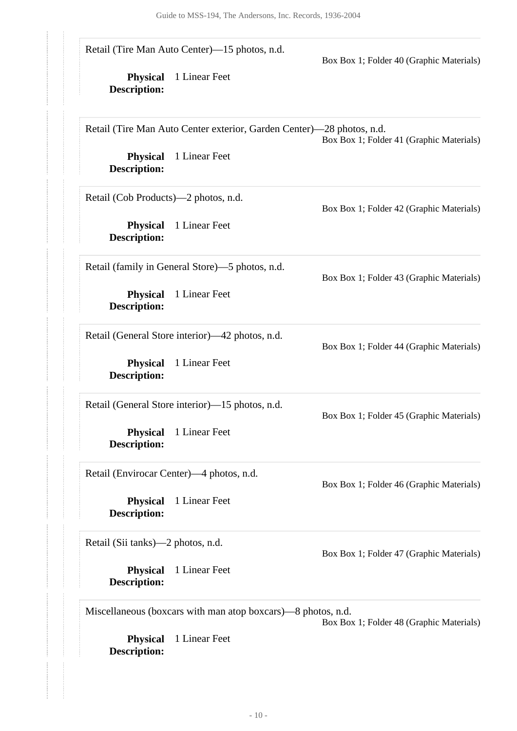Retail (Tire Man Auto Center)—15 photos, n.d.

Box Box 1; Folder 40 (Graphic Materials)

**Physical Description:** 1 Linear Feet

Retail (Tire Man Auto Center exterior, Garden Center)—28 photos, n.d.

Box Box 1; Folder 41 (Graphic Materials)

**Physical Description:** 1 Linear Feet

Retail (Cob Products)—2 photos, n.d.

Box Box 1; Folder 42 (Graphic Materials)

**Physical Description:** 1 Linear Feet

Retail (family in General Store)—5 photos, n.d.

Box Box 1; Folder 43 (Graphic Materials)

**Physical Description:** 1 Linear Feet

Retail (General Store interior)—42 photos, n.d.

Box Box 1; Folder 44 (Graphic Materials)

**Physical Description:** 1 Linear Feet

Retail (General Store interior)—15 photos, n.d.

Box Box 1; Folder 45 (Graphic Materials)

**Physical Description:** 1 Linear Feet

Retail (Envirocar Center)—4 photos, n.d.

Box Box 1; Folder 46 (Graphic Materials)

**Physical Description:** 1 Linear Feet

Retail (Sii tanks)—2 photos, n.d.

Box Box 1; Folder 47 (Graphic Materials)

**Physical Description:** 1 Linear Feet

Miscellaneous (boxcars with man atop boxcars)—8 photos, n.d.

Box Box 1; Folder 48 (Graphic Materials)

**Physical Description:** 1 Linear Feet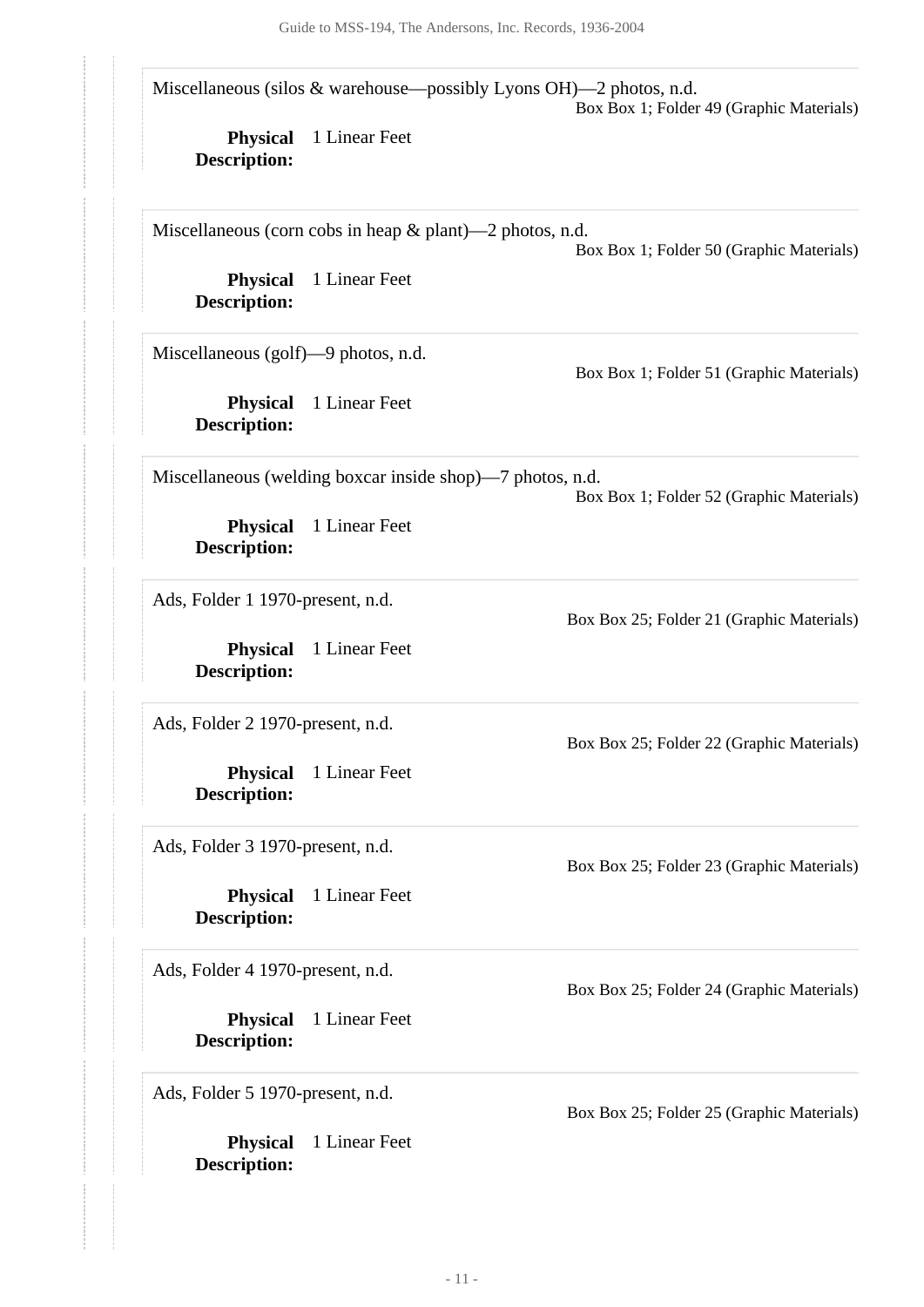Miscellaneous (silos & warehouse—possibly Lyons OH)—2 photos, n.d.

Box Box 1; Folder 49 (Graphic Materials)

**Physical Description:** 1 Linear Feet

Miscellaneous (corn cobs in heap & plant)—2 photos, n.d.

Box Box 1; Folder 50 (Graphic Materials)

**Physical Description:** 1 Linear Feet

Miscellaneous (golf)—9 photos, n.d.

Box Box 1; Folder 51 (Graphic Materials)

**Physical Description:** 1 Linear Feet

Miscellaneous (welding boxcar inside shop)—7 photos, n.d.

Box Box 1; Folder 52 (Graphic Materials)

**Physical Description:** 1 Linear Feet

Ads, Folder 1 1970-present, n.d.

Box Box 25; Folder 21 (Graphic Materials)

**Physical Description:** 1 Linear Feet

Ads, Folder 2 1970-present, n.d.

Box Box 25; Folder 22 (Graphic Materials)

**Physical Description:** 1 Linear Feet

Ads, Folder 3 1970-present, n.d.

Box Box 25; Folder 23 (Graphic Materials)

**Physical Description:** 1 Linear Feet

Ads, Folder 4 1970-present, n.d.

Box Box 25; Folder 24 (Graphic Materials)

**Physical Description:** 1 Linear Feet

Ads, Folder 5 1970-present, n.d.

Box Box 25; Folder 25 (Graphic Materials)

**Physical Description:** 1 Linear Feet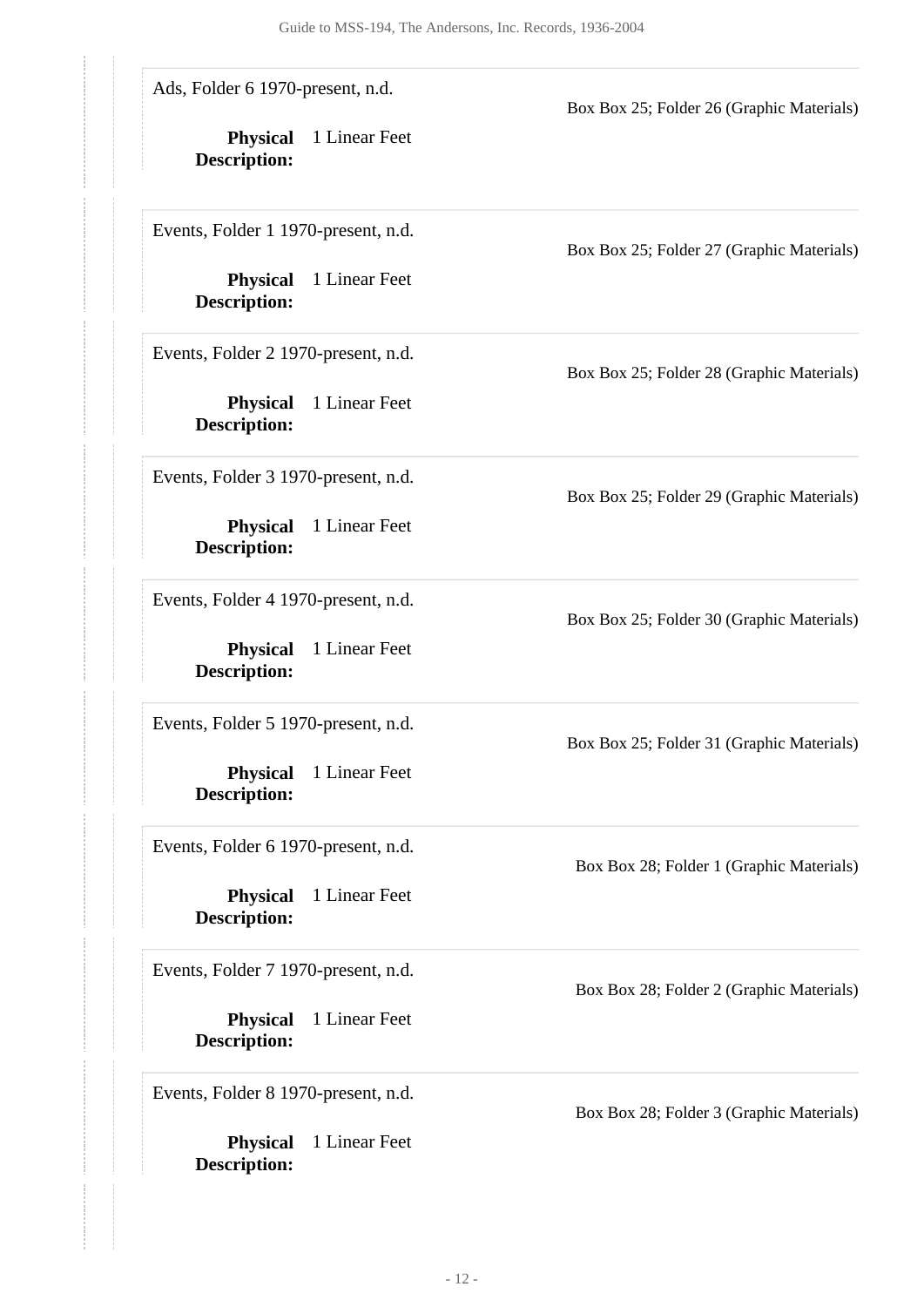Ads, Folder 6 1970-present, n.d.

Box Box 25; Folder 26 (Graphic Materials)

**Physical Description:** 1 Linear Feet

Events, Folder 1 1970-present, n.d.

Box Box 25; Folder 27 (Graphic Materials)

**Physical Description:** 1 Linear Feet

Events, Folder 2 1970-present, n.d.

Box Box 25; Folder 28 (Graphic Materials)

**Physical Description:** 1 Linear Feet

Events, Folder 3 1970-present, n.d.

Box Box 25; Folder 29 (Graphic Materials)

**Physical Description:** 1 Linear Feet

Events, Folder 4 1970-present, n.d.

Box Box 25; Folder 30 (Graphic Materials)

**Physical Description:** 1 Linear Feet

Events, Folder 5 1970-present, n.d.

Box Box 25; Folder 31 (Graphic Materials)

**Physical Description:** 1 Linear Feet

Events, Folder 6 1970-present, n.d.

Box Box 28; Folder 1 (Graphic Materials)

**Physical Description:** 1 Linear Feet

Events, Folder 7 1970-present, n.d.

Box Box 28; Folder 2 (Graphic Materials)

**Physical Description:** 1 Linear Feet

Events, Folder 8 1970-present, n.d.

Box Box 28; Folder 3 (Graphic Materials)

**Physical Description:** 1 Linear Feet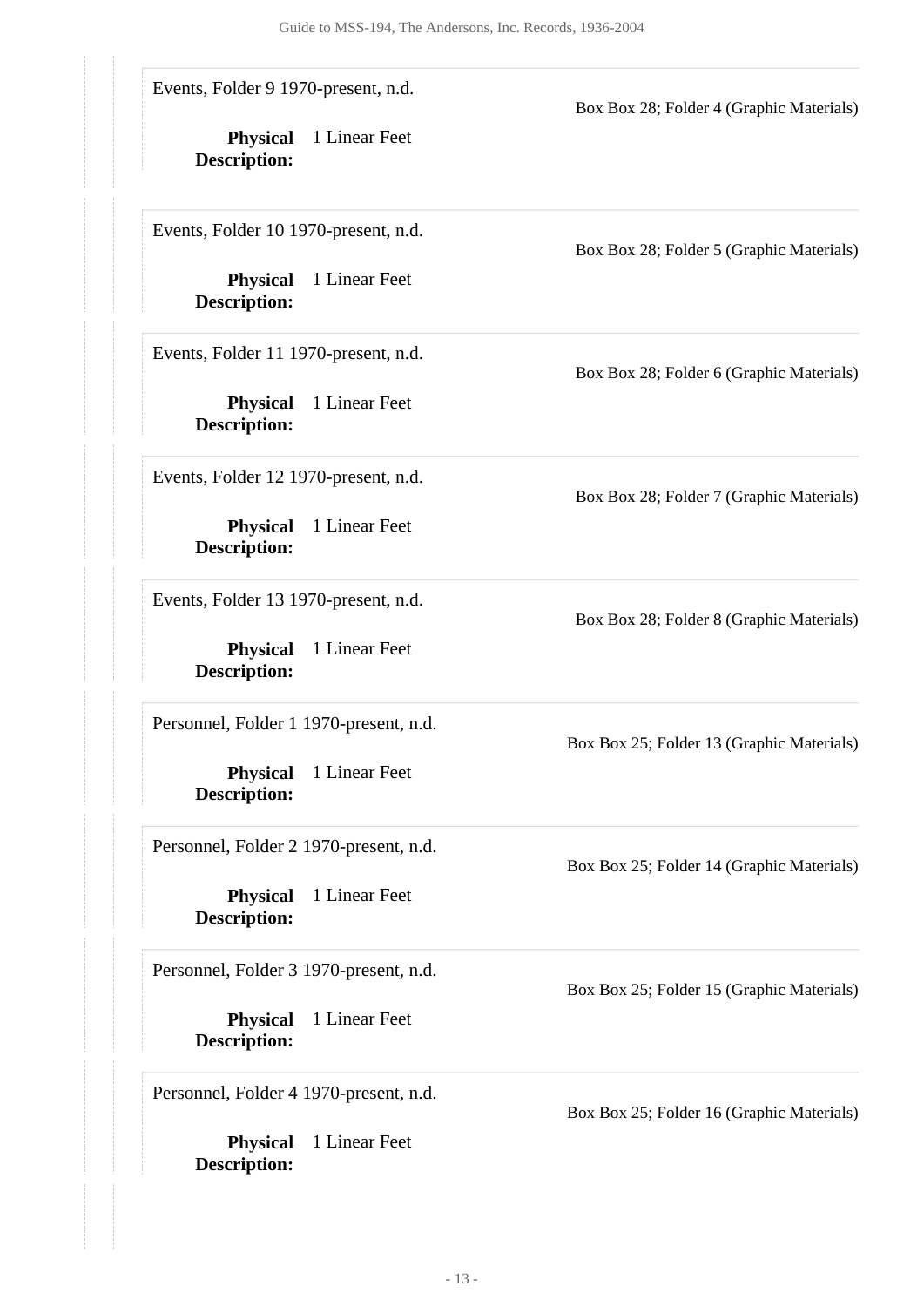Events, Folder 9 1970-present, n.d.

Box Box 28; Folder 4 (Graphic Materials)

**Physical Description:** 1 Linear Feet

Events, Folder 10 1970-present, n.d.

Box Box 28; Folder 5 (Graphic Materials)

**Physical Description:** 1 Linear Feet

Events, Folder 11 1970-present, n.d.

Box Box 28; Folder 6 (Graphic Materials)

**Physical Description:** 1 Linear Feet

Events, Folder 12 1970-present, n.d.

Box Box 28; Folder 7 (Graphic Materials)

**Physical Description:** 1 Linear Feet

Events, Folder 13 1970-present, n.d.

Box Box 28; Folder 8 (Graphic Materials)

**Physical Description:** 1 Linear Feet

Personnel, Folder 1 1970-present, n.d.

Box Box 25; Folder 13 (Graphic Materials)

**Physical Description:** 1 Linear Feet

Personnel, Folder 2 1970-present, n.d.

Box Box 25; Folder 14 (Graphic Materials)

**Physical Description:** 1 Linear Feet

Personnel, Folder 3 1970-present, n.d.

Box Box 25; Folder 15 (Graphic Materials)

**Physical Description:** 1 Linear Feet

Personnel, Folder 4 1970-present, n.d.

Box Box 25; Folder 16 (Graphic Materials)

**Physical Description:** 1 Linear Feet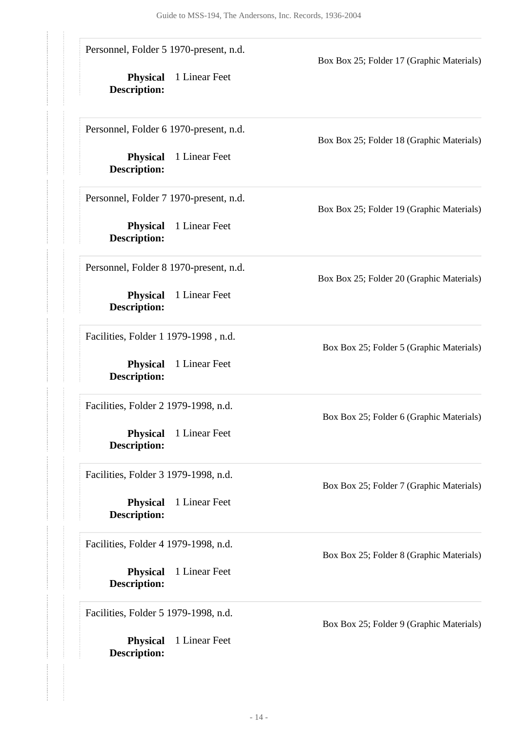Personnel, Folder 5 1970-present, n.d.

Box Box 25; Folder 17 (Graphic Materials)

**Physical Description:** 1 Linear Feet

Personnel, Folder 6 1970-present, n.d.

Box Box 25; Folder 18 (Graphic Materials)

**Physical Description:** 1 Linear Feet

Personnel, Folder 7 1970-present, n.d.

Box Box 25; Folder 19 (Graphic Materials)

**Physical Description:** 1 Linear Feet

Personnel, Folder 8 1970-present, n.d.

Box Box 25; Folder 20 (Graphic Materials)

**Physical Description:** 1 Linear Feet

Facilities, Folder 1 1979-1998 , n.d.

Box Box 25; Folder 5 (Graphic Materials)

**Physical Description:** 1 Linear Feet

Facilities, Folder 2 1979-1998, n.d.

Box Box 25; Folder 6 (Graphic Materials)

**Physical Description:** 1 Linear Feet

Facilities, Folder 3 1979-1998, n.d.

Box Box 25; Folder 7 (Graphic Materials)

**Physical Description:** 1 Linear Feet

Facilities, Folder 4 1979-1998, n.d.

Box Box 25; Folder 8 (Graphic Materials)

**Physical Description:** 1 Linear Feet

Facilities, Folder 5 1979-1998, n.d.

Box Box 25; Folder 9 (Graphic Materials)

**Physical Description:** 1 Linear Feet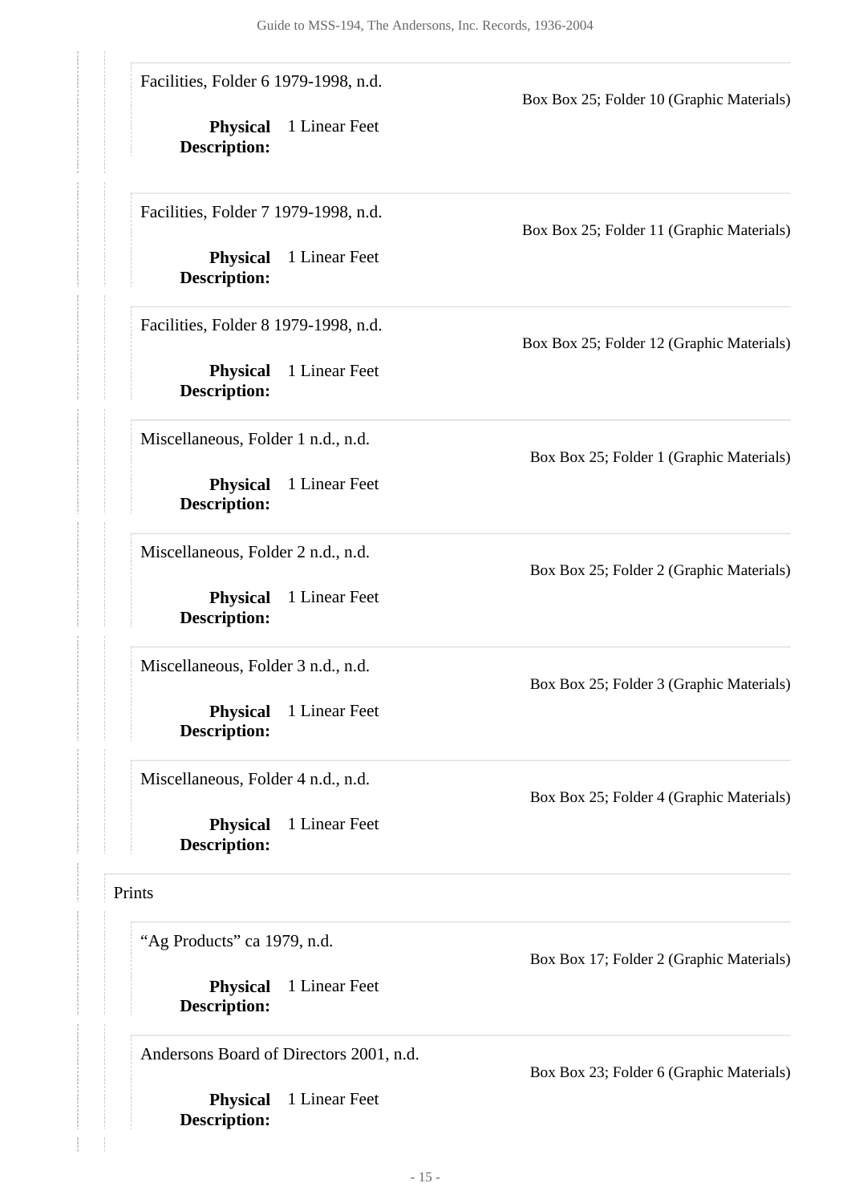Facilities, Folder 6 1979-1998, n.d.

Box Box 25; Folder 10 (Graphic Materials)

**Physical Description:** 1 Linear Feet

Facilities, Folder 7 1979-1998, n.d.

Box Box 25; Folder 11 (Graphic Materials)

**Physical Description:** 1 Linear Feet

Facilities, Folder 8 1979-1998, n.d.

Box Box 25; Folder 12 (Graphic Materials)

**Physical Description:** 1 Linear Feet

Miscellaneous, Folder 1 n.d., n.d.

Box Box 25; Folder 1 (Graphic Materials)

**Physical Description:** 1 Linear Feet

Miscellaneous, Folder 2 n.d., n.d.

Box Box 25; Folder 2 (Graphic Materials)

**Physical Description:** 1 Linear Feet

Miscellaneous, Folder 3 n.d., n.d.

Box Box 25; Folder 3 (Graphic Materials)

**Physical Description:** 1 Linear Feet

Miscellaneous, Folder 4 n.d., n.d.

Box Box 25; Folder 4 (Graphic Materials)

**Physical Description:** 1 Linear Feet

Prints

"Ag Products" ca 1979, n.d.

Box Box 17; Folder 2 (Graphic Materials)

**Physical Description:** 1 Linear Feet

Andersons Board of Directors 2001, n.d.

Box Box 23; Folder 6 (Graphic Materials)

**Physical Description:** 1 Linear Feet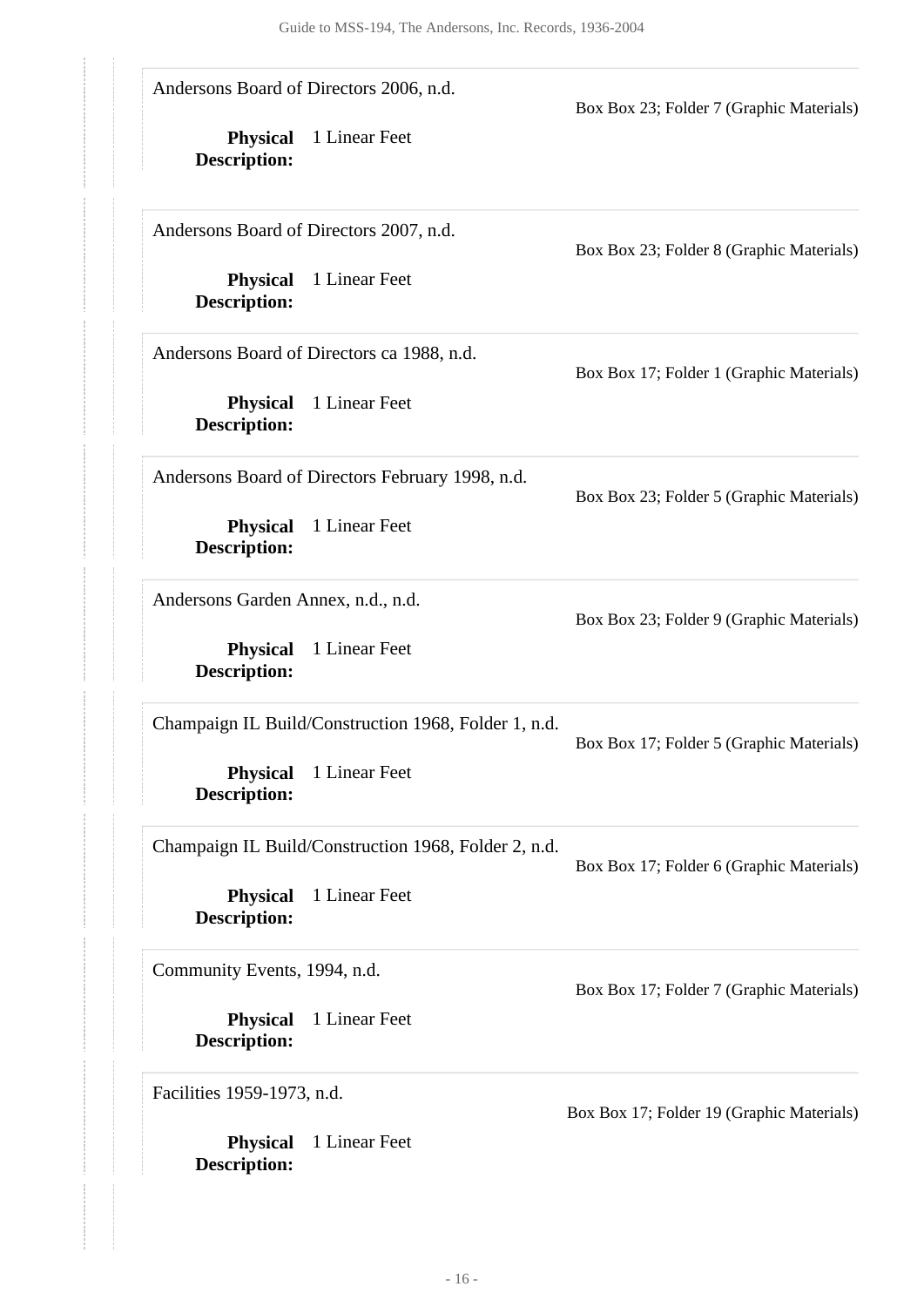Andersons Board of Directors 2006, n.d.

Box Box 23; Folder 7 (Graphic Materials)

**Physical Description:** 1 Linear Feet

Andersons Board of Directors 2007, n.d.

Box Box 23; Folder 8 (Graphic Materials)

**Physical Description:** 1 Linear Feet

Andersons Board of Directors ca 1988, n.d.

Box Box 17; Folder 1 (Graphic Materials)

**Physical Description:** 1 Linear Feet

Andersons Board of Directors February 1998, n.d.

Box Box 23; Folder 5 (Graphic Materials)

**Physical Description:** 1 Linear Feet

Andersons Garden Annex, n.d., n.d.

Box Box 23; Folder 9 (Graphic Materials)

**Physical Description:** 1 Linear Feet

Champaign IL Build/Construction 1968, Folder 1, n.d.

Box Box 17; Folder 5 (Graphic Materials)

**Physical Description:** 1 Linear Feet

Champaign IL Build/Construction 1968, Folder 2, n.d.

Box Box 17; Folder 6 (Graphic Materials)

**Physical Description:** 1 Linear Feet

Community Events, 1994, n.d.

Box Box 17; Folder 7 (Graphic Materials)

**Physical Description:** 1 Linear Feet

Facilities 1959-1973, n.d.

Box Box 17; Folder 19 (Graphic Materials)

**Physical Description:** 1 Linear Feet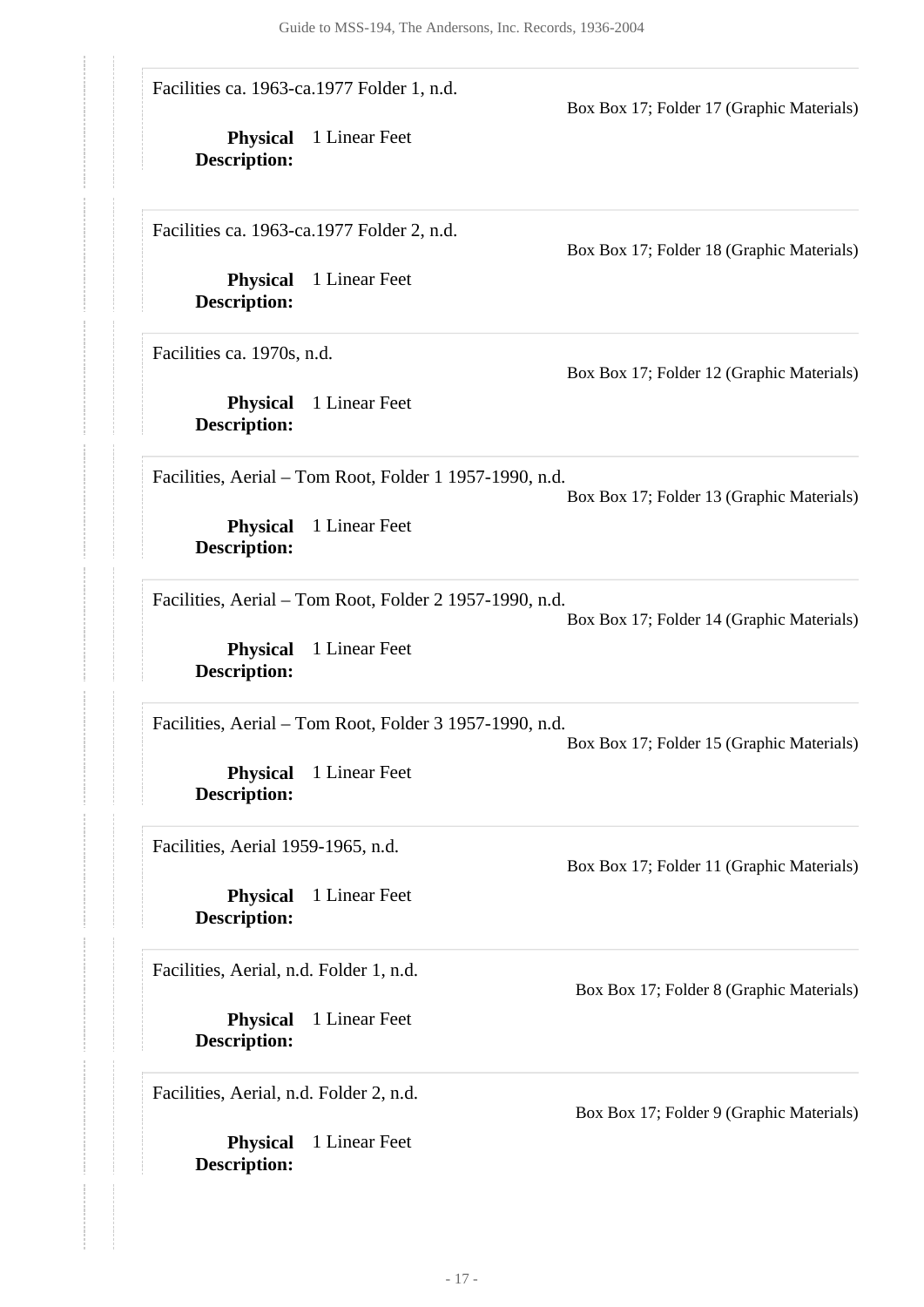Facilities ca. 1963-ca.1977 Folder 1, n.d.

Box Box 17; Folder 17 (Graphic Materials)

**Physical Description:** 1 Linear Feet

Facilities ca. 1963-ca.1977 Folder 2, n.d.

Box Box 17; Folder 18 (Graphic Materials)

**Physical Description:** 1 Linear Feet

Facilities ca. 1970s, n.d.

Box Box 17; Folder 12 (Graphic Materials)

**Physical Description:** 1 Linear Feet

Facilities, Aerial – Tom Root, Folder 1 1957-1990, n.d.

Box Box 17; Folder 13 (Graphic Materials)

**Physical Description:** 1 Linear Feet

Facilities, Aerial – Tom Root, Folder 2 1957-1990, n.d.

Box Box 17; Folder 14 (Graphic Materials)

**Physical Description:** 1 Linear Feet

Facilities, Aerial – Tom Root, Folder 3 1957-1990, n.d.

Box Box 17; Folder 15 (Graphic Materials)

**Physical Description:** 1 Linear Feet

Facilities, Aerial 1959-1965, n.d.

Box Box 17; Folder 11 (Graphic Materials)

**Physical Description:** 1 Linear Feet

Facilities, Aerial, n.d. Folder 1, n.d.

Box Box 17; Folder 8 (Graphic Materials)

**Physical Description:** 1 Linear Feet

Facilities, Aerial, n.d. Folder 2, n.d.

Box Box 17; Folder 9 (Graphic Materials)

**Physical Description:** 1 Linear Feet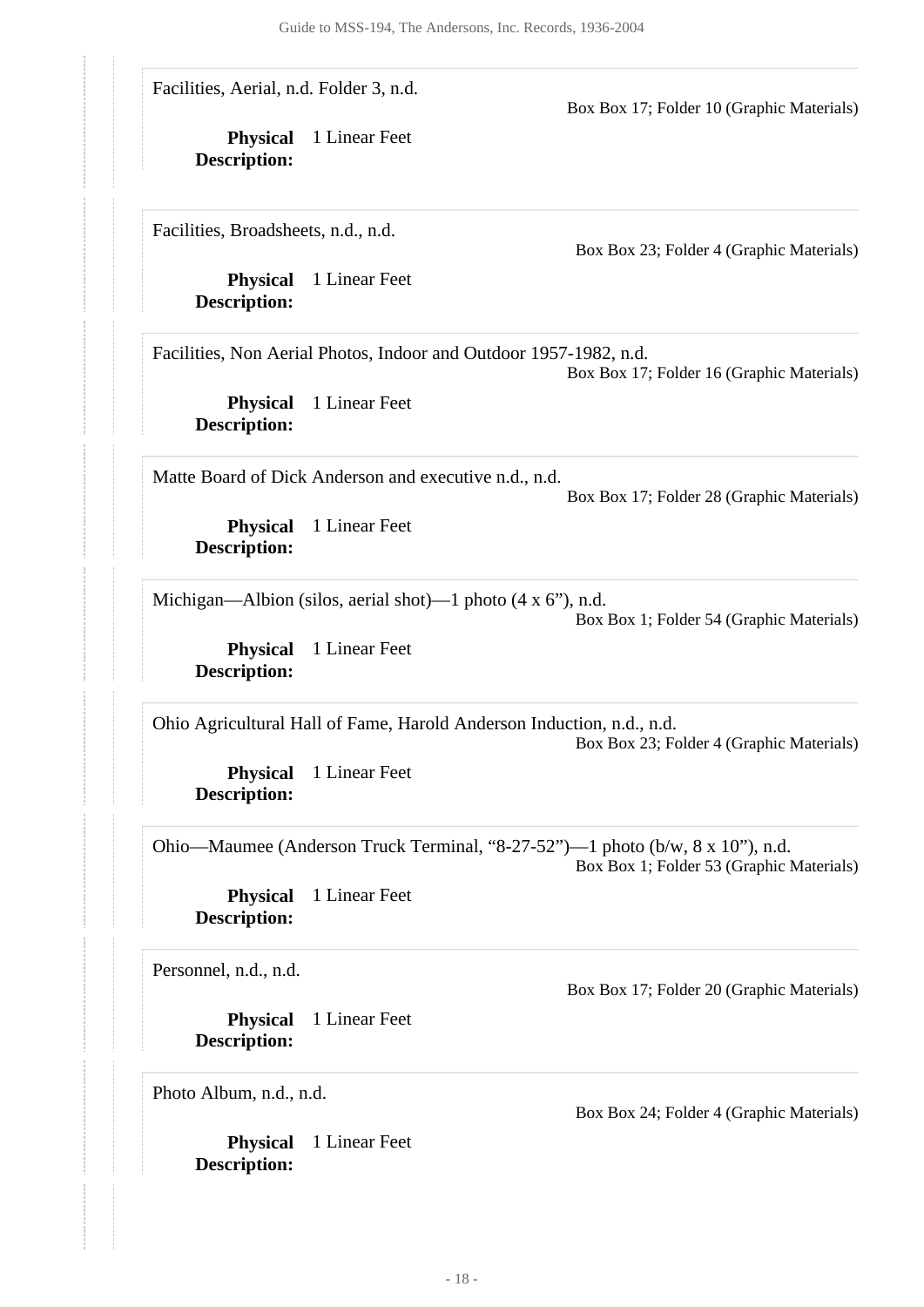Facilities, Aerial, n.d. Folder 3, n.d.

Box Box 17; Folder 10 (Graphic Materials)

**Physical Description:** 1 Linear Feet

Facilities, Broadsheets, n.d., n.d.

Box Box 23; Folder 4 (Graphic Materials)

**Physical Description:** 1 Linear Feet

Facilities, Non Aerial Photos, Indoor and Outdoor 1957-1982, n.d.

Box Box 17; Folder 16 (Graphic Materials)

**Physical Description:** 1 Linear Feet

Matte Board of Dick Anderson and executive n.d., n.d.

Box Box 17; Folder 28 (Graphic Materials)

**Physical Description:** 1 Linear Feet

Michigan—Albion (silos, aerial shot)—1 photo (4 x 6"), n.d.

Box Box 1; Folder 54 (Graphic Materials)

**Physical Description:** 1 Linear Feet

Ohio Agricultural Hall of Fame, Harold Anderson Induction, n.d., n.d.

Box Box 23; Folder 4 (Graphic Materials)

**Physical Description:** 1 Linear Feet

Ohio—Maumee (Anderson Truck Terminal, "8-27-52")—1 photo (b/w, 8 x 10"), n.d.

Box Box 1; Folder 53 (Graphic Materials)

**Physical Description:** 1 Linear Feet

Personnel, n.d., n.d.

Box Box 17; Folder 20 (Graphic Materials)

**Physical Description:** 1 Linear Feet

Photo Album, n.d., n.d.

Box Box 24; Folder 4 (Graphic Materials)

**Physical Description:** 1 Linear Feet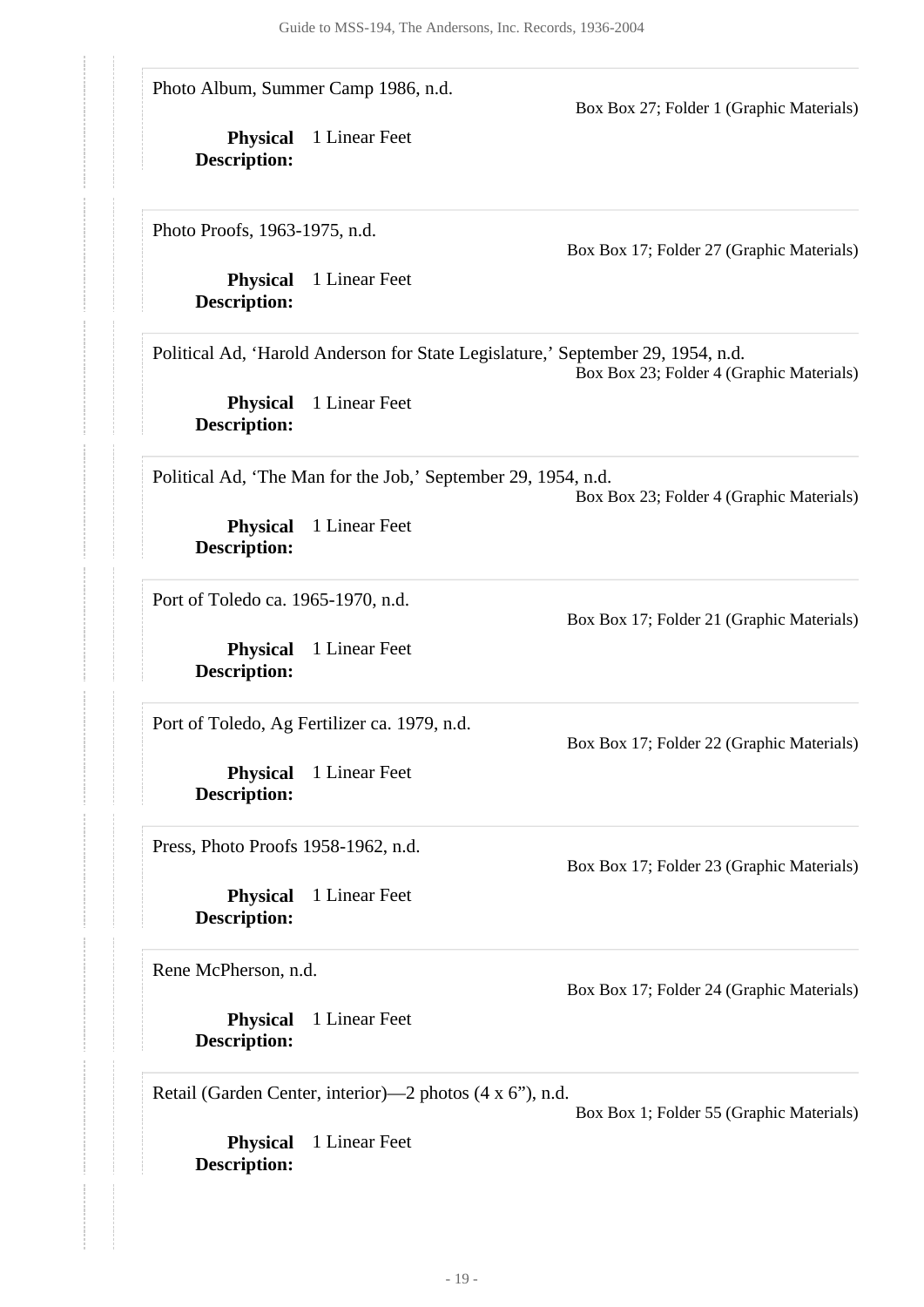Photo Album, Summer Camp 1986, n.d.

Box Box 27; Folder 1 (Graphic Materials)

**Physical Description:** 1 Linear Feet

Photo Proofs, 1963-1975, n.d.

Box Box 17; Folder 27 (Graphic Materials)

**Physical Description:** 1 Linear Feet

Political Ad, 'Harold Anderson for State Legislature,' September 29, 1954, n.d.

Box Box 23; Folder 4 (Graphic Materials)

**Physical Description:** 1 Linear Feet

Political Ad, 'The Man for the Job,' September 29, 1954, n.d.

Box Box 23; Folder 4 (Graphic Materials)

**Physical Description:** 1 Linear Feet

Port of Toledo ca. 1965-1970, n.d.

Box Box 17; Folder 21 (Graphic Materials)

**Physical Description:** 1 Linear Feet

Port of Toledo, Ag Fertilizer ca. 1979, n.d.

Box Box 17; Folder 22 (Graphic Materials)

**Physical Description:** 1 Linear Feet

Press, Photo Proofs 1958-1962, n.d.

Box Box 17; Folder 23 (Graphic Materials)

**Physical Description:** 1 Linear Feet

Rene McPherson, n.d.

Box Box 17; Folder 24 (Graphic Materials)

**Physical Description:** 1 Linear Feet

Retail (Garden Center, interior)—2 photos (4 x 6"), n.d.

Box Box 1; Folder 55 (Graphic Materials)

**Physical Description:** 1 Linear Feet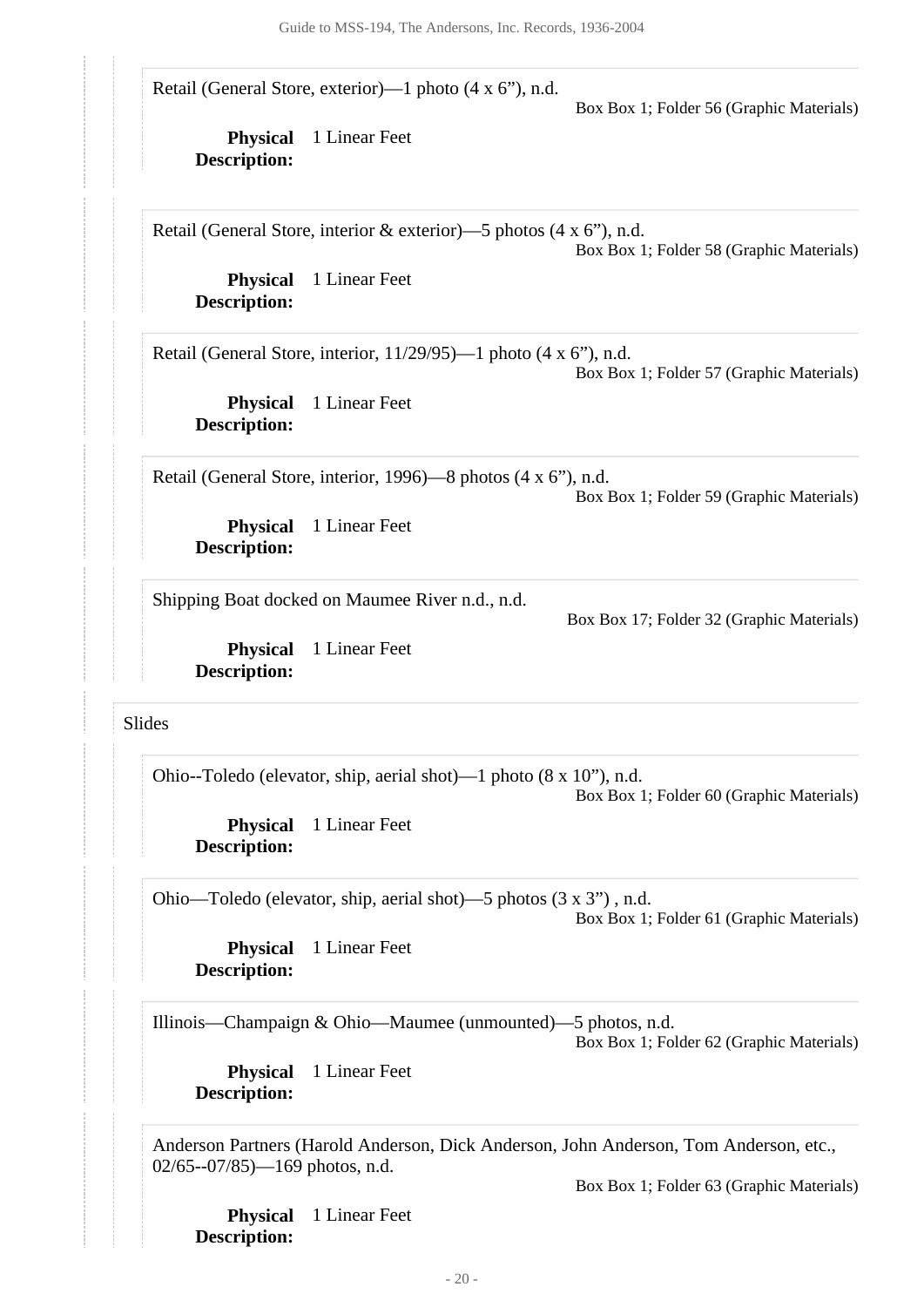Retail (General Store, exterior)—1 photo (4 x 6”), n.d.

Box Box 1; Folder 56 (Graphic Materials)

**Physical Description:** 1 Linear Feet

Retail (General Store, interior & exterior)—5 photos (4 x 6”), n.d.

Box Box 1; Folder 58 (Graphic Materials)

**Physical Description:** 1 Linear Feet

Retail (General Store, interior, 11/29/95)—1 photo (4 x 6”), n.d.

Box Box 1; Folder 57 (Graphic Materials)

**Physical Description:** 1 Linear Feet

Retail (General Store, interior, 1996)—8 photos (4 x 6”), n.d.

Box Box 1; Folder 59 (Graphic Materials)

**Physical Description:** 1 Linear Feet

Shipping Boat docked on Maumee River n.d., n.d.

Box Box 17; Folder 32 (Graphic Materials)

**Physical Description:** 1 Linear Feet

Slides

Ohio--Toledo (elevator, ship, aerial shot)—1 photo (8 x 10”), n.d.

Box Box 1; Folder 60 (Graphic Materials)

**Physical Description:** 1 Linear Feet

Ohio—Toledo (elevator, ship, aerial shot)—5 photos (3 x 3”) , n.d.

Box Box 1; Folder 61 (Graphic Materials)

**Physical Description:** 1 Linear Feet

Illinois—Champaign & Ohio—Maumee (unmounted)—5 photos, n.d.

Box Box 1; Folder 62 (Graphic Materials)

**Physical Description:** 1 Linear Feet

Anderson Partners (Harold Anderson, Dick Anderson, John Anderson, Tom Anderson, etc., 02/65--07/85)—169 photos, n.d.

Box Box 1; Folder 63 (Graphic Materials)

**Physical Description:** 1 Linear Feet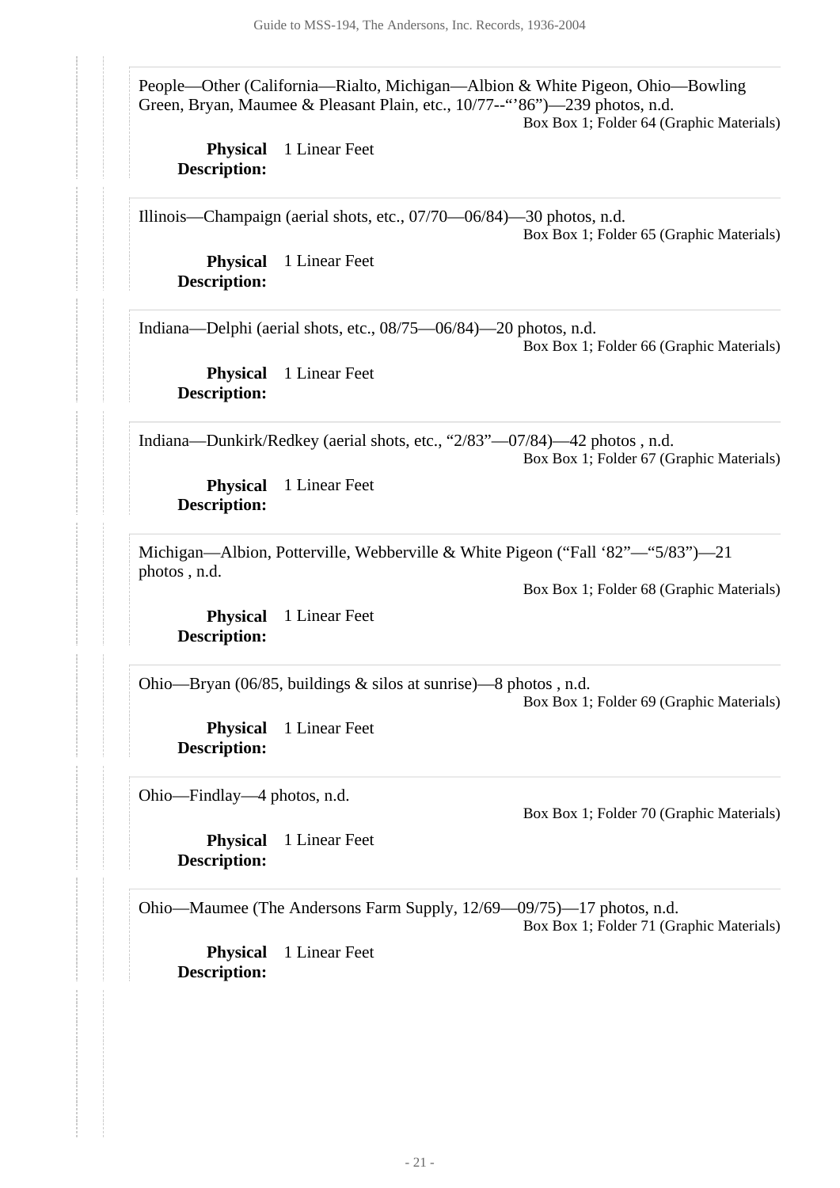People—Other (California—Rialto, Michigan—Albion & White Pigeon, Ohio—Bowling Green, Bryan, Maumee & Pleasant Plain, etc., 10/77--"'86")—239 photos, n.d.

Box Box 1; Folder 64 (Graphic Materials)

**Physical Description:** 1 Linear Feet

Illinois—Champaign (aerial shots, etc., 07/70—06/84)—30 photos, n.d.

Box Box 1; Folder 65 (Graphic Materials)

**Physical Description:** 1 Linear Feet

Indiana—Delphi (aerial shots, etc., 08/75—06/84)—20 photos, n.d.

Box Box 1; Folder 66 (Graphic Materials)

**Physical Description:** 1 Linear Feet

Indiana—Dunkirk/Redkey (aerial shots, etc., "2/83"—07/84)—42 photos , n.d.

Box Box 1; Folder 67 (Graphic Materials)

**Physical Description:** 1 Linear Feet

Michigan—Albion, Potterville, Webberville & White Pigeon ("Fall '82"—"5/83")—21 photos , n.d.

Box Box 1; Folder 68 (Graphic Materials)

**Physical Description:** 1 Linear Feet

Ohio—Bryan (06/85, buildings & silos at sunrise)—8 photos , n.d.

Box Box 1; Folder 69 (Graphic Materials)

**Physical Description:** 1 Linear Feet

Ohio—Findlay—4 photos, n.d.

Box Box 1; Folder 70 (Graphic Materials)

**Physical Description:** 1 Linear Feet

Ohio—Maumee (The Andersons Farm Supply, 12/69—09/75)—17 photos, n.d.

Box Box 1; Folder 71 (Graphic Materials)

**Physical Description:** 1 Linear Feet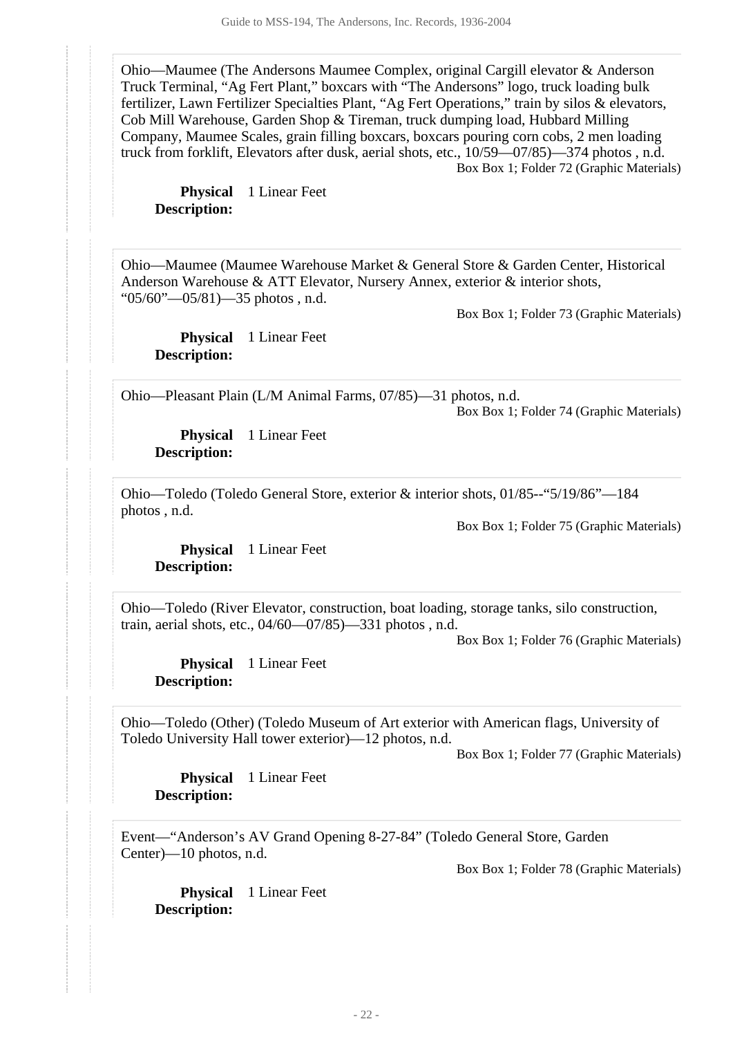Ohio—Maumee (The Andersons Maumee Complex, original Cargill elevator & Anderson Truck Terminal, “Ag Fert Plant,” boxcars with “The Andersons” logo, truck loading bulk fertilizer, Lawn Fertilizer Specialties Plant, “Ag Fert Operations,” train by silos & elevators, Cob Mill Warehouse, Garden Shop & Tireman, truck dumping load, Hubbard Milling Company, Maumee Scales, grain filling boxcars, boxcars pouring corn cobs, 2 men loading truck from forklift, Elevators after dusk, aerial shots, etc., 10/59—07/85)—374 photos , n.d.

Box Box 1; Folder 72 (Graphic Materials)

**Physical Description:** 1 Linear Feet

Ohio—Maumee (Maumee Warehouse Market & General Store & Garden Center, Historical Anderson Warehouse & ATT Elevator, Nursery Annex, exterior & interior shots, “05/60”—05/81)—35 photos , n.d.

Box Box 1; Folder 73 (Graphic Materials)

**Physical Description:** 1 Linear Feet

Ohio—Pleasant Plain (L/M Animal Farms, 07/85)—31 photos, n.d.

Box Box 1; Folder 74 (Graphic Materials)

**Physical Description:** 1 Linear Feet

Ohio—Toledo (Toledo General Store, exterior & interior shots, 01/85--“5/19/86”—184 photos , n.d.

Box Box 1; Folder 75 (Graphic Materials)

**Physical Description:** 1 Linear Feet

Ohio—Toledo (River Elevator, construction, boat loading, storage tanks, silo construction, train, aerial shots, etc., 04/60—07/85)—331 photos , n.d.

Box Box 1; Folder 76 (Graphic Materials)

**Physical Description:** 1 Linear Feet

Ohio—Toledo (Other) (Toledo Museum of Art exterior with American flags, University of Toledo University Hall tower exterior)—12 photos, n.d.

Box Box 1; Folder 77 (Graphic Materials)

**Physical Description:** 1 Linear Feet

Event—“Anderson’s AV Grand Opening 8-27-84” (Toledo General Store, Garden Center)—10 photos, n.d.

Box Box 1; Folder 78 (Graphic Materials)

**Physical Description:** 1 Linear Feet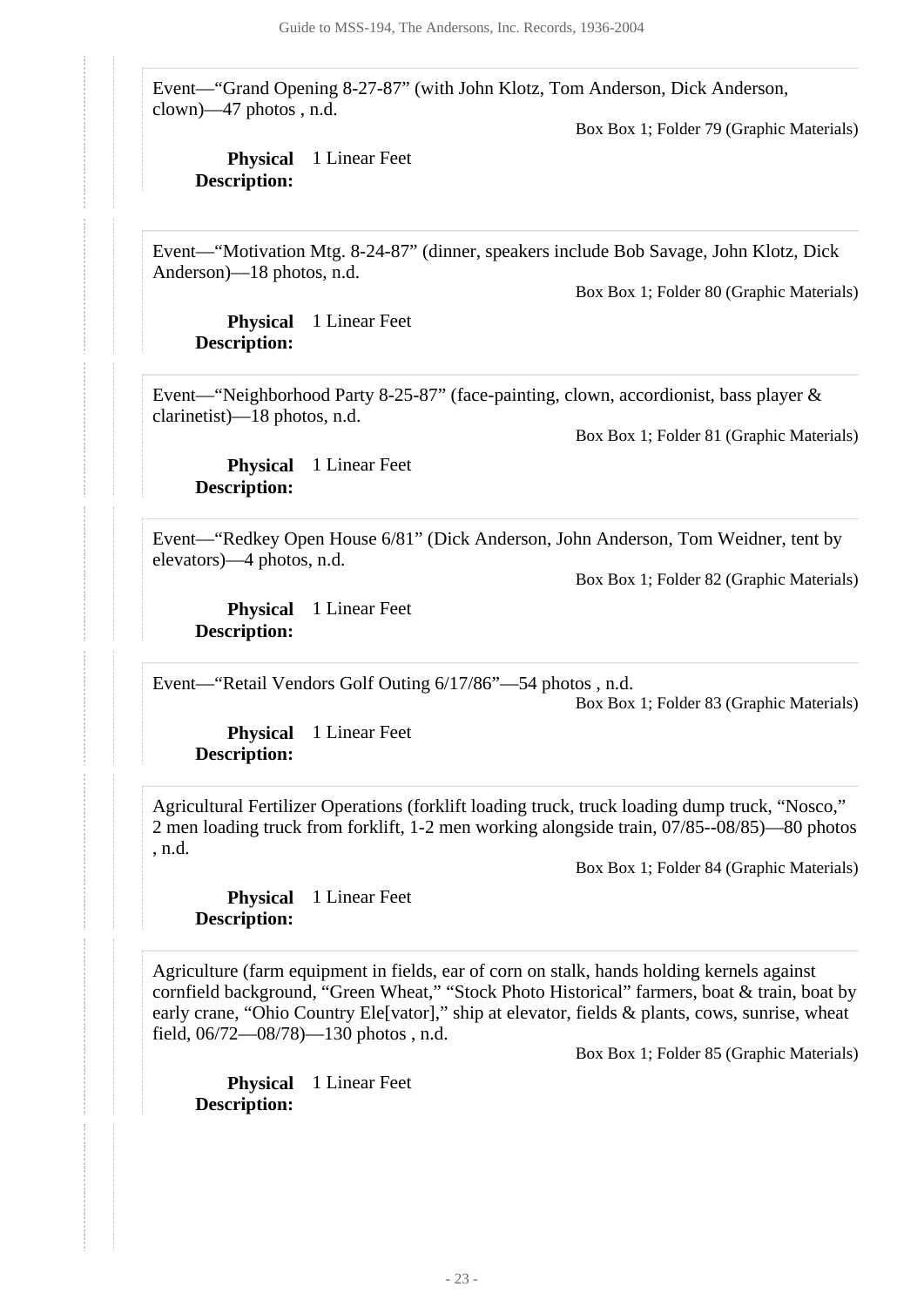Event—“Grand Opening 8-27-87” (with John Klotz, Tom Anderson, Dick Anderson, clown)—47 photos , n.d.

Box Box 1; Folder 79 (Graphic Materials)

**Physical Description:** 1 Linear Feet

Event—“Motivation Mtg. 8-24-87” (dinner, speakers include Bob Savage, John Klotz, Dick Anderson)—18 photos, n.d.

Box Box 1; Folder 80 (Graphic Materials)

**Physical Description:** 1 Linear Feet

Event—“Neighborhood Party 8-25-87” (face-painting, clown, accordionist, bass player & clarinetist)—18 photos, n.d.

Box Box 1; Folder 81 (Graphic Materials)

**Physical Description:** 1 Linear Feet

Event—“Redkey Open House 6/81” (Dick Anderson, John Anderson, Tom Weidner, tent by elevators)—4 photos, n.d.

Box Box 1; Folder 82 (Graphic Materials)

**Physical Description:** 1 Linear Feet

Event—“Retail Vendors Golf Outing 6/17/86”—54 photos , n.d.

Box Box 1; Folder 83 (Graphic Materials)

**Physical Description:** 1 Linear Feet

Agricultural Fertilizer Operations (forklift loading truck, truck loading dump truck, “Nosco,” 2 men loading truck from forklift, 1-2 men working alongside train, 07/85--08/85)—80 photos , n.d.

Box Box 1; Folder 84 (Graphic Materials)

**Physical Description:** 1 Linear Feet

Agriculture (farm equipment in fields, ear of corn on stalk, hands holding kernels against cornfield background, “Green Wheat,” “Stock Photo Historical” farmers, boat & train, boat by early crane, “Ohio Country Ele[vator],” ship at elevator, fields & plants, cows, sunrise, wheat field, 06/72—08/78)—130 photos , n.d.

Box Box 1; Folder 85 (Graphic Materials)

**Physical Description:** 1 Linear Feet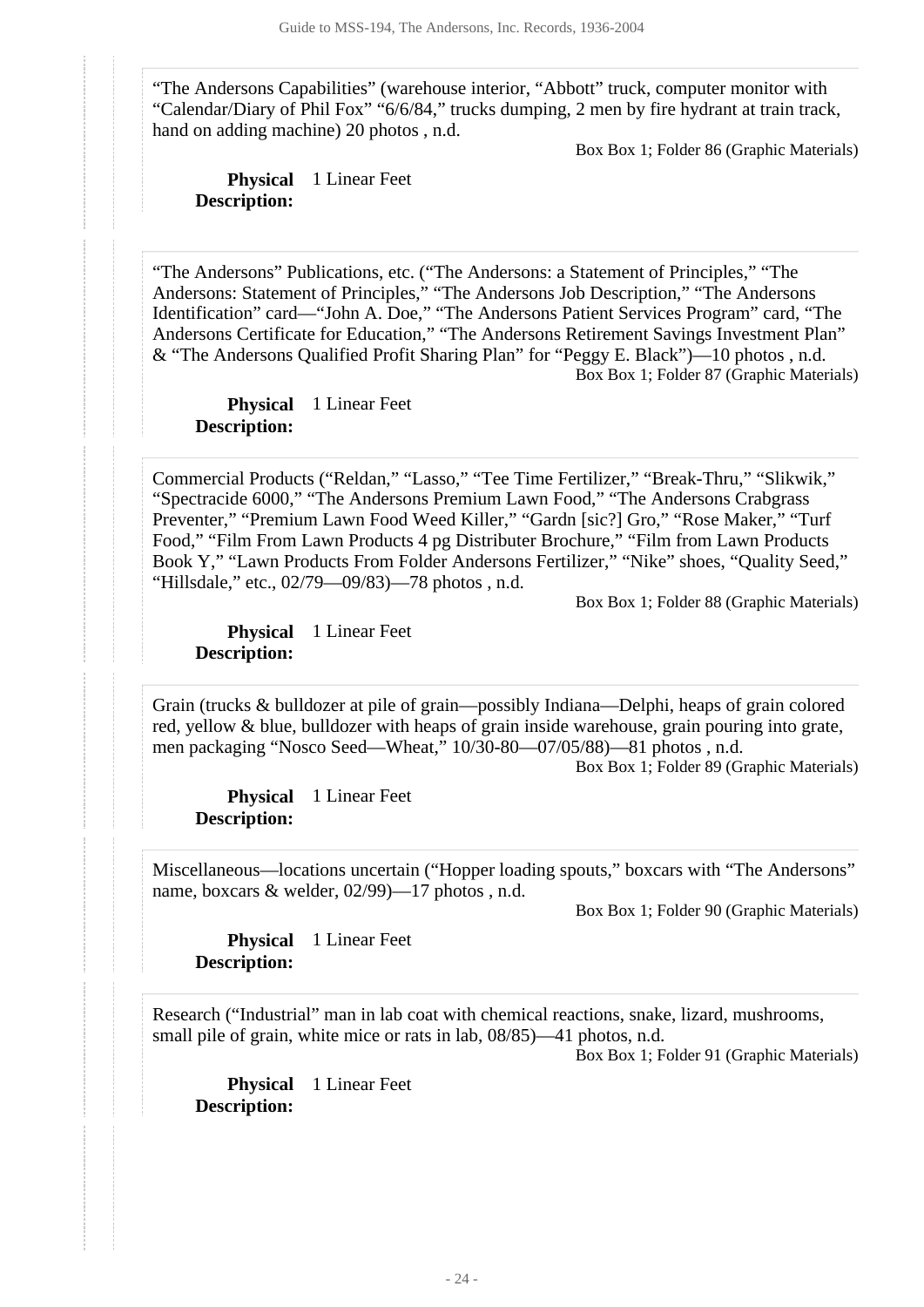"The Andersons Capabilities" (warehouse interior, "Abbott" truck, computer monitor with "Calendar/Diary of Phil Fox" "6/6/84," trucks dumping, 2 men by fire hydrant at train track, hand on adding machine) 20 photos , n.d.

Box Box 1; Folder 86 (Graphic Materials)

**Physical Description:** 1 Linear Feet

"The Andersons" Publications, etc. ("The Andersons: a Statement of Principles," "The Andersons: Statement of Principles," "The Andersons Job Description," "The Andersons Identification" card—"John A. Doe," "The Andersons Patient Services Program" card, "The Andersons Certificate for Education," "The Andersons Retirement Savings Investment Plan" & "The Andersons Qualified Profit Sharing Plan" for "Peggy E. Black")—10 photos , n.d.

Box Box 1; Folder 87 (Graphic Materials)

**Physical Description:** 1 Linear Feet

Commercial Products ("Reldan," "Lasso," "Tee Time Fertilizer," "Break-Thru," "Slikwik," "Spectracide 6000," "The Andersons Premium Lawn Food," "The Andersons Crabgrass Preventer," "Premium Lawn Food Weed Killer," "Gardn [sic?] Gro," "Rose Maker," "Turf Food," "Film From Lawn Products 4 pg Distributer Brochure," "Film from Lawn Products Book Y," "Lawn Products From Folder Andersons Fertilizer," "Nike" shoes, "Quality Seed," "Hillsdale," etc., 02/79—09/83)—78 photos , n.d.

Box Box 1; Folder 88 (Graphic Materials)

**Physical Description:** 1 Linear Feet

Grain (trucks & bulldozer at pile of grain—possibly Indiana—Delphi, heaps of grain colored red, yellow & blue, bulldozer with heaps of grain inside warehouse, grain pouring into grate, men packaging "Nosco Seed—Wheat," 10/30-80—07/05/88)—81 photos , n.d.

Box Box 1; Folder 89 (Graphic Materials)

**Physical Description:** 1 Linear Feet

Miscellaneous—locations uncertain ("Hopper loading spouts," boxcars with "The Andersons" name, boxcars & welder, 02/99)—17 photos , n.d.

Box Box 1; Folder 90 (Graphic Materials)

**Physical Description:** 1 Linear Feet

Research ("Industrial" man in lab coat with chemical reactions, snake, lizard, mushrooms, small pile of grain, white mice or rats in lab, 08/85)—41 photos, n.d.

Box Box 1; Folder 91 (Graphic Materials)

**Physical Description:** 1 Linear Feet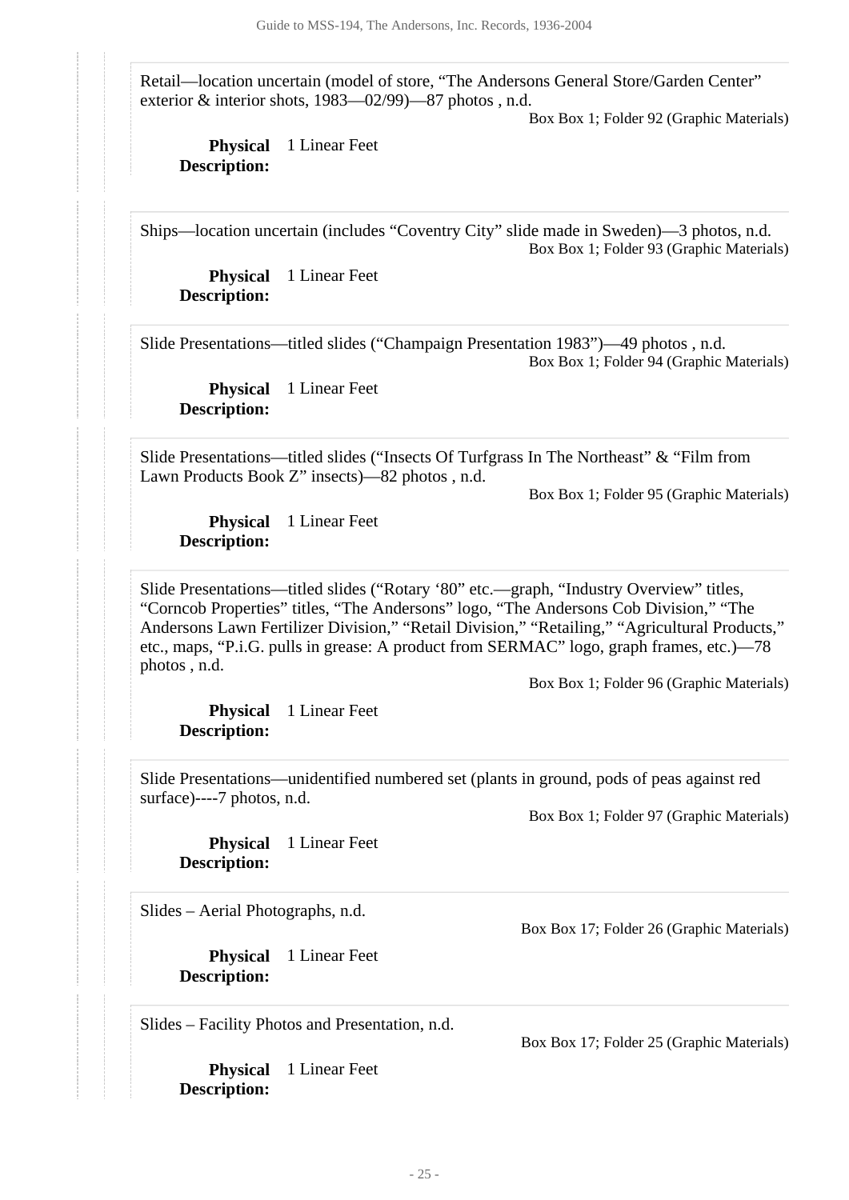Retail—location uncertain (model of store, "The Andersons General Store/Garden Center" exterior & interior shots, 1983—02/99)—87 photos , n.d.

Box Box 1; Folder 92 (Graphic Materials)

**Physical Description:** 1 Linear Feet

Ships—location uncertain (includes "Coventry City" slide made in Sweden)—3 photos, n.d.

Box Box 1; Folder 93 (Graphic Materials)

**Physical Description:** 1 Linear Feet

Slide Presentations—titled slides ("Champaign Presentation 1983")—49 photos , n.d.

Box Box 1; Folder 94 (Graphic Materials)

**Physical Description:** 1 Linear Feet

Slide Presentations—titled slides ("Insects Of Turfgrass In The Northeast" & "Film from Lawn Products Book Z" insects)—82 photos , n.d.

Box Box 1; Folder 95 (Graphic Materials)

**Physical Description:** 1 Linear Feet

Slide Presentations—titled slides ("Rotary '80" etc.—graph, "Industry Overview" titles, "Corncob Properties" titles, "The Andersons" logo, "The Andersons Cob Division," "The Andersons Lawn Fertilizer Division," "Retail Division," "Retailing," "Agricultural Products," etc., maps, "P.i.G. pulls in grease: A product from SERMAC" logo, graph frames, etc.)—78 photos , n.d.

Box Box 1; Folder 96 (Graphic Materials)

**Physical Description:** 1 Linear Feet

Slide Presentations—unidentified numbered set (plants in ground, pods of peas against red surface)----7 photos, n.d.

Box Box 1; Folder 97 (Graphic Materials)

**Physical Description:** 1 Linear Feet

Slides – Aerial Photographs, n.d.

Box Box 17; Folder 26 (Graphic Materials)

**Physical Description:** 1 Linear Feet

Slides – Facility Photos and Presentation, n.d.

Box Box 17; Folder 25 (Graphic Materials)

**Physical Description:** 1 Linear Feet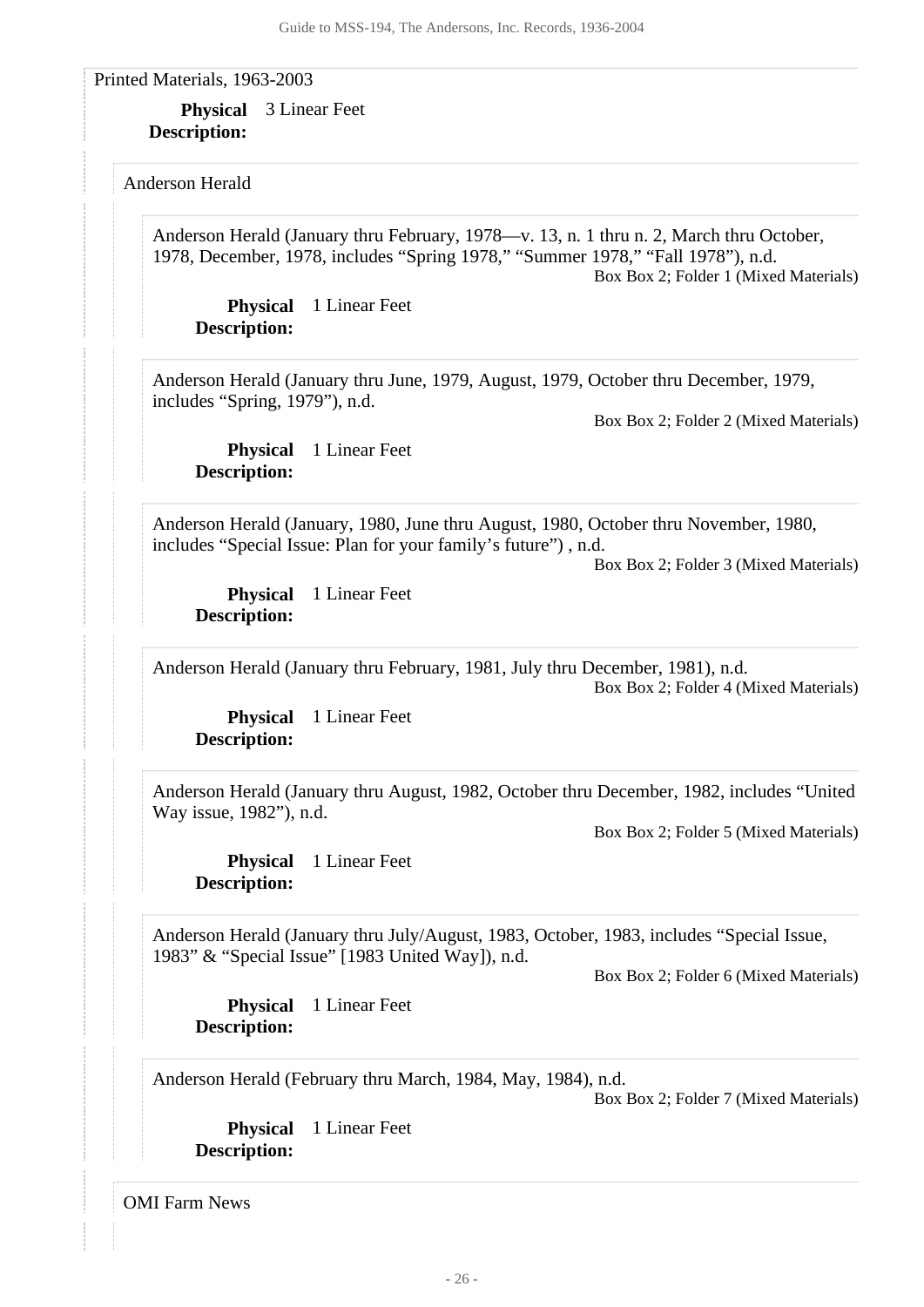Printed Materials, 1963-2003

**Physical Description:** 3 Linear Feet

Anderson Herald

Anderson Herald (January thru February, 1978—v. 13, n. 1 thru n. 2, March thru October, 1978, December, 1978, includes "Spring 1978," "Summer 1978," "Fall 1978"), n.d.
Box Box 2; Folder 1 (Mixed Materials)

**Physical Description:** 1 Linear Feet

Anderson Herald (January thru June, 1979, August, 1979, October thru December, 1979, includes "Spring, 1979"), n.d.
Box Box 2; Folder 2 (Mixed Materials)

**Physical Description:** 1 Linear Feet

Anderson Herald (January, 1980, June thru August, 1980, October thru November, 1980, includes "Special Issue: Plan for your family's future") , n.d.
Box Box 2; Folder 3 (Mixed Materials)

**Physical Description:** 1 Linear Feet

Anderson Herald (January thru February, 1981, July thru December, 1981), n.d.
Box Box 2; Folder 4 (Mixed Materials)

**Physical Description:** 1 Linear Feet

Anderson Herald (January thru August, 1982, October thru December, 1982, includes "United Way issue, 1982"), n.d.
Box Box 2; Folder 5 (Mixed Materials)

**Physical Description:** 1 Linear Feet

Anderson Herald (January thru July/August, 1983, October, 1983, includes "Special Issue, 1983" & "Special Issue" [1983 United Way]), n.d.
Box Box 2; Folder 6 (Mixed Materials)

**Physical Description:** 1 Linear Feet

Anderson Herald (February thru March, 1984, May, 1984), n.d.
Box Box 2; Folder 7 (Mixed Materials)

**Physical Description:** 1 Linear Feet

OMI Farm News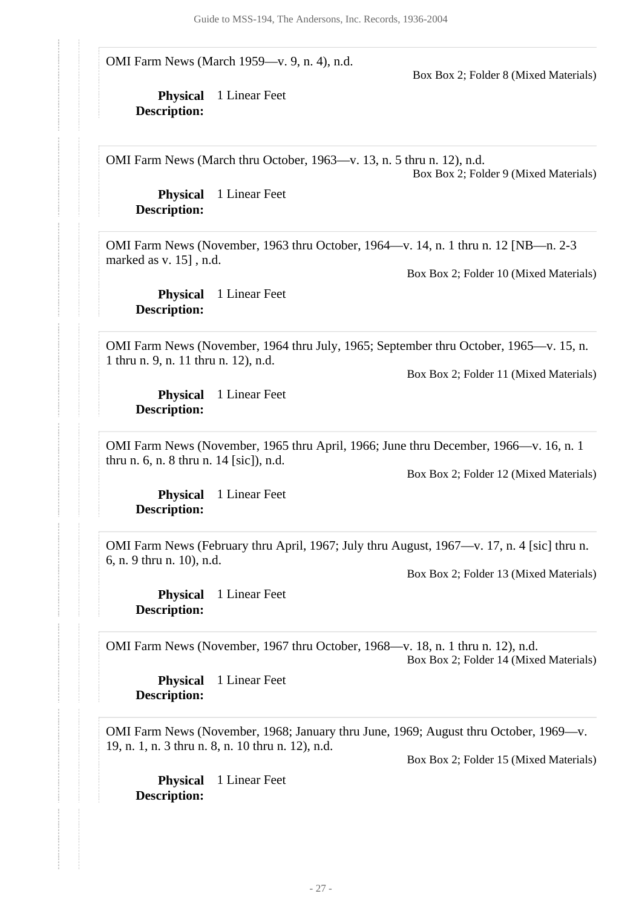OMI Farm News (March 1959—v. 9, n. 4), n.d.

Box Box 2; Folder 8 (Mixed Materials)

**Physical Description:** 1 Linear Feet

OMI Farm News (March thru October, 1963—v. 13, n. 5 thru n. 12), n.d.

Box Box 2; Folder 9 (Mixed Materials)

**Physical Description:** 1 Linear Feet

OMI Farm News (November, 1963 thru October, 1964—v. 14, n. 1 thru n. 12 [NB—n. 2-3 marked as v. 15] , n.d.

Box Box 2; Folder 10 (Mixed Materials)

**Physical Description:** 1 Linear Feet

OMI Farm News (November, 1964 thru July, 1965; September thru October, 1965—v. 15, n. 1 thru n. 9, n. 11 thru n. 12), n.d.

Box Box 2; Folder 11 (Mixed Materials)

**Physical Description:** 1 Linear Feet

OMI Farm News (November, 1965 thru April, 1966; June thru December, 1966—v. 16, n. 1 thru n. 6, n. 8 thru n. 14 [sic]), n.d.

Box Box 2; Folder 12 (Mixed Materials)

**Physical Description:** 1 Linear Feet

OMI Farm News (February thru April, 1967; July thru August, 1967—v. 17, n. 4 [sic] thru n. 6, n. 9 thru n. 10), n.d.

Box Box 2; Folder 13 (Mixed Materials)

**Physical Description:** 1 Linear Feet

OMI Farm News (November, 1967 thru October, 1968—v. 18, n. 1 thru n. 12), n.d.

Box Box 2; Folder 14 (Mixed Materials)

**Physical Description:** 1 Linear Feet

OMI Farm News (November, 1968; January thru June, 1969; August thru October, 1969—v. 19, n. 1, n. 3 thru n. 8, n. 10 thru n. 12), n.d.

Box Box 2; Folder 15 (Mixed Materials)

**Physical Description:** 1 Linear Feet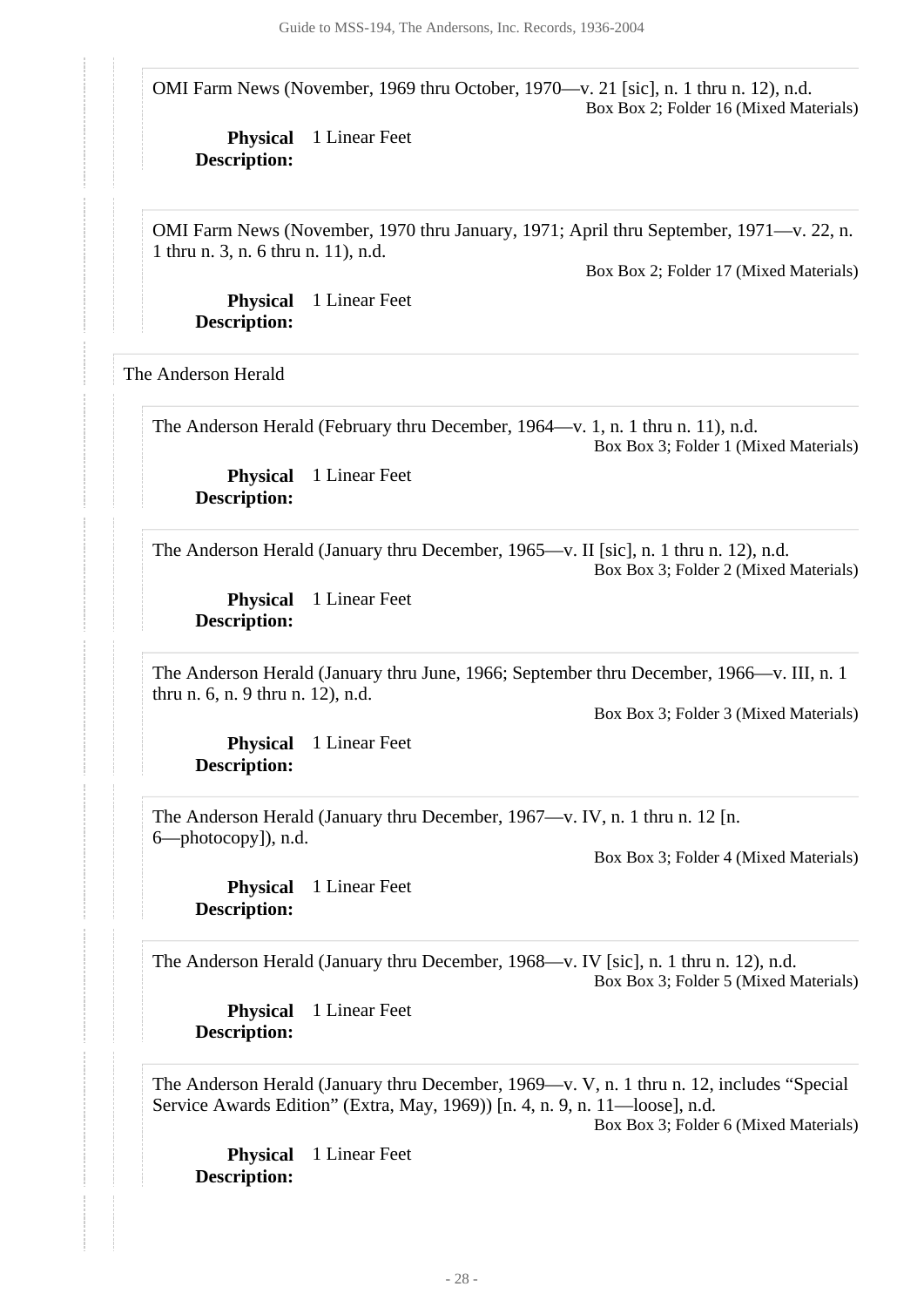OMI Farm News (November, 1969 thru October, 1970—v. 21 [sic], n. 1 thru n. 12), n.d.
Box Box 2; Folder 16 (Mixed Materials)

**Physical Description:** 1 Linear Feet

OMI Farm News (November, 1970 thru January, 1971; April thru September, 1971—v. 22, n. 1 thru n. 3, n. 6 thru n. 11), n.d.
Box Box 2; Folder 17 (Mixed Materials)

**Physical Description:** 1 Linear Feet

The Anderson Herald

The Anderson Herald (February thru December, 1964—v. 1, n. 1 thru n. 11), n.d.
Box Box 3; Folder 1 (Mixed Materials)

**Physical Description:** 1 Linear Feet

The Anderson Herald (January thru December, 1965—v. II [sic], n. 1 thru n. 12), n.d.
Box Box 3; Folder 2 (Mixed Materials)

**Physical Description:** 1 Linear Feet

The Anderson Herald (January thru June, 1966; September thru December, 1966—v. III, n. 1 thru n. 6, n. 9 thru n. 12), n.d.
Box Box 3; Folder 3 (Mixed Materials)

**Physical Description:** 1 Linear Feet

The Anderson Herald (January thru December, 1967—v. IV, n. 1 thru n. 12 [n. 6—photocopy]), n.d.
Box Box 3; Folder 4 (Mixed Materials)

**Physical Description:** 1 Linear Feet

The Anderson Herald (January thru December, 1968—v. IV [sic], n. 1 thru n. 12), n.d.
Box Box 3; Folder 5 (Mixed Materials)

**Physical Description:** 1 Linear Feet

The Anderson Herald (January thru December, 1969—v. V, n. 1 thru n. 12, includes “Special Service Awards Edition” (Extra, May, 1969)) [n. 4, n. 9, n. 11—loose], n.d.
Box Box 3; Folder 6 (Mixed Materials)

**Physical Description:** 1 Linear Feet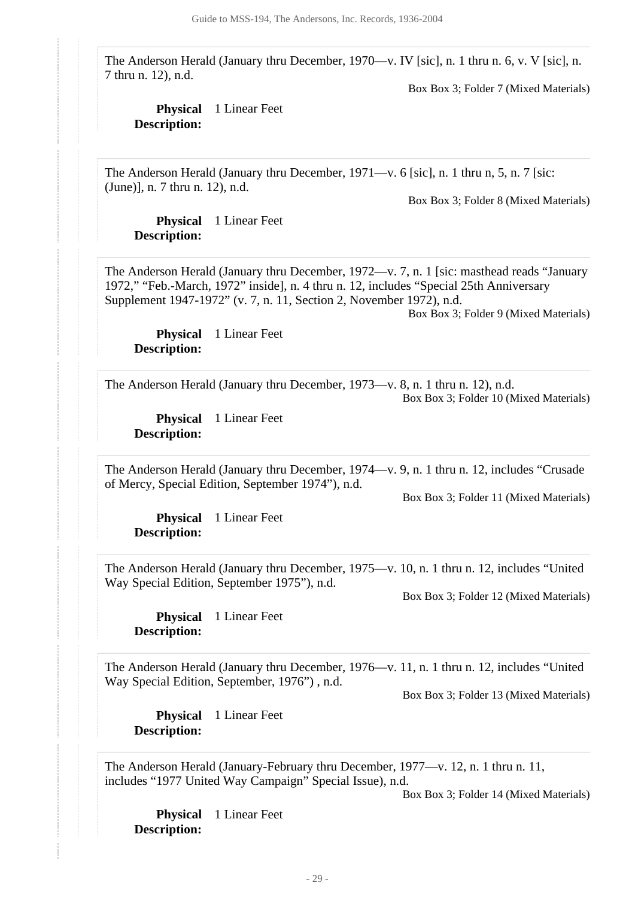The Anderson Herald (January thru December, 1970—v. IV [sic], n. 1 thru n. 6, v. V [sic], n. 7 thru n. 12), n.d.

Box Box 3; Folder 7 (Mixed Materials)

**Physical Description:** 1 Linear Feet

The Anderson Herald (January thru December, 1971—v. 6 [sic], n. 1 thru n, 5, n. 7 [sic: (June)], n. 7 thru n. 12), n.d.

Box Box 3; Folder 8 (Mixed Materials)

**Physical Description:** 1 Linear Feet

The Anderson Herald (January thru December, 1972—v. 7, n. 1 [sic: masthead reads “January 1972,” “Feb.-March, 1972” inside], n. 4 thru n. 12, includes “Special 25th Anniversary Supplement 1947-1972” (v. 7, n. 11, Section 2, November 1972), n.d.

Box Box 3; Folder 9 (Mixed Materials)

**Physical Description:** 1 Linear Feet

The Anderson Herald (January thru December, 1973—v. 8, n. 1 thru n. 12), n.d.

Box Box 3; Folder 10 (Mixed Materials)

**Physical Description:** 1 Linear Feet

The Anderson Herald (January thru December, 1974—v. 9, n. 1 thru n. 12, includes “Crusade of Mercy, Special Edition, September 1974”), n.d.

Box Box 3; Folder 11 (Mixed Materials)

**Physical Description:** 1 Linear Feet

The Anderson Herald (January thru December, 1975—v. 10, n. 1 thru n. 12, includes “United Way Special Edition, September 1975”), n.d.

Box Box 3; Folder 12 (Mixed Materials)

**Physical Description:** 1 Linear Feet

The Anderson Herald (January thru December, 1976—v. 11, n. 1 thru n. 12, includes “United Way Special Edition, September, 1976”) , n.d.

Box Box 3; Folder 13 (Mixed Materials)

**Physical Description:** 1 Linear Feet

The Anderson Herald (January-February thru December, 1977—v. 12, n. 1 thru n. 11, includes “1977 United Way Campaign” Special Issue), n.d.

Box Box 3; Folder 14 (Mixed Materials)

**Physical Description:** 1 Linear Feet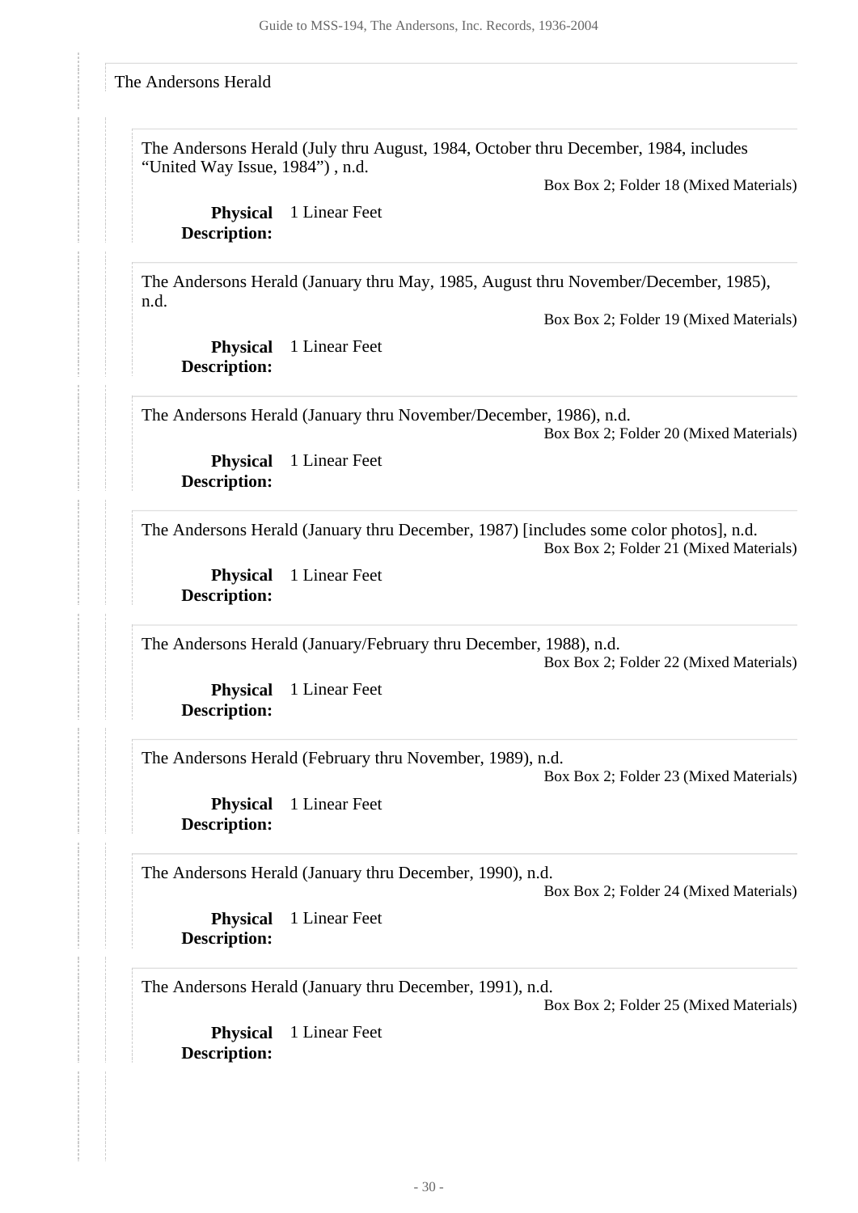The Andersons Herald

The Andersons Herald (July thru August, 1984, October thru December, 1984, includes "United Way Issue, 1984") , n.d.

Box Box 2; Folder 18 (Mixed Materials)

**Physical Description:** 1 Linear Feet

The Andersons Herald (January thru May, 1985, August thru November/December, 1985), n.d.

Box Box 2; Folder 19 (Mixed Materials)

**Physical Description:** 1 Linear Feet

The Andersons Herald (January thru November/December, 1986), n.d.

Box Box 2; Folder 20 (Mixed Materials)

**Physical Description:** 1 Linear Feet

The Andersons Herald (January thru December, 1987) [includes some color photos], n.d.

Box Box 2; Folder 21 (Mixed Materials)

**Physical Description:** 1 Linear Feet

The Andersons Herald (January/February thru December, 1988), n.d.

Box Box 2; Folder 22 (Mixed Materials)

**Physical Description:** 1 Linear Feet

The Andersons Herald (February thru November, 1989), n.d.

Box Box 2; Folder 23 (Mixed Materials)

**Physical Description:** 1 Linear Feet

The Andersons Herald (January thru December, 1990), n.d.

Box Box 2; Folder 24 (Mixed Materials)

**Physical Description:** 1 Linear Feet

The Andersons Herald (January thru December, 1991), n.d.

Box Box 2; Folder 25 (Mixed Materials)

**Physical Description:** 1 Linear Feet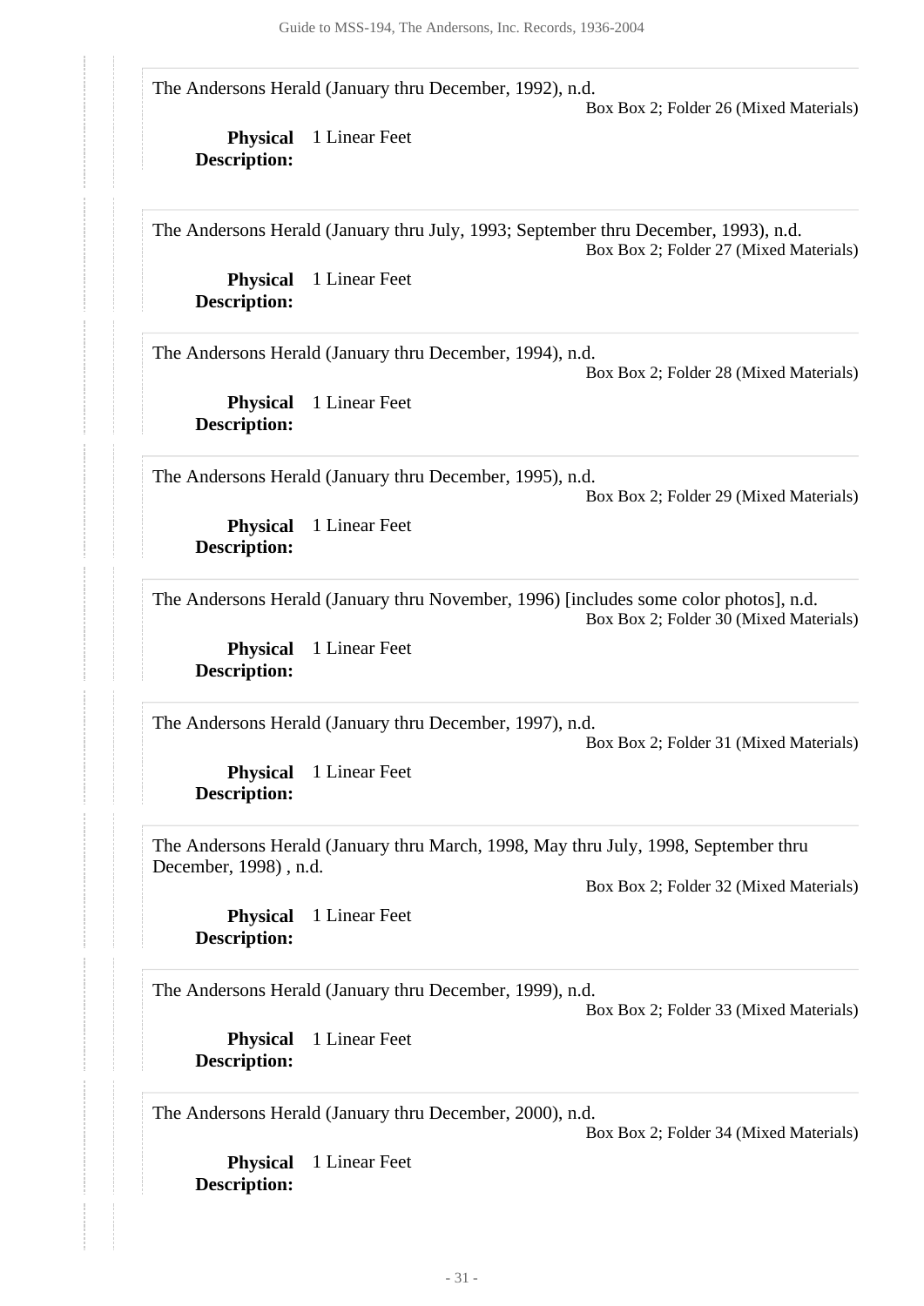The Andersons Herald (January thru December, 1992), n.d.

Box Box 2; Folder 26 (Mixed Materials)

**Physical Description:** 1 Linear Feet

The Andersons Herald (January thru July, 1993; September thru December, 1993), n.d.

Box Box 2; Folder 27 (Mixed Materials)

**Physical Description:** 1 Linear Feet

The Andersons Herald (January thru December, 1994), n.d.

Box Box 2; Folder 28 (Mixed Materials)

**Physical Description:** 1 Linear Feet

The Andersons Herald (January thru December, 1995), n.d.

Box Box 2; Folder 29 (Mixed Materials)

**Physical Description:** 1 Linear Feet

The Andersons Herald (January thru November, 1996) [includes some color photos], n.d.

Box Box 2; Folder 30 (Mixed Materials)

**Physical Description:** 1 Linear Feet

The Andersons Herald (January thru December, 1997), n.d.

Box Box 2; Folder 31 (Mixed Materials)

**Physical Description:** 1 Linear Feet

The Andersons Herald (January thru March, 1998, May thru July, 1998, September thru December, 1998) , n.d.

Box Box 2; Folder 32 (Mixed Materials)

**Physical Description:** 1 Linear Feet

The Andersons Herald (January thru December, 1999), n.d.

Box Box 2; Folder 33 (Mixed Materials)

**Physical Description:** 1 Linear Feet

The Andersons Herald (January thru December, 2000), n.d.

Box Box 2; Folder 34 (Mixed Materials)

**Physical Description:** 1 Linear Feet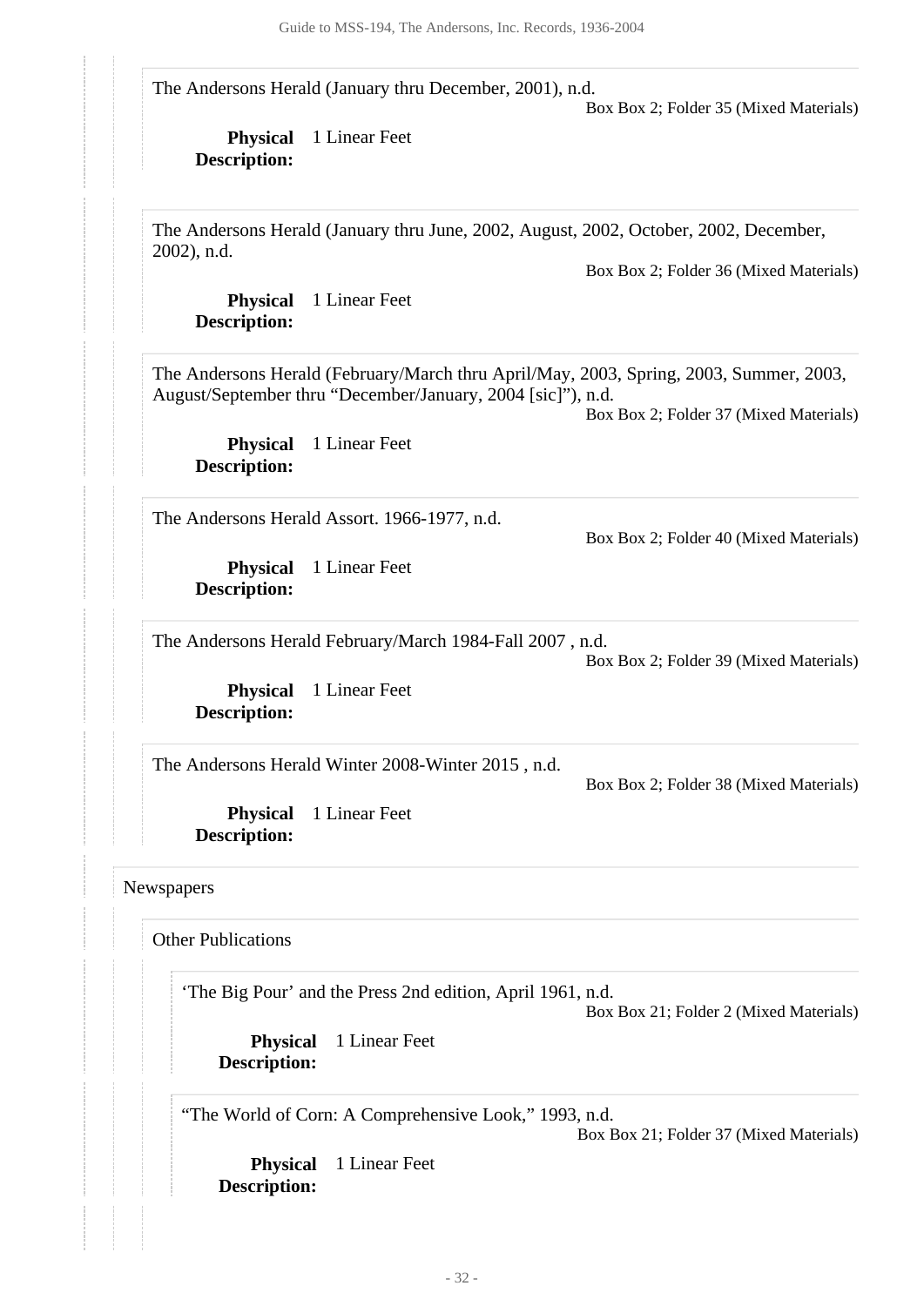The Andersons Herald (January thru December, 2001), n.d.

Box Box 2; Folder 35 (Mixed Materials)

**Physical Description:** 1 Linear Feet

The Andersons Herald (January thru June, 2002, August, 2002, October, 2002, December, 2002), n.d.

Box Box 2; Folder 36 (Mixed Materials)

**Physical Description:** 1 Linear Feet

The Andersons Herald (February/March thru April/May, 2003, Spring, 2003, Summer, 2003, August/September thru "December/January, 2004 [sic]"), n.d.

Box Box 2; Folder 37 (Mixed Materials)

**Physical Description:** 1 Linear Feet

The Andersons Herald Assort. 1966-1977, n.d.

Box Box 2; Folder 40 (Mixed Materials)

**Physical Description:** 1 Linear Feet

The Andersons Herald February/March 1984-Fall 2007 , n.d.

Box Box 2; Folder 39 (Mixed Materials)

**Physical Description:** 1 Linear Feet

The Andersons Herald Winter 2008-Winter 2015 , n.d.

Box Box 2; Folder 38 (Mixed Materials)

**Physical Description:** 1 Linear Feet

Newspapers

Other Publications

'The Big Pour' and the Press 2nd edition, April 1961, n.d.

Box Box 21; Folder 2 (Mixed Materials)

**Physical Description:** 1 Linear Feet

"The World of Corn: A Comprehensive Look," 1993, n.d.

Box Box 21; Folder 37 (Mixed Materials)

**Physical Description:** 1 Linear Feet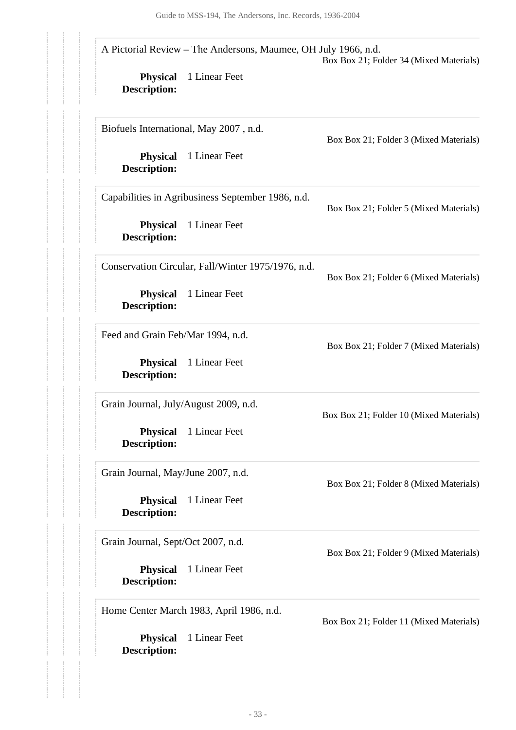A Pictorial Review – The Andersons, Maumee, OH July 1966, n.d.
Box Box 21; Folder 34 (Mixed Materials)

**Physical Description:** 1 Linear Feet

Biofuels International, May 2007 , n.d.
Box Box 21; Folder 3 (Mixed Materials)

**Physical Description:** 1 Linear Feet

Capabilities in Agribusiness September 1986, n.d.
Box Box 21; Folder 5 (Mixed Materials)

**Physical Description:** 1 Linear Feet

Conservation Circular, Fall/Winter 1975/1976, n.d.
Box Box 21; Folder 6 (Mixed Materials)

**Physical Description:** 1 Linear Feet

Feed and Grain Feb/Mar 1994, n.d.
Box Box 21; Folder 7 (Mixed Materials)

**Physical Description:** 1 Linear Feet

Grain Journal, July/August 2009, n.d.
Box Box 21; Folder 10 (Mixed Materials)

**Physical Description:** 1 Linear Feet

Grain Journal, May/June 2007, n.d.
Box Box 21; Folder 8 (Mixed Materials)

**Physical Description:** 1 Linear Feet

Grain Journal, Sept/Oct 2007, n.d.
Box Box 21; Folder 9 (Mixed Materials)

**Physical Description:** 1 Linear Feet

Home Center March 1983, April 1986, n.d.
Box Box 21; Folder 11 (Mixed Materials)

**Physical Description:** 1 Linear Feet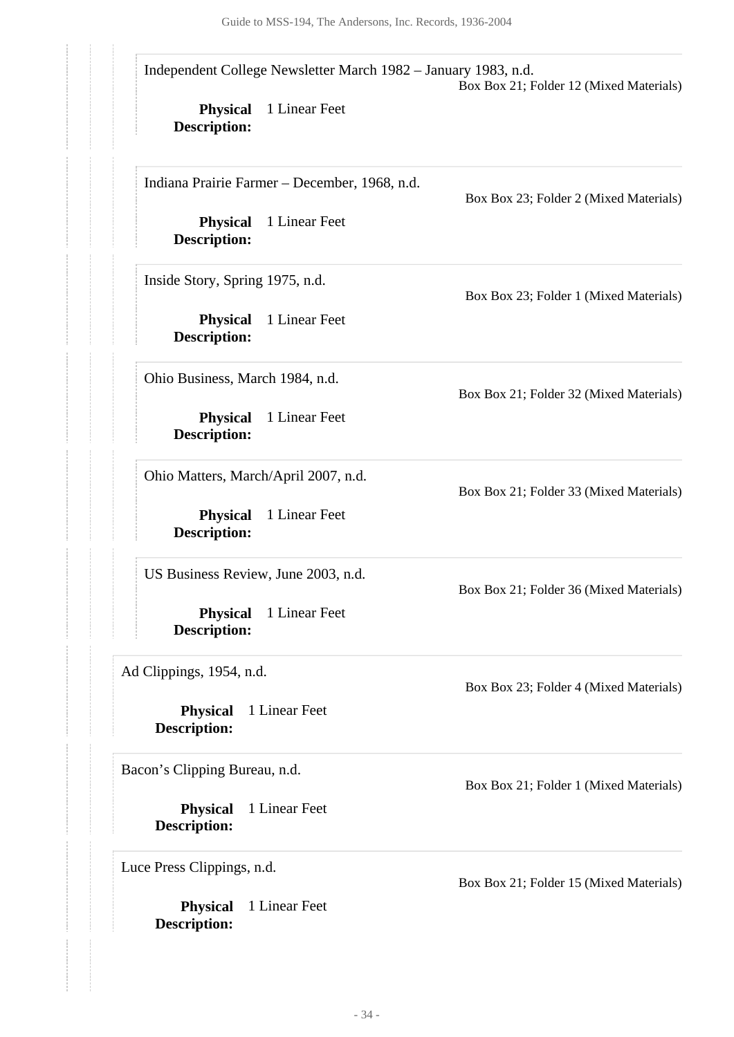Independent College Newsletter March 1982 – January 1983, n.d.
Box Box 21; Folder 12 (Mixed Materials)

**Physical Description:** 1 Linear Feet

Indiana Prairie Farmer – December, 1968, n.d.
Box Box 23; Folder 2 (Mixed Materials)

**Physical Description:** 1 Linear Feet

Inside Story, Spring 1975, n.d.
Box Box 23; Folder 1 (Mixed Materials)

**Physical Description:** 1 Linear Feet

Ohio Business, March 1984, n.d.
Box Box 21; Folder 32 (Mixed Materials)

**Physical Description:** 1 Linear Feet

Ohio Matters, March/April 2007, n.d.
Box Box 21; Folder 33 (Mixed Materials)

**Physical Description:** 1 Linear Feet

US Business Review, June 2003, n.d.
Box Box 21; Folder 36 (Mixed Materials)

**Physical Description:** 1 Linear Feet

Ad Clippings, 1954, n.d.
Box Box 23; Folder 4 (Mixed Materials)

**Physical Description:** 1 Linear Feet

Bacon's Clipping Bureau, n.d.
Box Box 21; Folder 1 (Mixed Materials)

**Physical Description:** 1 Linear Feet

Luce Press Clippings, n.d.
Box Box 21; Folder 15 (Mixed Materials)

**Physical Description:** 1 Linear Feet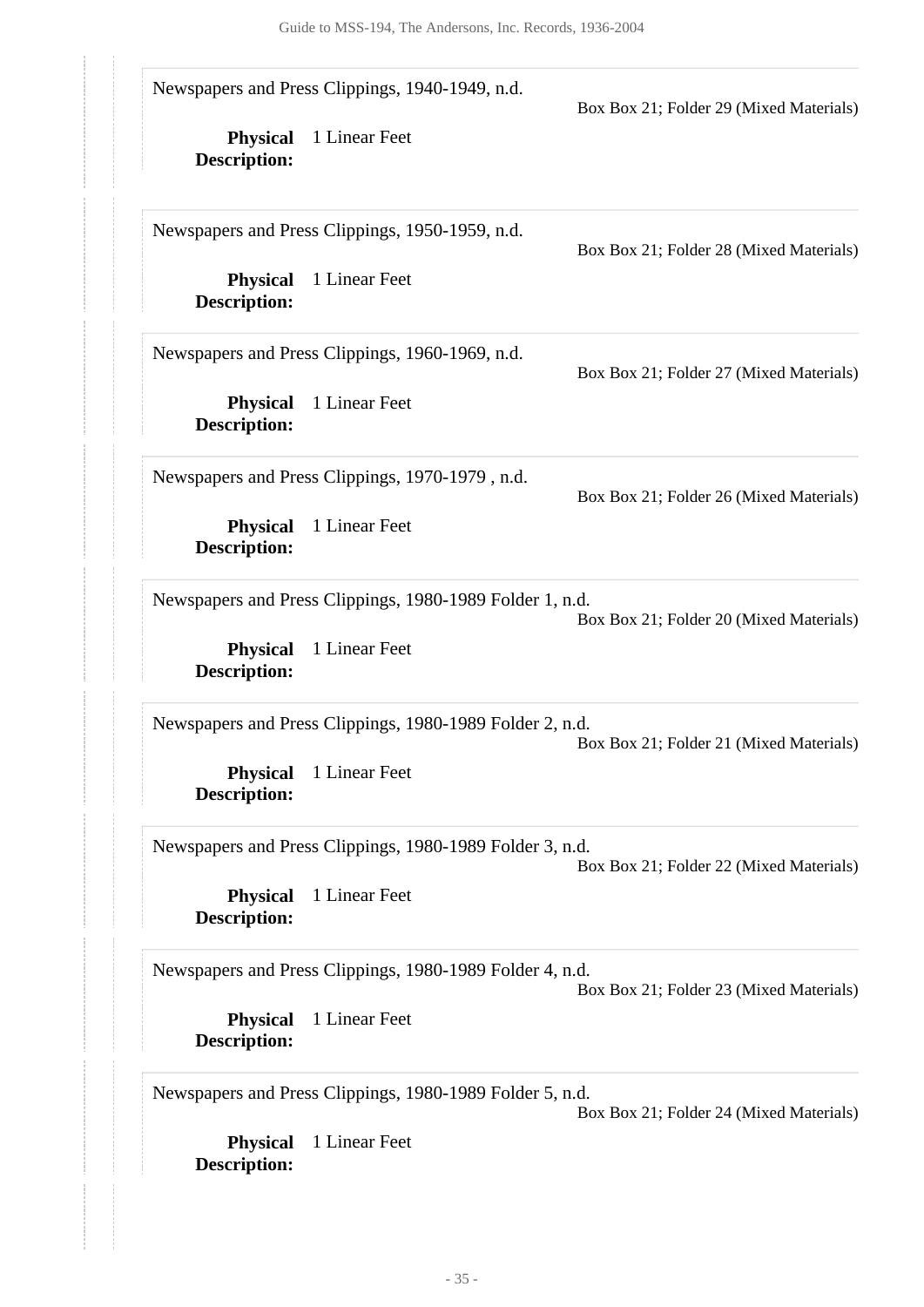Newspapers and Press Clippings, 1940-1949, n.d.

Box Box 21; Folder 29 (Mixed Materials)

**Physical Description:** 1 Linear Feet

Newspapers and Press Clippings, 1950-1959, n.d.

Box Box 21; Folder 28 (Mixed Materials)

**Physical Description:** 1 Linear Feet

Newspapers and Press Clippings, 1960-1969, n.d.

Box Box 21; Folder 27 (Mixed Materials)

**Physical Description:** 1 Linear Feet

Newspapers and Press Clippings, 1970-1979 , n.d.

Box Box 21; Folder 26 (Mixed Materials)

**Physical Description:** 1 Linear Feet

Newspapers and Press Clippings, 1980-1989 Folder 1, n.d.

Box Box 21; Folder 20 (Mixed Materials)

**Physical Description:** 1 Linear Feet

Newspapers and Press Clippings, 1980-1989 Folder 2, n.d.

Box Box 21; Folder 21 (Mixed Materials)

**Physical Description:** 1 Linear Feet

Newspapers and Press Clippings, 1980-1989 Folder 3, n.d.

Box Box 21; Folder 22 (Mixed Materials)

**Physical Description:** 1 Linear Feet

Newspapers and Press Clippings, 1980-1989 Folder 4, n.d.

Box Box 21; Folder 23 (Mixed Materials)

**Physical Description:** 1 Linear Feet

Newspapers and Press Clippings, 1980-1989 Folder 5, n.d.

Box Box 21; Folder 24 (Mixed Materials)

**Physical Description:** 1 Linear Feet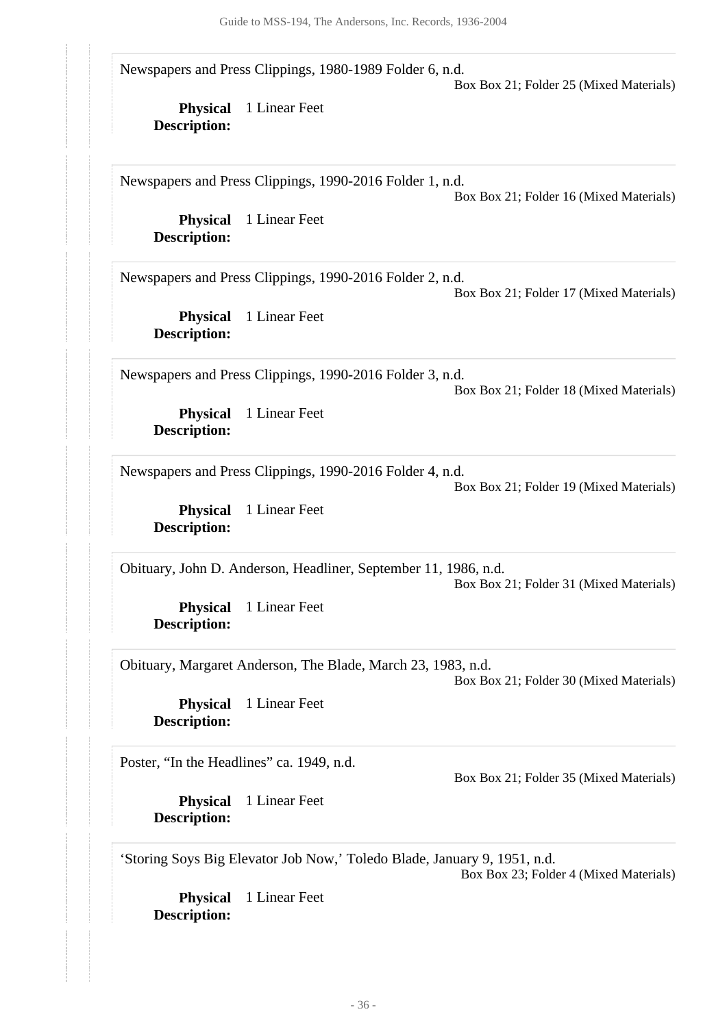Newspapers and Press Clippings, 1980-1989 Folder 6, n.d.
Box Box 21; Folder 25 (Mixed Materials)

**Physical Description:** 1 Linear Feet

Newspapers and Press Clippings, 1990-2016 Folder 1, n.d.
Box Box 21; Folder 16 (Mixed Materials)

**Physical Description:** 1 Linear Feet

Newspapers and Press Clippings, 1990-2016 Folder 2, n.d.
Box Box 21; Folder 17 (Mixed Materials)

**Physical Description:** 1 Linear Feet

Newspapers and Press Clippings, 1990-2016 Folder 3, n.d.
Box Box 21; Folder 18 (Mixed Materials)

**Physical Description:** 1 Linear Feet

Newspapers and Press Clippings, 1990-2016 Folder 4, n.d.
Box Box 21; Folder 19 (Mixed Materials)

**Physical Description:** 1 Linear Feet

Obituary, John D. Anderson, Headliner, September 11, 1986, n.d.
Box Box 21; Folder 31 (Mixed Materials)

**Physical Description:** 1 Linear Feet

Obituary, Margaret Anderson, The Blade, March 23, 1983, n.d.
Box Box 21; Folder 30 (Mixed Materials)

**Physical Description:** 1 Linear Feet

Poster, "In the Headlines" ca. 1949, n.d.
Box Box 21; Folder 35 (Mixed Materials)

**Physical Description:** 1 Linear Feet

'Storing Soys Big Elevator Job Now,' Toledo Blade, January 9, 1951, n.d.
Box Box 23; Folder 4 (Mixed Materials)

**Physical Description:** 1 Linear Feet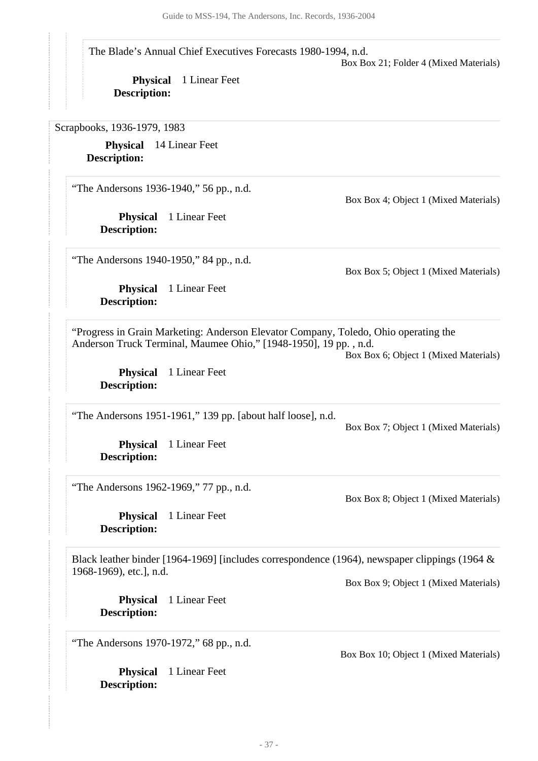The Blade's Annual Chief Executives Forecasts 1980-1994, n.d.

Box Box 21; Folder 4 (Mixed Materials)

**Physical Description:** 1 Linear Feet

Scrapbooks, 1936-1979, 1983

**Physical Description:** 14 Linear Feet

"The Andersons 1936-1940," 56 pp., n.d.

Box Box 4; Object 1 (Mixed Materials)

**Physical Description:** 1 Linear Feet

"The Andersons 1940-1950," 84 pp., n.d.

Box Box 5; Object 1 (Mixed Materials)

**Physical Description:** 1 Linear Feet

"Progress in Grain Marketing: Anderson Elevator Company, Toledo, Ohio operating the Anderson Truck Terminal, Maumee Ohio," [1948-1950], 19 pp. , n.d.

Box Box 6; Object 1 (Mixed Materials)

**Physical Description:** 1 Linear Feet

"The Andersons 1951-1961," 139 pp. [about half loose], n.d.

Box Box 7; Object 1 (Mixed Materials)

**Physical Description:** 1 Linear Feet

"The Andersons 1962-1969," 77 pp., n.d.

Box Box 8; Object 1 (Mixed Materials)

**Physical Description:** 1 Linear Feet

Black leather binder [1964-1969] [includes correspondence (1964), newspaper clippings (1964 & 1968-1969), etc.], n.d.

Box Box 9; Object 1 (Mixed Materials)

**Physical Description:** 1 Linear Feet

"The Andersons 1970-1972," 68 pp., n.d.

Box Box 10; Object 1 (Mixed Materials)

**Physical Description:** 1 Linear Feet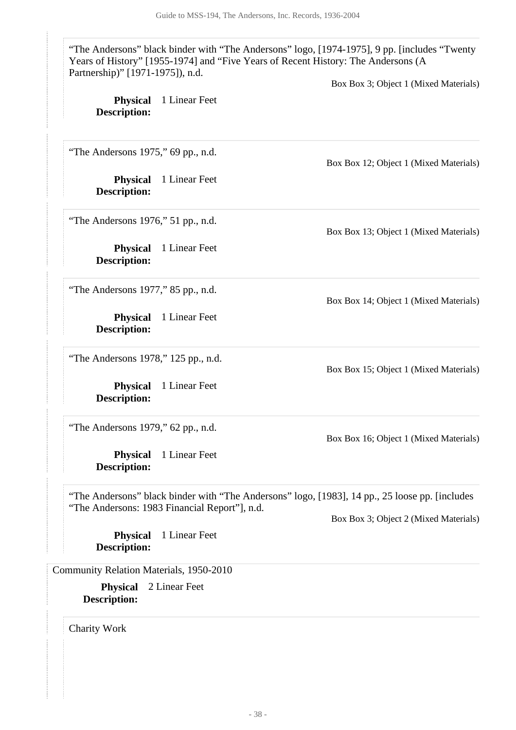"The Andersons" black binder with "The Andersons" logo, [1974-1975], 9 pp. [includes "Twenty Years of History" [1955-1974] and "Five Years of Recent History: The Andersons (A Partnership)" [1971-1975]), n.d.

Box Box 3; Object 1 (Mixed Materials)

**Physical Description:** 1 Linear Feet

"The Andersons 1975," 69 pp., n.d.

Box Box 12; Object 1 (Mixed Materials)

**Physical Description:** 1 Linear Feet

"The Andersons 1976," 51 pp., n.d.

Box Box 13; Object 1 (Mixed Materials)

**Physical Description:** 1 Linear Feet

"The Andersons 1977," 85 pp., n.d.

Box Box 14; Object 1 (Mixed Materials)

**Physical Description:** 1 Linear Feet

"The Andersons 1978," 125 pp., n.d.

Box Box 15; Object 1 (Mixed Materials)

**Physical Description:** 1 Linear Feet

"The Andersons 1979," 62 pp., n.d.

Box Box 16; Object 1 (Mixed Materials)

**Physical Description:** 1 Linear Feet

"The Andersons" black binder with "The Andersons" logo, [1983], 14 pp., 25 loose pp. [includes "The Andersons: 1983 Financial Report"], n.d.

Box Box 3; Object 2 (Mixed Materials)

**Physical Description:** 1 Linear Feet

Community Relation Materials, 1950-2010

**Physical Description:** 2 Linear Feet

Charity Work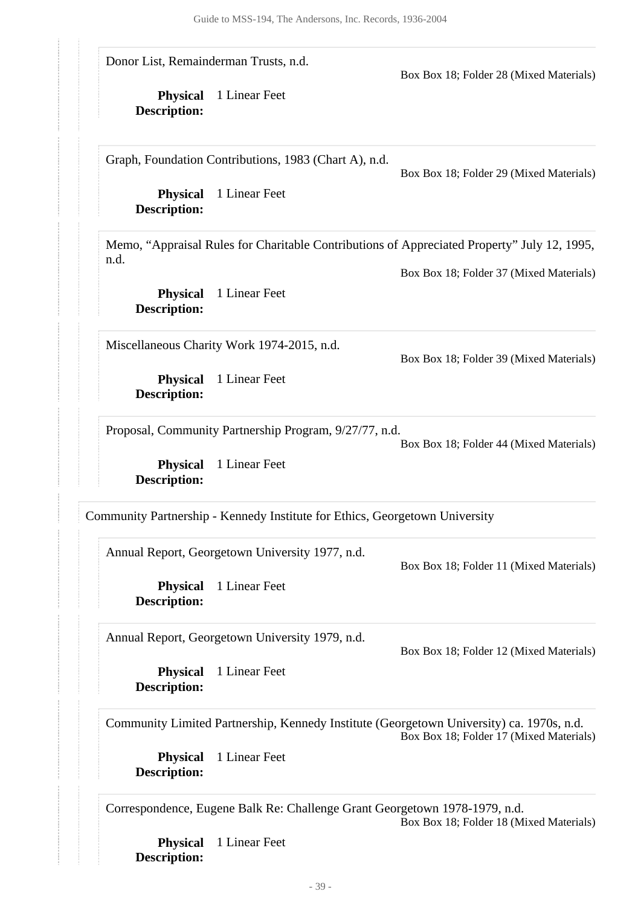Donor List, Remainderman Trusts, n.d.

Box Box 18; Folder 28 (Mixed Materials)

**Physical Description:** 1 Linear Feet

Graph, Foundation Contributions, 1983 (Chart A), n.d.

Box Box 18; Folder 29 (Mixed Materials)

**Physical Description:** 1 Linear Feet

Memo, "Appraisal Rules for Charitable Contributions of Appreciated Property" July 12, 1995, n.d.

Box Box 18; Folder 37 (Mixed Materials)

**Physical Description:** 1 Linear Feet

Miscellaneous Charity Work 1974-2015, n.d.

Box Box 18; Folder 39 (Mixed Materials)

**Physical Description:** 1 Linear Feet

Proposal, Community Partnership Program, 9/27/77, n.d.

Box Box 18; Folder 44 (Mixed Materials)

**Physical Description:** 1 Linear Feet

Community Partnership - Kennedy Institute for Ethics, Georgetown University

Annual Report, Georgetown University 1977, n.d.

Box Box 18; Folder 11 (Mixed Materials)

**Physical Description:** 1 Linear Feet

Annual Report, Georgetown University 1979, n.d.

Box Box 18; Folder 12 (Mixed Materials)

**Physical Description:** 1 Linear Feet

Community Limited Partnership, Kennedy Institute (Georgetown University) ca. 1970s, n.d.

Box Box 18; Folder 17 (Mixed Materials)

**Physical Description:** 1 Linear Feet

Correspondence, Eugene Balk Re: Challenge Grant Georgetown 1978-1979, n.d.

Box Box 18; Folder 18 (Mixed Materials)

**Physical Description:** 1 Linear Feet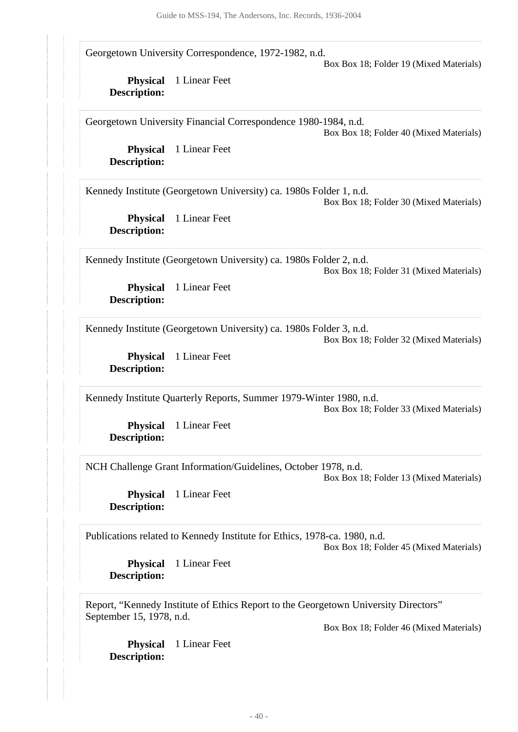Georgetown University Correspondence, 1972-1982, n.d.

Box Box 18; Folder 19 (Mixed Materials)

**Physical Description:** 1 Linear Feet

Georgetown University Financial Correspondence 1980-1984, n.d.

Box Box 18; Folder 40 (Mixed Materials)

**Physical Description:** 1 Linear Feet

Kennedy Institute (Georgetown University) ca. 1980s Folder 1, n.d.

Box Box 18; Folder 30 (Mixed Materials)

**Physical Description:** 1 Linear Feet

Kennedy Institute (Georgetown University) ca. 1980s Folder 2, n.d.

Box Box 18; Folder 31 (Mixed Materials)

**Physical Description:** 1 Linear Feet

Kennedy Institute (Georgetown University) ca. 1980s Folder 3, n.d.

Box Box 18; Folder 32 (Mixed Materials)

**Physical Description:** 1 Linear Feet

Kennedy Institute Quarterly Reports, Summer 1979-Winter 1980, n.d.

Box Box 18; Folder 33 (Mixed Materials)

**Physical Description:** 1 Linear Feet

NCH Challenge Grant Information/Guidelines, October 1978, n.d.

Box Box 18; Folder 13 (Mixed Materials)

**Physical Description:** 1 Linear Feet

Publications related to Kennedy Institute for Ethics, 1978-ca. 1980, n.d.

Box Box 18; Folder 45 (Mixed Materials)

**Physical Description:** 1 Linear Feet

Report, "Kennedy Institute of Ethics Report to the Georgetown University Directors" September 15, 1978, n.d.

Box Box 18; Folder 46 (Mixed Materials)

**Physical Description:** 1 Linear Feet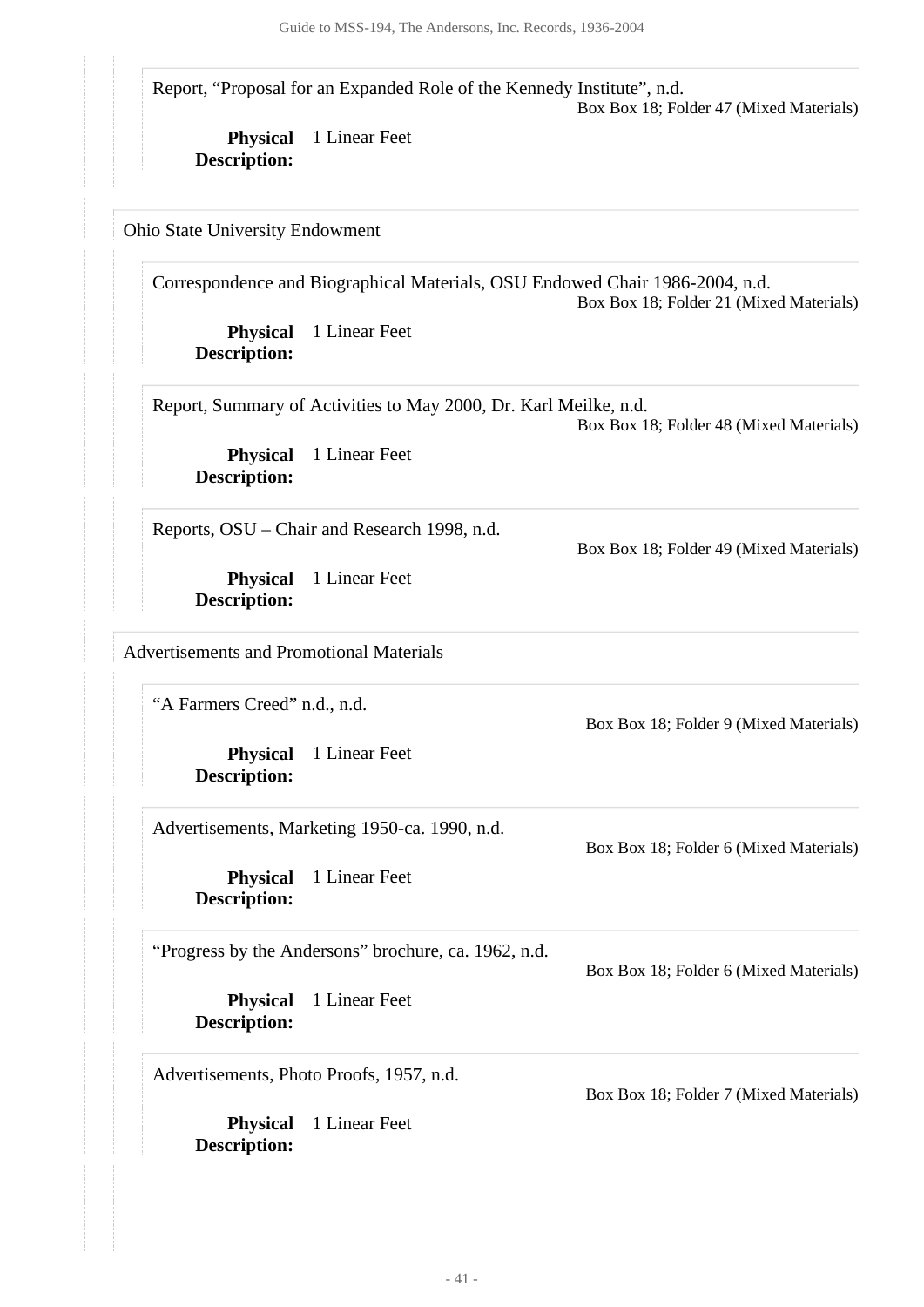Report, "Proposal for an Expanded Role of the Kennedy Institute", n.d.
Box Box 18; Folder 47 (Mixed Materials)

**Physical Description:** 1 Linear Feet

### Ohio State University Endowment

Correspondence and Biographical Materials, OSU Endowed Chair 1986-2004, n.d.
Box Box 18; Folder 21 (Mixed Materials)

**Physical Description:** 1 Linear Feet

Report, Summary of Activities to May 2000, Dr. Karl Meilke, n.d.
Box Box 18; Folder 48 (Mixed Materials)

**Physical Description:** 1 Linear Feet

Reports, OSU – Chair and Research 1998, n.d.
Box Box 18; Folder 49 (Mixed Materials)

**Physical Description:** 1 Linear Feet

### Advertisements and Promotional Materials

"A Farmers Creed" n.d., n.d.
Box Box 18; Folder 9 (Mixed Materials)

**Physical Description:** 1 Linear Feet

Advertisements, Marketing 1950-ca. 1990, n.d.
Box Box 18; Folder 6 (Mixed Materials)

**Physical Description:** 1 Linear Feet

"Progress by the Andersons" brochure, ca. 1962, n.d.
Box Box 18; Folder 6 (Mixed Materials)

**Physical Description:** 1 Linear Feet

Advertisements, Photo Proofs, 1957, n.d.
Box Box 18; Folder 7 (Mixed Materials)

**Physical Description:** 1 Linear Feet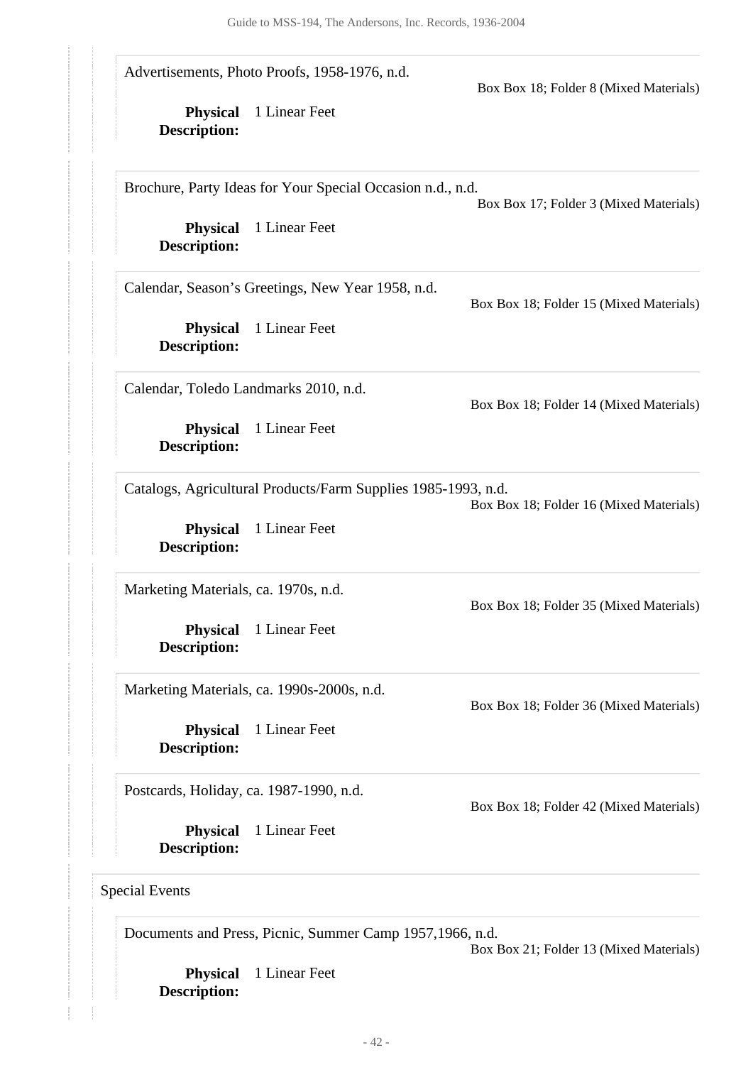Advertisements, Photo Proofs, 1958-1976, n.d.

Box Box 18; Folder 8 (Mixed Materials)

**Physical Description:** 1 Linear Feet

Brochure, Party Ideas for Your Special Occasion n.d., n.d.

Box Box 17; Folder 3 (Mixed Materials)

**Physical Description:** 1 Linear Feet

Calendar, Season's Greetings, New Year 1958, n.d.

Box Box 18; Folder 15 (Mixed Materials)

**Physical Description:** 1 Linear Feet

Calendar, Toledo Landmarks 2010, n.d.

Box Box 18; Folder 14 (Mixed Materials)

**Physical Description:** 1 Linear Feet

Catalogs, Agricultural Products/Farm Supplies 1985-1993, n.d.

Box Box 18; Folder 16 (Mixed Materials)

**Physical Description:** 1 Linear Feet

Marketing Materials, ca. 1970s, n.d.

Box Box 18; Folder 35 (Mixed Materials)

**Physical Description:** 1 Linear Feet

Marketing Materials, ca. 1990s-2000s, n.d.

Box Box 18; Folder 36 (Mixed Materials)

**Physical Description:** 1 Linear Feet

Postcards, Holiday, ca. 1987-1990, n.d.

Box Box 18; Folder 42 (Mixed Materials)

**Physical Description:** 1 Linear Feet

Special Events

Documents and Press, Picnic, Summer Camp 1957,1966, n.d.

Box Box 21; Folder 13 (Mixed Materials)

**Physical Description:** 1 Linear Feet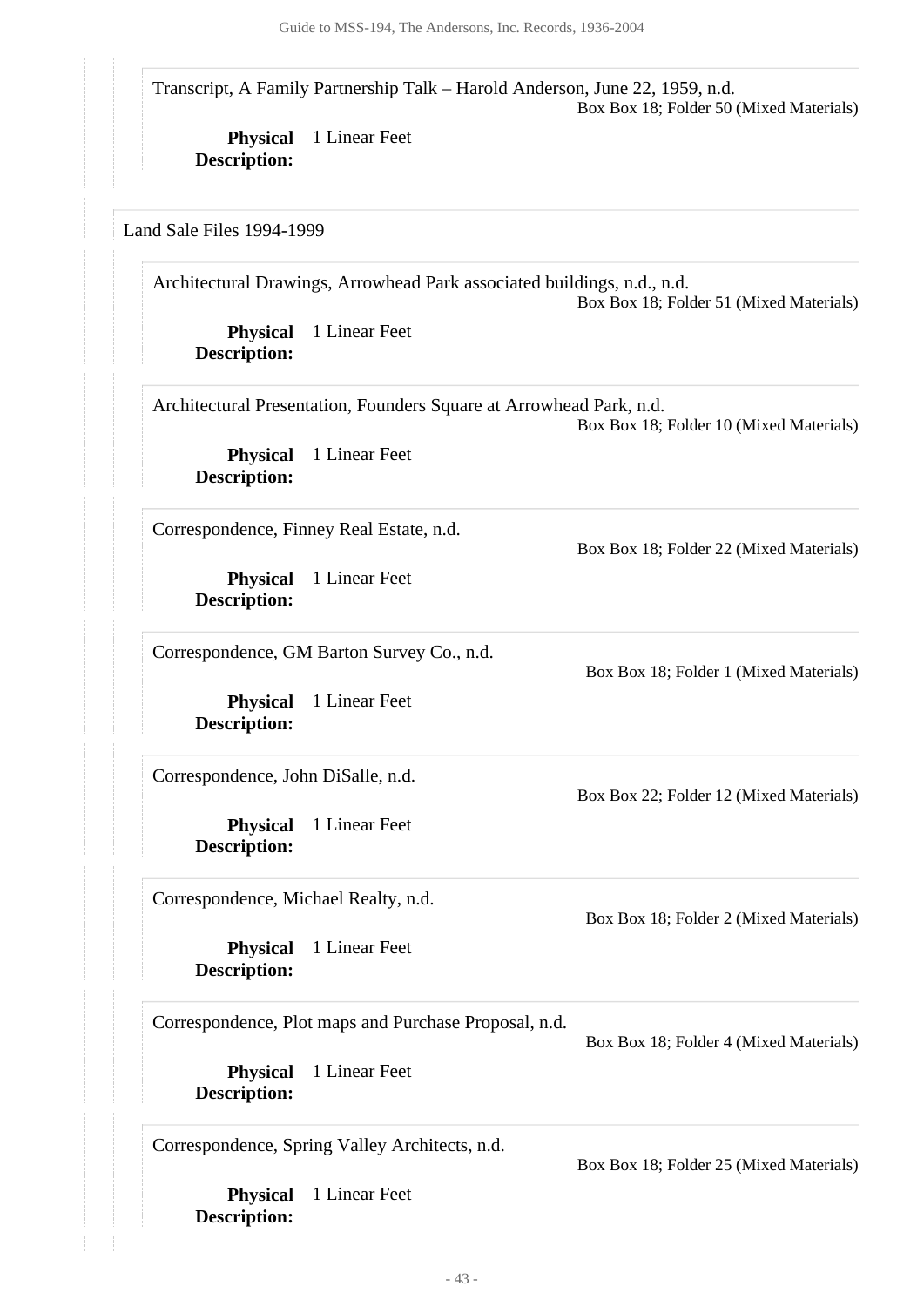Transcript, A Family Partnership Talk – Harold Anderson, June 22, 1959, n.d.
Box Box 18; Folder 50 (Mixed Materials)

**Physical Description:** 1 Linear Feet

Land Sale Files 1994-1999

Architectural Drawings, Arrowhead Park associated buildings, n.d., n.d.
Box Box 18; Folder 51 (Mixed Materials)

**Physical Description:** 1 Linear Feet

Architectural Presentation, Founders Square at Arrowhead Park, n.d.
Box Box 18; Folder 10 (Mixed Materials)

**Physical Description:** 1 Linear Feet

Correspondence, Finney Real Estate, n.d.
Box Box 18; Folder 22 (Mixed Materials)

**Physical Description:** 1 Linear Feet

Correspondence, GM Barton Survey Co., n.d.
Box Box 18; Folder 1 (Mixed Materials)

**Physical Description:** 1 Linear Feet

Correspondence, John DiSalle, n.d.
Box Box 22; Folder 12 (Mixed Materials)

**Physical Description:** 1 Linear Feet

Correspondence, Michael Realty, n.d.
Box Box 18; Folder 2 (Mixed Materials)

**Physical Description:** 1 Linear Feet

Correspondence, Plot maps and Purchase Proposal, n.d.
Box Box 18; Folder 4 (Mixed Materials)

**Physical Description:** 1 Linear Feet

Correspondence, Spring Valley Architects, n.d.
Box Box 18; Folder 25 (Mixed Materials)

**Physical Description:** 1 Linear Feet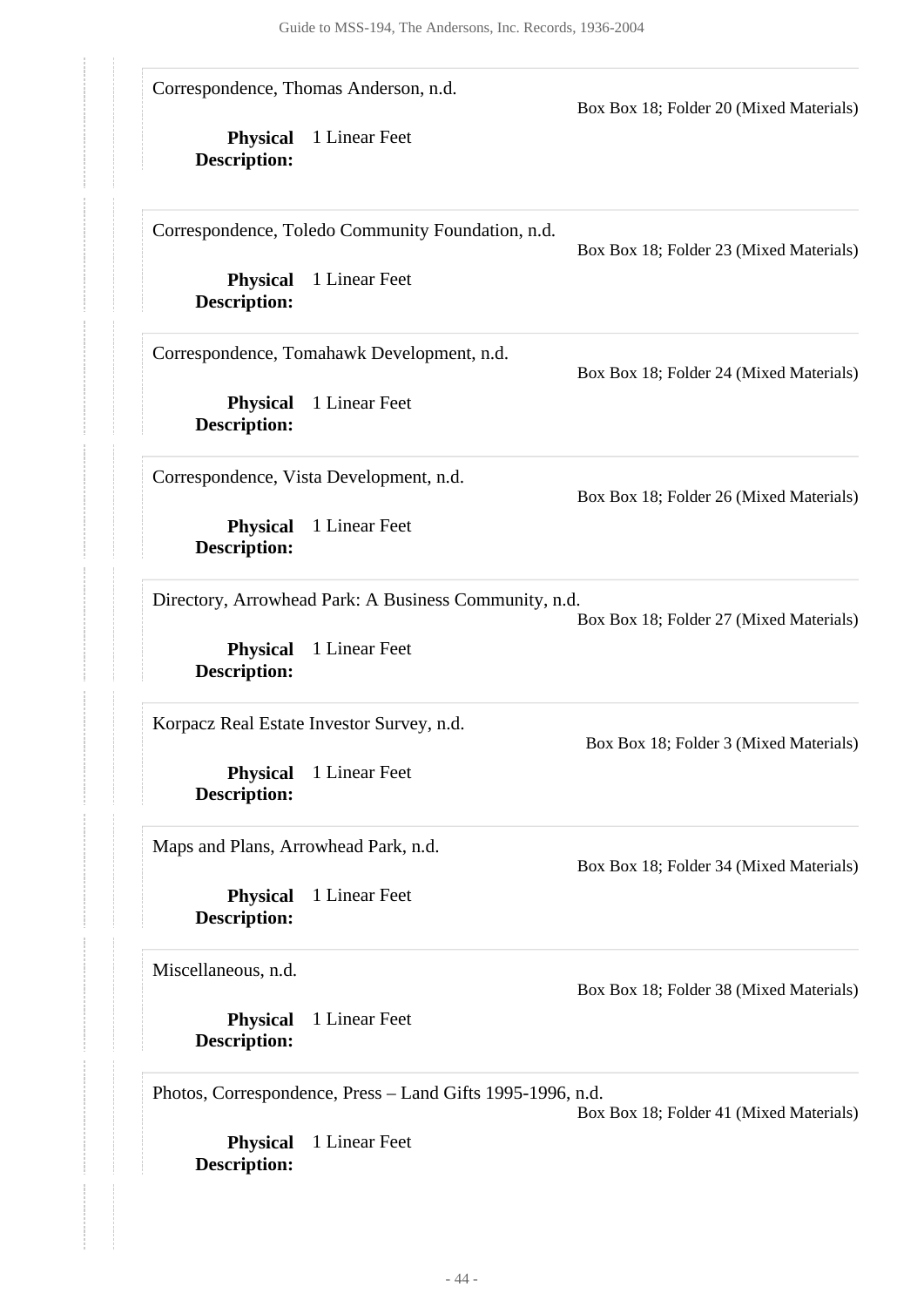Correspondence, Thomas Anderson, n.d.

Box Box 18; Folder 20 (Mixed Materials)

**Physical Description:** 1 Linear Feet

Correspondence, Toledo Community Foundation, n.d.

Box Box 18; Folder 23 (Mixed Materials)

**Physical Description:** 1 Linear Feet

Correspondence, Tomahawk Development, n.d.

Box Box 18; Folder 24 (Mixed Materials)

**Physical Description:** 1 Linear Feet

Correspondence, Vista Development, n.d.

Box Box 18; Folder 26 (Mixed Materials)

**Physical Description:** 1 Linear Feet

Directory, Arrowhead Park: A Business Community, n.d.

Box Box 18; Folder 27 (Mixed Materials)

**Physical Description:** 1 Linear Feet

Korpacz Real Estate Investor Survey, n.d.

Box Box 18; Folder 3 (Mixed Materials)

**Physical Description:** 1 Linear Feet

Maps and Plans, Arrowhead Park, n.d.

Box Box 18; Folder 34 (Mixed Materials)

**Physical Description:** 1 Linear Feet

Miscellaneous, n.d.

Box Box 18; Folder 38 (Mixed Materials)

**Physical Description:** 1 Linear Feet

Photos, Correspondence, Press – Land Gifts 1995-1996, n.d.

Box Box 18; Folder 41 (Mixed Materials)

**Physical Description:** 1 Linear Feet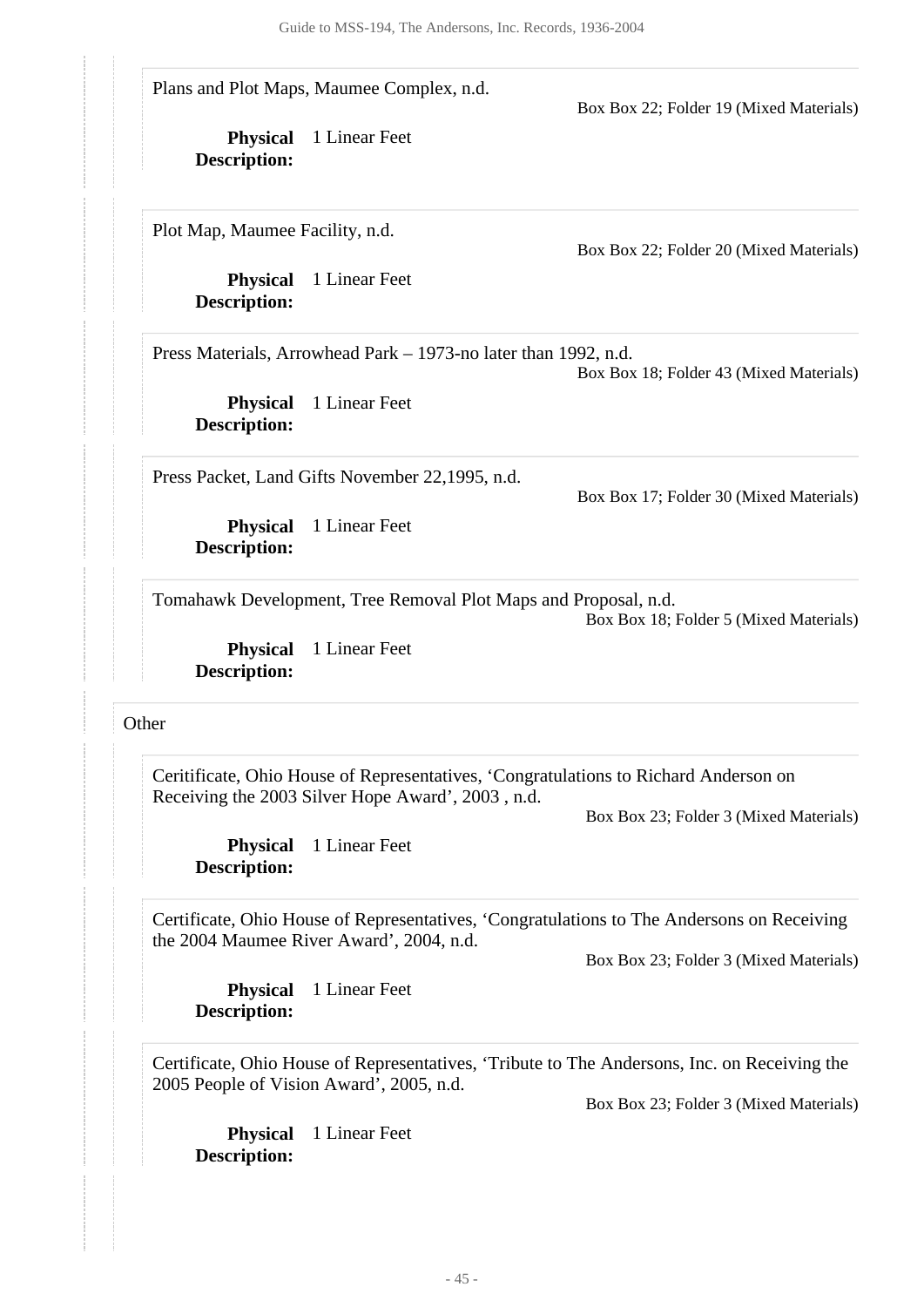Plans and Plot Maps, Maumee Complex, n.d.

Box Box 22; Folder 19 (Mixed Materials)

**Physical Description:** 1 Linear Feet

Plot Map, Maumee Facility, n.d.

Box Box 22; Folder 20 (Mixed Materials)

**Physical Description:** 1 Linear Feet

Press Materials, Arrowhead Park – 1973-no later than 1992, n.d.

Box Box 18; Folder 43 (Mixed Materials)

**Physical Description:** 1 Linear Feet

Press Packet, Land Gifts November 22,1995, n.d.

Box Box 17; Folder 30 (Mixed Materials)

**Physical Description:** 1 Linear Feet

Tomahawk Development, Tree Removal Plot Maps and Proposal, n.d.

Box Box 18; Folder 5 (Mixed Materials)

**Physical Description:** 1 Linear Feet

Other

Ceritificate, Ohio House of Representatives, 'Congratulations to Richard Anderson on Receiving the 2003 Silver Hope Award', 2003 , n.d.

Box Box 23; Folder 3 (Mixed Materials)

**Physical Description:** 1 Linear Feet

Certificate, Ohio House of Representatives, 'Congratulations to The Andersons on Receiving the 2004 Maumee River Award', 2004, n.d.

Box Box 23; Folder 3 (Mixed Materials)

**Physical Description:** 1 Linear Feet

Certificate, Ohio House of Representatives, 'Tribute to The Andersons, Inc. on Receiving the 2005 People of Vision Award', 2005, n.d.

Box Box 23; Folder 3 (Mixed Materials)

**Physical Description:** 1 Linear Feet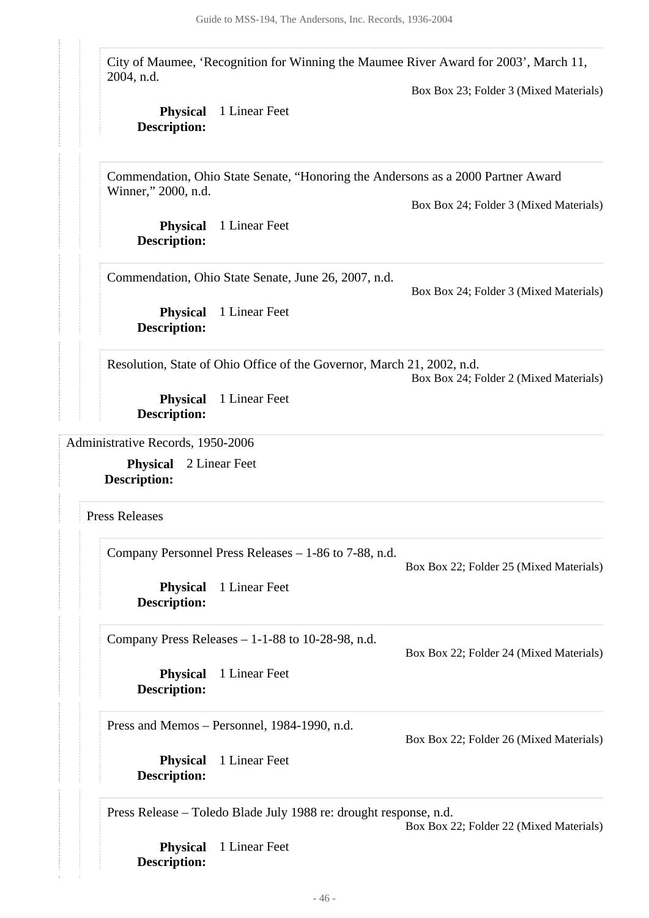City of Maumee, ‘Recognition for Winning the Maumee River Award for 2003’, March 11, 2004, n.d.

Box Box 23; Folder 3 (Mixed Materials)

**Physical Description:** 1 Linear Feet

Commendation, Ohio State Senate, “Honoring the Andersons as a 2000 Partner Award Winner,” 2000, n.d.

Box Box 24; Folder 3 (Mixed Materials)

**Physical Description:** 1 Linear Feet

Commendation, Ohio State Senate, June 26, 2007, n.d.

Box Box 24; Folder 3 (Mixed Materials)

**Physical Description:** 1 Linear Feet

Resolution, State of Ohio Office of the Governor, March 21, 2002, n.d.

Box Box 24; Folder 2 (Mixed Materials)

**Physical Description:** 1 Linear Feet

## Administrative Records, 1950-2006

**Physical Description:** 2 Linear Feet

### Press Releases

Company Personnel Press Releases – 1-86 to 7-88, n.d.

Box Box 22; Folder 25 (Mixed Materials)

**Physical Description:** 1 Linear Feet

Company Press Releases – 1-1-88 to 10-28-98, n.d.

Box Box 22; Folder 24 (Mixed Materials)

**Physical Description:** 1 Linear Feet

Press and Memos – Personnel, 1984-1990, n.d.

Box Box 22; Folder 26 (Mixed Materials)

**Physical Description:** 1 Linear Feet

Press Release – Toledo Blade July 1988 re: drought response, n.d.

Box Box 22; Folder 22 (Mixed Materials)

**Physical Description:** 1 Linear Feet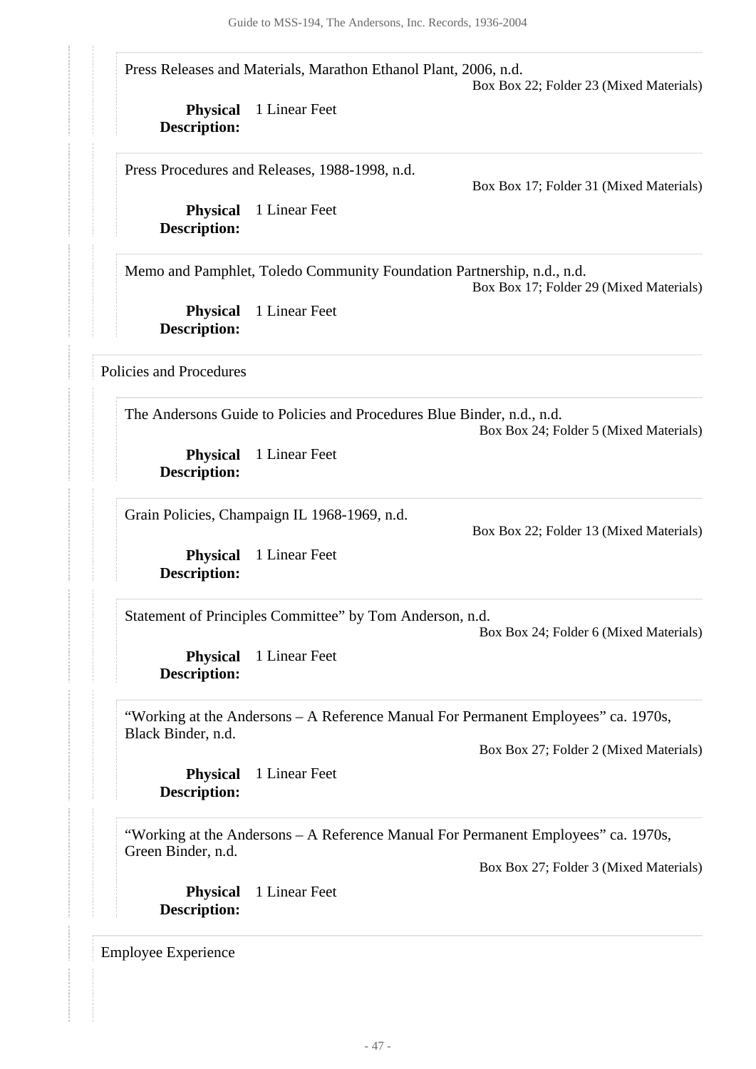Press Releases and Materials, Marathon Ethanol Plant, 2006, n.d.

Box Box 22; Folder 23 (Mixed Materials)

**Physical Description:** 1 Linear Feet

Press Procedures and Releases, 1988-1998, n.d.

Box Box 17; Folder 31 (Mixed Materials)

**Physical Description:** 1 Linear Feet

Memo and Pamphlet, Toledo Community Foundation Partnership, n.d., n.d.

Box Box 17; Folder 29 (Mixed Materials)

**Physical Description:** 1 Linear Feet

### Policies and Procedures

The Andersons Guide to Policies and Procedures Blue Binder, n.d., n.d.

Box Box 24; Folder 5 (Mixed Materials)

**Physical Description:** 1 Linear Feet

Grain Policies, Champaign IL 1968-1969, n.d.

Box Box 22; Folder 13 (Mixed Materials)

**Physical Description:** 1 Linear Feet

Statement of Principles Committee" by Tom Anderson, n.d.

Box Box 24; Folder 6 (Mixed Materials)

**Physical Description:** 1 Linear Feet

"Working at the Andersons – A Reference Manual For Permanent Employees" ca. 1970s, Black Binder, n.d.

Box Box 27; Folder 2 (Mixed Materials)

**Physical Description:** 1 Linear Feet

"Working at the Andersons – A Reference Manual For Permanent Employees" ca. 1970s, Green Binder, n.d.

Box Box 27; Folder 3 (Mixed Materials)

**Physical Description:** 1 Linear Feet

### Employee Experience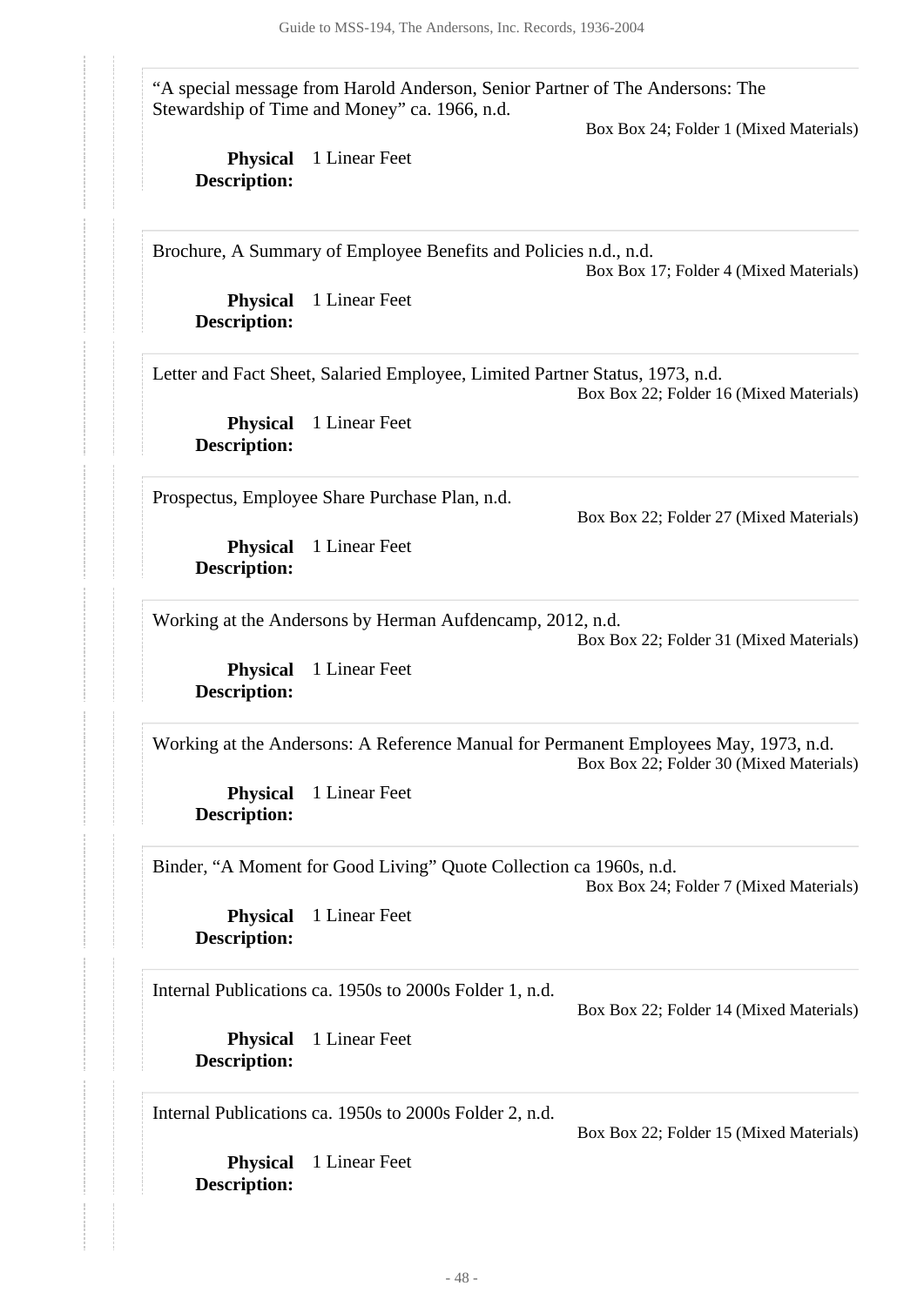"A special message from Harold Anderson, Senior Partner of The Andersons: The Stewardship of Time and Money" ca. 1966, n.d.

Box Box 24; Folder 1 (Mixed Materials)

**Physical Description:** 1 Linear Feet

Brochure, A Summary of Employee Benefits and Policies n.d., n.d.

Box Box 17; Folder 4 (Mixed Materials)

**Physical Description:** 1 Linear Feet

Letter and Fact Sheet, Salaried Employee, Limited Partner Status, 1973, n.d.

Box Box 22; Folder 16 (Mixed Materials)

**Physical Description:** 1 Linear Feet

Prospectus, Employee Share Purchase Plan, n.d.

Box Box 22; Folder 27 (Mixed Materials)

**Physical Description:** 1 Linear Feet

Working at the Andersons by Herman Aufdencamp, 2012, n.d.

Box Box 22; Folder 31 (Mixed Materials)

**Physical Description:** 1 Linear Feet

Working at the Andersons: A Reference Manual for Permanent Employees May, 1973, n.d.

Box Box 22; Folder 30 (Mixed Materials)

**Physical Description:** 1 Linear Feet

Binder, "A Moment for Good Living" Quote Collection ca 1960s, n.d.

Box Box 24; Folder 7 (Mixed Materials)

**Physical Description:** 1 Linear Feet

Internal Publications ca. 1950s to 2000s Folder 1, n.d.

Box Box 22; Folder 14 (Mixed Materials)

**Physical Description:** 1 Linear Feet

Internal Publications ca. 1950s to 2000s Folder 2, n.d.

Box Box 22; Folder 15 (Mixed Materials)

**Physical Description:** 1 Linear Feet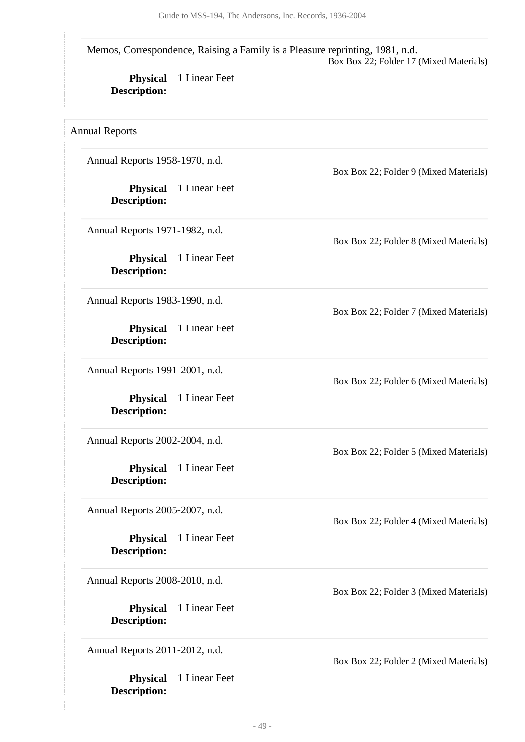Memos, Correspondence, Raising a Family is a Pleasure reprinting, 1981, n.d.

Box Box 22; Folder 17 (Mixed Materials)

**Physical Description:** 1 Linear Feet

Annual Reports

Annual Reports 1958-1970, n.d.

Box Box 22; Folder 9 (Mixed Materials)

**Physical Description:** 1 Linear Feet

Annual Reports 1971-1982, n.d.

Box Box 22; Folder 8 (Mixed Materials)

**Physical Description:** 1 Linear Feet

Annual Reports 1983-1990, n.d.

Box Box 22; Folder 7 (Mixed Materials)

**Physical Description:** 1 Linear Feet

Annual Reports 1991-2001, n.d.

Box Box 22; Folder 6 (Mixed Materials)

**Physical Description:** 1 Linear Feet

Annual Reports 2002-2004, n.d.

Box Box 22; Folder 5 (Mixed Materials)

**Physical Description:** 1 Linear Feet

Annual Reports 2005-2007, n.d.

Box Box 22; Folder 4 (Mixed Materials)

**Physical Description:** 1 Linear Feet

Annual Reports 2008-2010, n.d.

Box Box 22; Folder 3 (Mixed Materials)

**Physical Description:** 1 Linear Feet

Annual Reports 2011-2012, n.d.

Box Box 22; Folder 2 (Mixed Materials)

**Physical Description:** 1 Linear Feet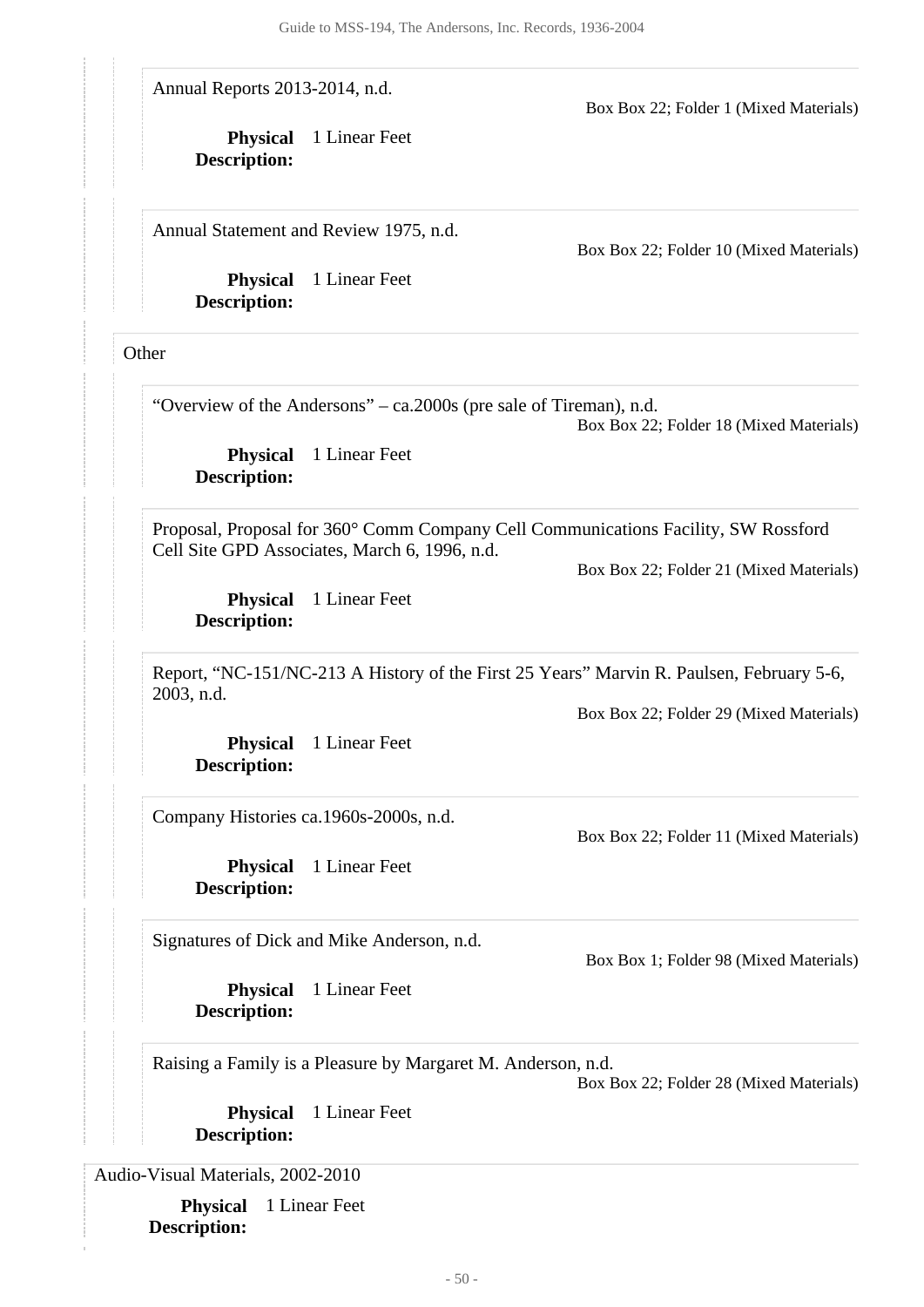Annual Reports 2013-2014, n.d.

Box Box 22; Folder 1 (Mixed Materials)

**Physical Description:** 1 Linear Feet

Annual Statement and Review 1975, n.d.

Box Box 22; Folder 10 (Mixed Materials)

**Physical Description:** 1 Linear Feet

Other

"Overview of the Andersons" – ca.2000s (pre sale of Tireman), n.d.

Box Box 22; Folder 18 (Mixed Materials)

**Physical Description:** 1 Linear Feet

Proposal, Proposal for 360° Comm Company Cell Communications Facility, SW Rossford Cell Site GPD Associates, March 6, 1996, n.d.

Box Box 22; Folder 21 (Mixed Materials)

**Physical Description:** 1 Linear Feet

Report, "NC-151/NC-213 A History of the First 25 Years" Marvin R. Paulsen, February 5-6, 2003, n.d.

Box Box 22; Folder 29 (Mixed Materials)

**Physical Description:** 1 Linear Feet

Company Histories ca.1960s-2000s, n.d.

Box Box 22; Folder 11 (Mixed Materials)

**Physical Description:** 1 Linear Feet

Signatures of Dick and Mike Anderson, n.d.

Box Box 1; Folder 98 (Mixed Materials)

**Physical Description:** 1 Linear Feet

Raising a Family is a Pleasure by Margaret M. Anderson, n.d.

Box Box 22; Folder 28 (Mixed Materials)

**Physical Description:** 1 Linear Feet

Audio-Visual Materials, 2002-2010

**Physical Description:** 1 Linear Feet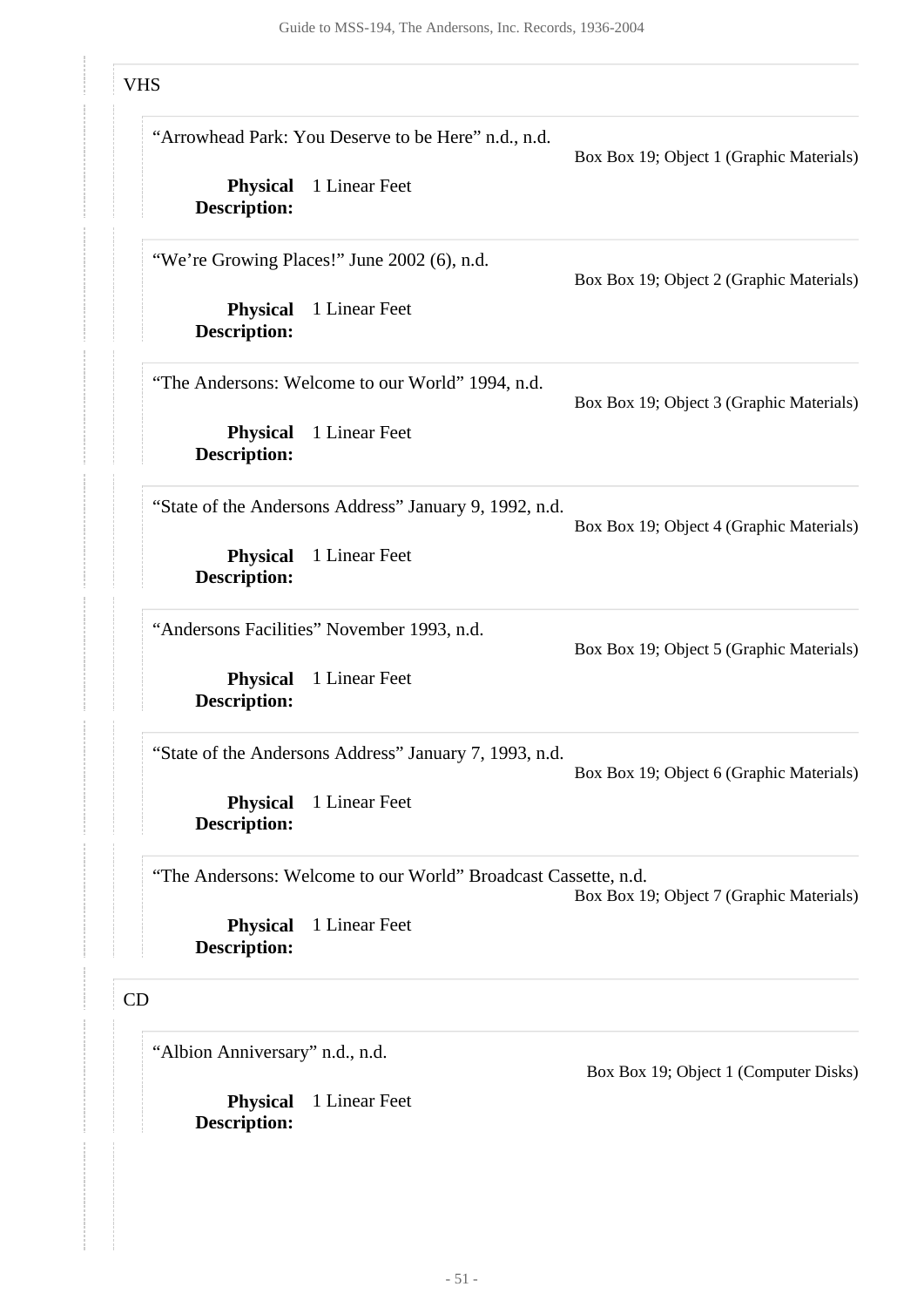### VHS

“Arrowhead Park: You Deserve to be Here” n.d., n.d.

Box Box 19; Object 1 (Graphic Materials)

**Physical Description:** 1 Linear Feet

“We’re Growing Places!” June 2002 (6), n.d.

Box Box 19; Object 2 (Graphic Materials)

**Physical Description:** 1 Linear Feet

“The Andersons: Welcome to our World” 1994, n.d.

Box Box 19; Object 3 (Graphic Materials)

**Physical Description:** 1 Linear Feet

“State of the Andersons Address” January 9, 1992, n.d.

Box Box 19; Object 4 (Graphic Materials)

**Physical Description:** 1 Linear Feet

“Andersons Facilities” November 1993, n.d.

Box Box 19; Object 5 (Graphic Materials)

**Physical Description:** 1 Linear Feet

“State of the Andersons Address” January 7, 1993, n.d.

Box Box 19; Object 6 (Graphic Materials)

**Physical Description:** 1 Linear Feet

“The Andersons: Welcome to our World” Broadcast Cassette, n.d.

Box Box 19; Object 7 (Graphic Materials)

**Physical Description:** 1 Linear Feet

### CD

“Albion Anniversary” n.d., n.d.

Box Box 19; Object 1 (Computer Disks)

**Physical Description:** 1 Linear Feet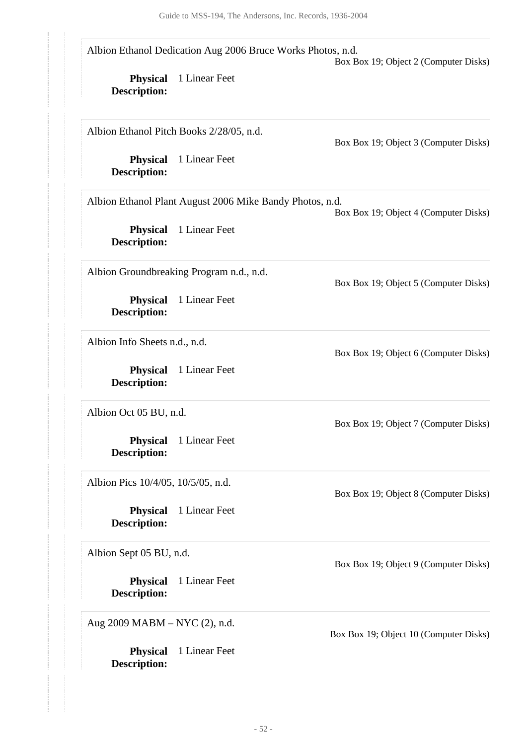Albion Ethanol Dedication Aug 2006 Bruce Works Photos, n.d.

Box Box 19; Object 2 (Computer Disks)

**Physical Description:** 1 Linear Feet

Albion Ethanol Pitch Books 2/28/05, n.d.

Box Box 19; Object 3 (Computer Disks)

**Physical Description:** 1 Linear Feet

Albion Ethanol Plant August 2006 Mike Bandy Photos, n.d.

Box Box 19; Object 4 (Computer Disks)

**Physical Description:** 1 Linear Feet

Albion Groundbreaking Program n.d., n.d.

Box Box 19; Object 5 (Computer Disks)

**Physical Description:** 1 Linear Feet

Albion Info Sheets n.d., n.d.

Box Box 19; Object 6 (Computer Disks)

**Physical Description:** 1 Linear Feet

Albion Oct 05 BU, n.d.

Box Box 19; Object 7 (Computer Disks)

**Physical Description:** 1 Linear Feet

Albion Pics 10/4/05, 10/5/05, n.d.

Box Box 19; Object 8 (Computer Disks)

**Physical Description:** 1 Linear Feet

Albion Sept 05 BU, n.d.

Box Box 19; Object 9 (Computer Disks)

**Physical Description:** 1 Linear Feet

Aug 2009 MABM – NYC (2), n.d.

Box Box 19; Object 10 (Computer Disks)

**Physical Description:** 1 Linear Feet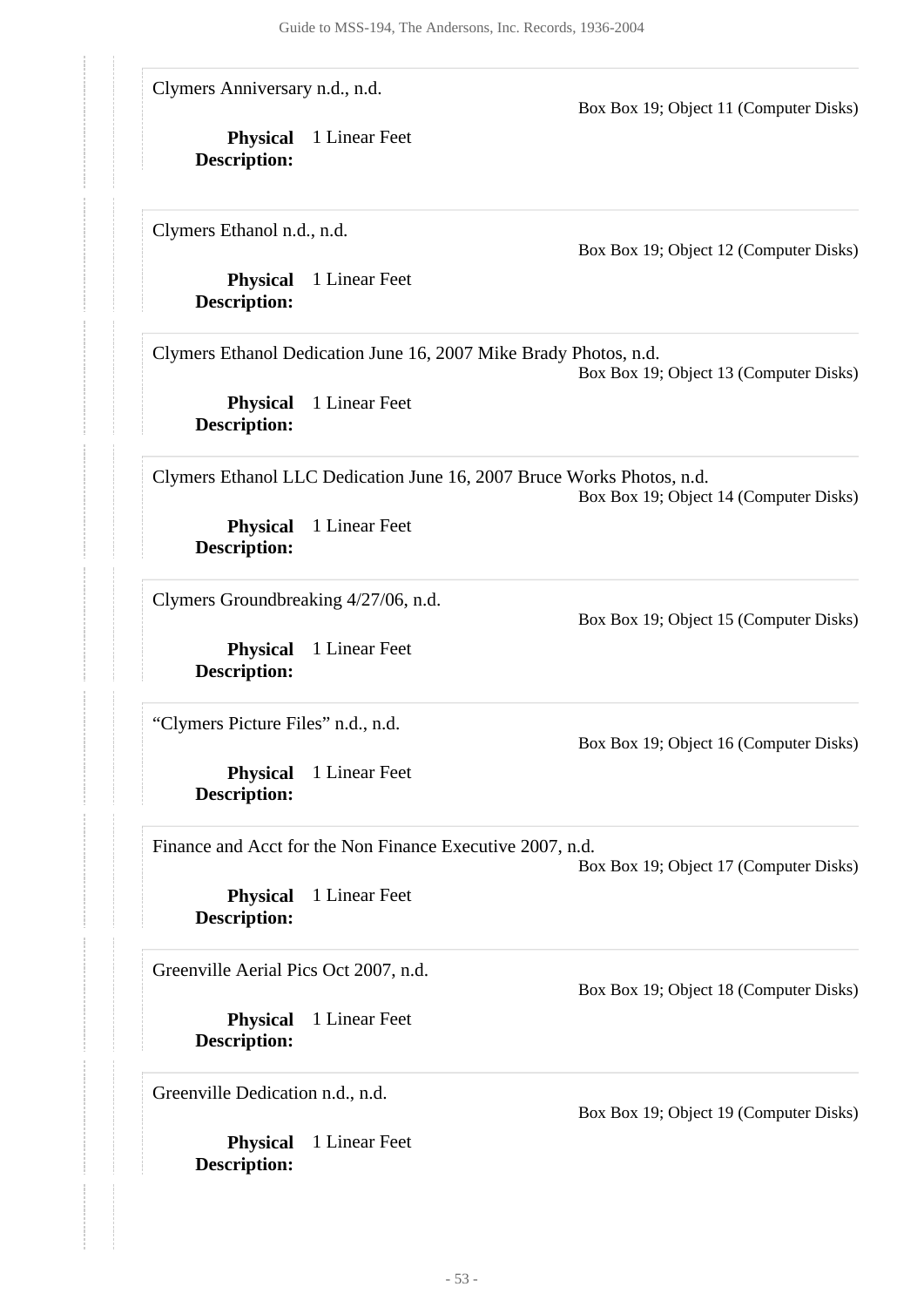Clymers Anniversary n.d., n.d.

Box Box 19; Object 11 (Computer Disks)

**Physical Description:** 1 Linear Feet

Clymers Ethanol n.d., n.d.

Box Box 19; Object 12 (Computer Disks)

**Physical Description:** 1 Linear Feet

Clymers Ethanol Dedication June 16, 2007 Mike Brady Photos, n.d.

Box Box 19; Object 13 (Computer Disks)

**Physical Description:** 1 Linear Feet

Clymers Ethanol LLC Dedication June 16, 2007 Bruce Works Photos, n.d.

Box Box 19; Object 14 (Computer Disks)

**Physical Description:** 1 Linear Feet

Clymers Groundbreaking 4/27/06, n.d.

Box Box 19; Object 15 (Computer Disks)

**Physical Description:** 1 Linear Feet

“Clymers Picture Files” n.d., n.d.

Box Box 19; Object 16 (Computer Disks)

**Physical Description:** 1 Linear Feet

Finance and Acct for the Non Finance Executive 2007, n.d.

Box Box 19; Object 17 (Computer Disks)

**Physical Description:** 1 Linear Feet

Greenville Aerial Pics Oct 2007, n.d.

Box Box 19; Object 18 (Computer Disks)

**Physical Description:** 1 Linear Feet

Greenville Dedication n.d., n.d.

Box Box 19; Object 19 (Computer Disks)

**Physical Description:** 1 Linear Feet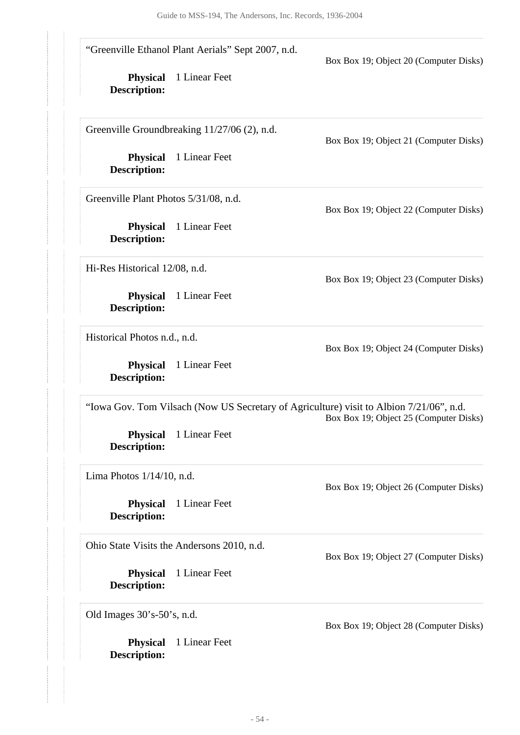"Greenville Ethanol Plant Aerials" Sept 2007, n.d.

Box Box 19; Object 20 (Computer Disks)

**Physical Description:** 1 Linear Feet

Greenville Groundbreaking 11/27/06 (2), n.d.

Box Box 19; Object 21 (Computer Disks)

**Physical Description:** 1 Linear Feet

Greenville Plant Photos 5/31/08, n.d.

Box Box 19; Object 22 (Computer Disks)

**Physical Description:** 1 Linear Feet

Hi-Res Historical 12/08, n.d.

Box Box 19; Object 23 (Computer Disks)

**Physical Description:** 1 Linear Feet

Historical Photos n.d., n.d.

Box Box 19; Object 24 (Computer Disks)

**Physical Description:** 1 Linear Feet

"Iowa Gov. Tom Vilsach (Now US Secretary of Agriculture) visit to Albion 7/21/06", n.d.

Box Box 19; Object 25 (Computer Disks)

**Physical Description:** 1 Linear Feet

Lima Photos 1/14/10, n.d.

Box Box 19; Object 26 (Computer Disks)

**Physical Description:** 1 Linear Feet

Ohio State Visits the Andersons 2010, n.d.

Box Box 19; Object 27 (Computer Disks)

**Physical Description:** 1 Linear Feet

Old Images 30's-50's, n.d.

Box Box 19; Object 28 (Computer Disks)

**Physical Description:** 1 Linear Feet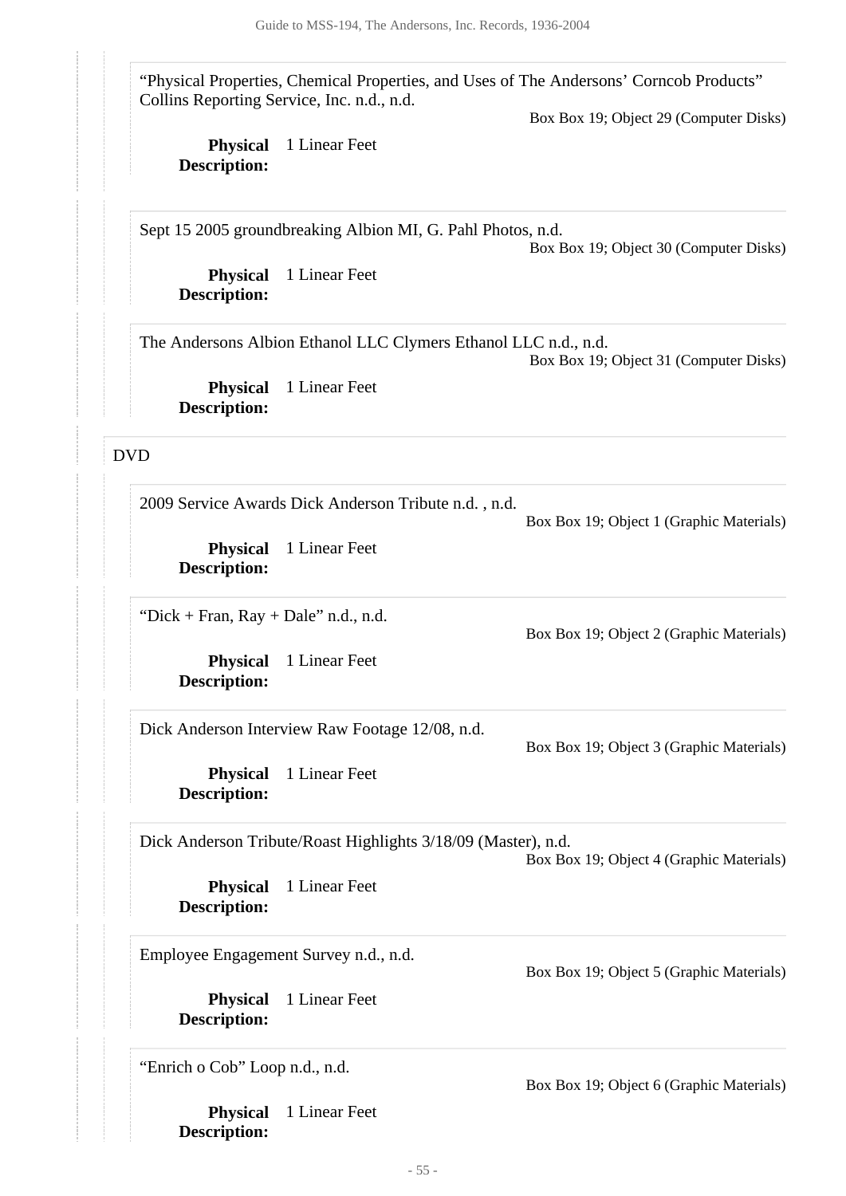"Physical Properties, Chemical Properties, and Uses of The Andersons' Corncob Products" Collins Reporting Service, Inc. n.d., n.d.

Box Box 19; Object 29 (Computer Disks)

**Physical Description:** 1 Linear Feet

Sept 15 2005 groundbreaking Albion MI, G. Pahl Photos, n.d.

Box Box 19; Object 30 (Computer Disks)

**Physical Description:** 1 Linear Feet

The Andersons Albion Ethanol LLC Clymers Ethanol LLC n.d., n.d.

Box Box 19; Object 31 (Computer Disks)

**Physical Description:** 1 Linear Feet

DVD

2009 Service Awards Dick Anderson Tribute n.d. , n.d.

Box Box 19; Object 1 (Graphic Materials)

**Physical Description:** 1 Linear Feet

"Dick + Fran, Ray + Dale" n.d., n.d.

Box Box 19; Object 2 (Graphic Materials)

**Physical Description:** 1 Linear Feet

Dick Anderson Interview Raw Footage 12/08, n.d.

Box Box 19; Object 3 (Graphic Materials)

**Physical Description:** 1 Linear Feet

Dick Anderson Tribute/Roast Highlights 3/18/09 (Master), n.d.

Box Box 19; Object 4 (Graphic Materials)

**Physical Description:** 1 Linear Feet

Employee Engagement Survey n.d., n.d.

Box Box 19; Object 5 (Graphic Materials)

**Physical Description:** 1 Linear Feet

"Enrich o Cob" Loop n.d., n.d.

Box Box 19; Object 6 (Graphic Materials)

**Physical Description:** 1 Linear Feet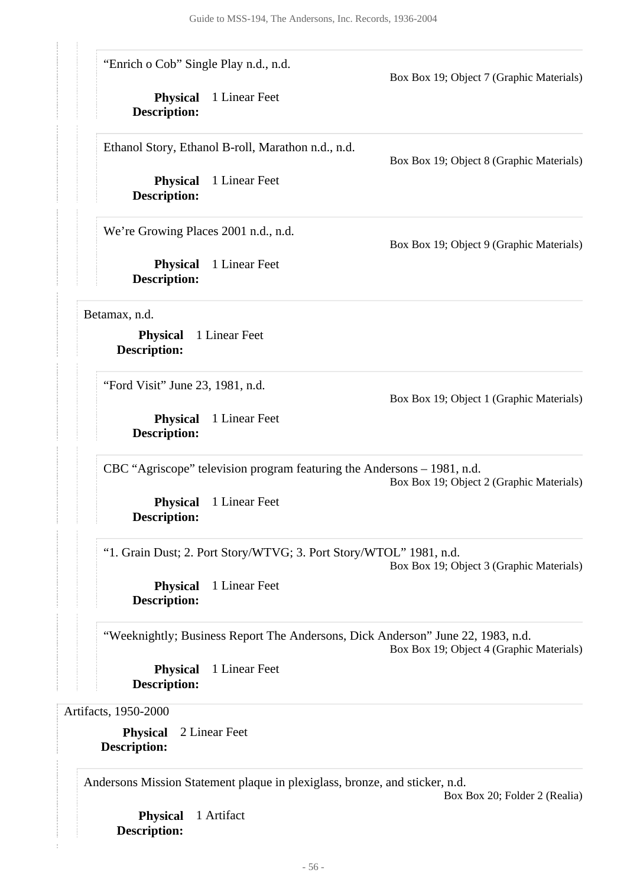"Enrich o Cob" Single Play n.d., n.d.

Box Box 19; Object 7 (Graphic Materials)

**Physical Description:** 1 Linear Feet

Ethanol Story, Ethanol B-roll, Marathon n.d., n.d.

Box Box 19; Object 8 (Graphic Materials)

**Physical Description:** 1 Linear Feet

We're Growing Places 2001 n.d., n.d.

Box Box 19; Object 9 (Graphic Materials)

**Physical Description:** 1 Linear Feet

Betamax, n.d.

**Physical Description:** 1 Linear Feet

"Ford Visit" June 23, 1981, n.d.

Box Box 19; Object 1 (Graphic Materials)

**Physical Description:** 1 Linear Feet

CBC "Agriscope" television program featuring the Andersons – 1981, n.d.

Box Box 19; Object 2 (Graphic Materials)

**Physical Description:** 1 Linear Feet

"1. Grain Dust; 2. Port Story/WTVG; 3. Port Story/WTOL" 1981, n.d.

Box Box 19; Object 3 (Graphic Materials)

**Physical Description:** 1 Linear Feet

"Weeknightly; Business Report The Andersons, Dick Anderson" June 22, 1983, n.d.

Box Box 19; Object 4 (Graphic Materials)

**Physical Description:** 1 Linear Feet

Artifacts, 1950-2000

**Physical Description:** 2 Linear Feet

Andersons Mission Statement plaque in plexiglass, bronze, and sticker, n.d.

Box Box 20; Folder 2 (Realia)

**Physical Description:** 1 Artifact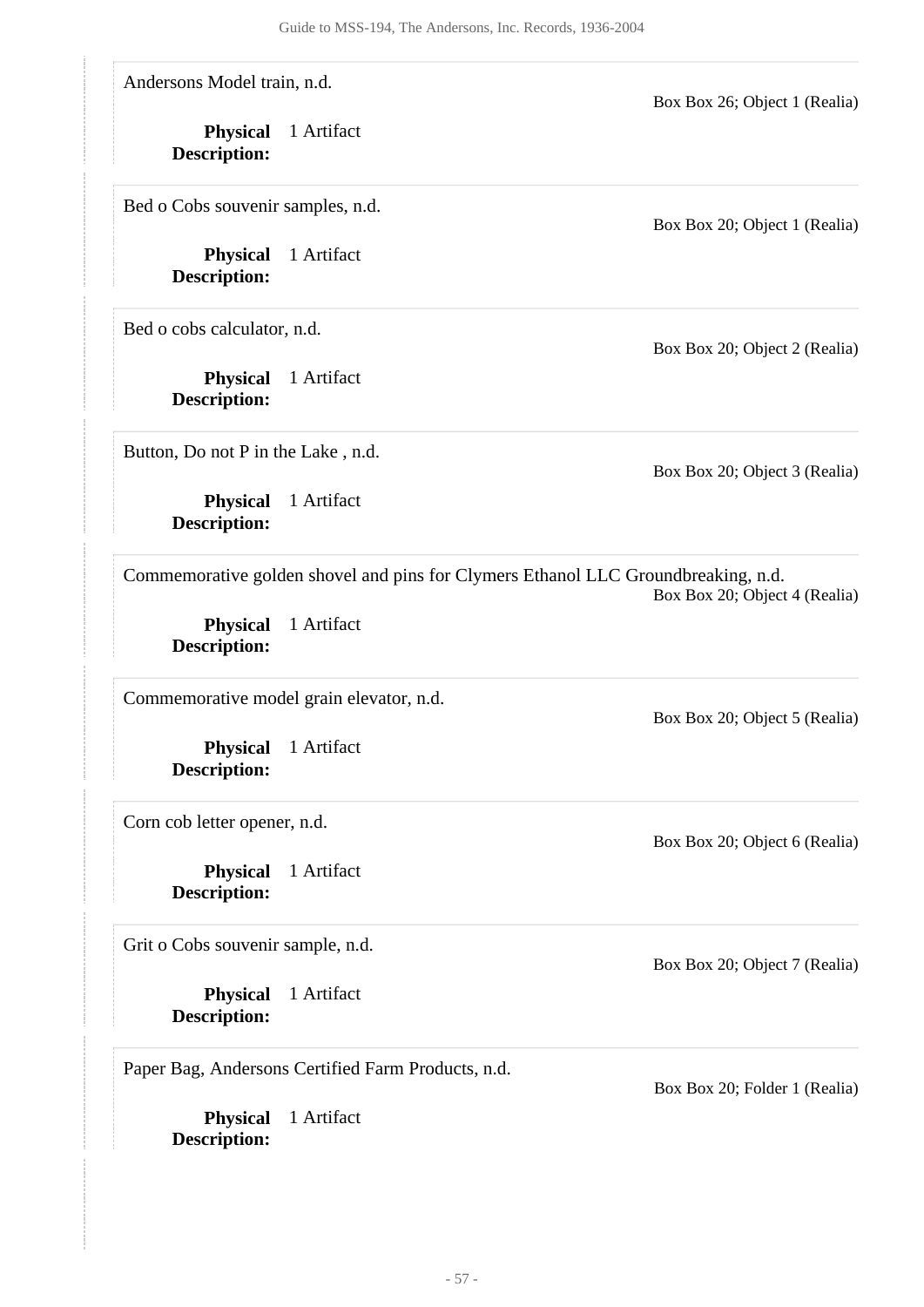Andersons Model train, n.d.

Box Box 26; Object 1 (Realia)

**Physical Description:** 1 Artifact

---

Bed o Cobs souvenir samples, n.d.

Box Box 20; Object 1 (Realia)

**Physical Description:** 1 Artifact

---

Bed o cobs calculator, n.d.

Box Box 20; Object 2 (Realia)

**Physical Description:** 1 Artifact

---

Button, Do not P in the Lake , n.d.

Box Box 20; Object 3 (Realia)

**Physical Description:** 1 Artifact

---

Commemorative golden shovel and pins for Clymers Ethanol LLC Groundbreaking, n.d.

Box Box 20; Object 4 (Realia)

**Physical Description:** 1 Artifact

---

Commemorative model grain elevator, n.d.

Box Box 20; Object 5 (Realia)

**Physical Description:** 1 Artifact

---

Corn cob letter opener, n.d.

Box Box 20; Object 6 (Realia)

**Physical Description:** 1 Artifact

---

Grit o Cobs souvenir sample, n.d.

Box Box 20; Object 7 (Realia)

**Physical Description:** 1 Artifact

---

Paper Bag, Andersons Certified Farm Products, n.d.

Box Box 20; Folder 1 (Realia)

**Physical Description:** 1 Artifact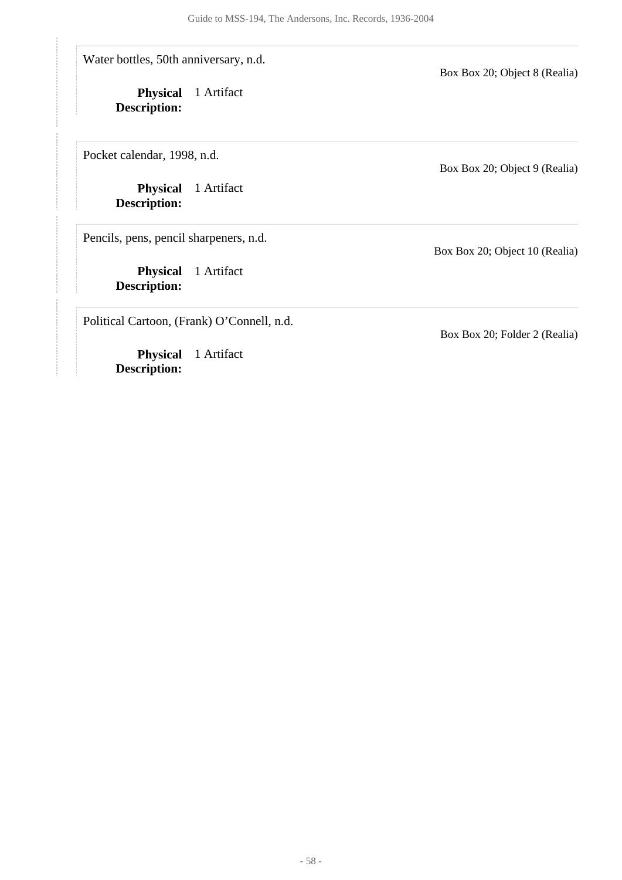Water bottles, 50th anniversary, n.d.

Box Box 20; Object 8 (Realia)

**Physical Description:** 1 Artifact

Pocket calendar, 1998, n.d.

Box Box 20; Object 9 (Realia)

**Physical Description:** 1 Artifact

Pencils, pens, pencil sharpeners, n.d.

Box Box 20; Object 10 (Realia)

**Physical Description:** 1 Artifact

Political Cartoon, (Frank) O'Connell, n.d.

Box Box 20; Folder 2 (Realia)

**Physical Description:** 1 Artifact